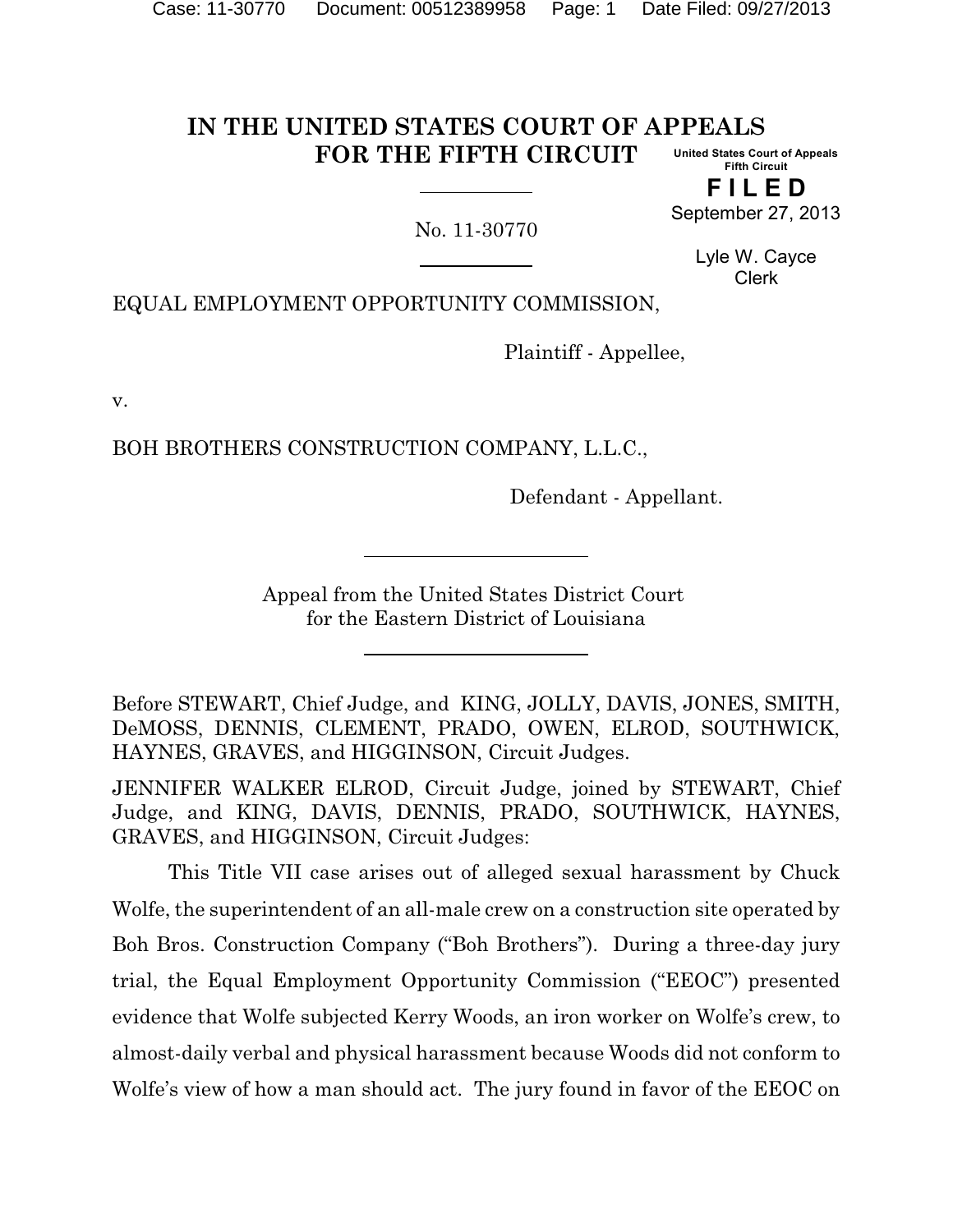# IN THE UNITED STATES COURT OF APPEALS FOR THE FIFTH CIRCUIT

United States Court of Appeals
Fifth Circuit

**FILED**

September 27, 2013

Lyle W. Cayce
Clerk

No. 11-30770

EQUAL EMPLOYMENT OPPORTUNITY COMMISSION,

Plaintiff - Appellee,

v.

BOH BROTHERS CONSTRUCTION COMPANY, L.L.C.,

Defendant - Appellant.

Appeal from the United States District Court
for the Eastern District of Louisiana

Before STEWART, Chief Judge, and KING, JOLLY, DAVIS, JONES, SMITH, DeMOSS, DENNIS, CLEMENT, PRADO, OWEN, ELROD, SOUTHWICK, HAYNES, GRAVES, and HIGGINSON, Circuit Judges.

JENNIFER WALKER ELROD, Circuit Judge, joined by STEWART, Chief Judge, and KING, DAVIS, DENNIS, PRADO, SOUTHWICK, HAYNES, GRAVES, and HIGGINSON, Circuit Judges:

This Title VII case arises out of alleged sexual harassment by Chuck Wolfe, the superintendent of an all-male crew on a construction site operated by Boh Bros. Construction Company ("Boh Brothers"). During a three-day jury trial, the Equal Employment Opportunity Commission ("EEOC") presented evidence that Wolfe subjected Kerry Woods, an iron worker on Wolfe's crew, to almost-daily verbal and physical harassment because Woods did not conform to Wolfe's view of how a man should act. The jury found in favor of the EEOC on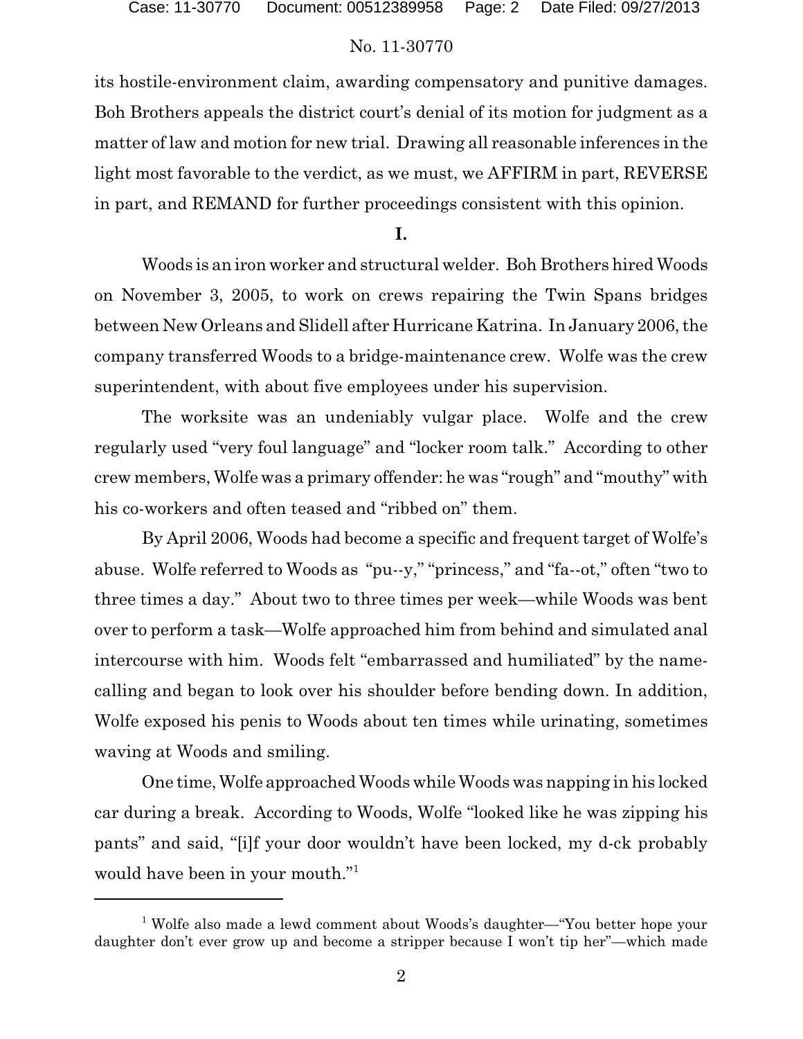its hostile-environment claim, awarding compensatory and punitive damages. Boh Brothers appeals the district court's denial of its motion for judgment as a matter of law and motion for new trial. Drawing all reasonable inferences in the light most favorable to the verdict, as we must, we AFFIRM in part, REVERSE in part, and REMAND for further proceedings consistent with this opinion.

**I.**

Woods is an iron worker and structural welder. Boh Brothers hired Woods on November 3, 2005, to work on crews repairing the Twin Spans bridges between New Orleans and Slidell after Hurricane Katrina. In January 2006, the company transferred Woods to a bridge-maintenance crew. Wolfe was the crew superintendent, with about five employees under his supervision.

The worksite was an undeniably vulgar place. Wolfe and the crew regularly used "very foul language" and "locker room talk." According to other crew members, Wolfe was a primary offender: he was "rough" and "mouthy" with his co-workers and often teased and "ribbed on" them.

By April 2006, Woods had become a specific and frequent target of Wolfe's abuse. Wolfe referred to Woods as "pu--y," "princess," and "fa--ot," often "two to three times a day." About two to three times per week—while Woods was bent over to perform a task—Wolfe approached him from behind and simulated anal intercourse with him. Woods felt "embarrassed and humiliated" by the name-calling and began to look over his shoulder before bending down. In addition, Wolfe exposed his penis to Woods about ten times while urinating, sometimes waving at Woods and smiling.

One time, Wolfe approached Woods while Woods was napping in his locked car during a break. According to Woods, Wolfe "looked like he was zipping his pants" and said, "[i]f your door wouldn't have been locked, my d-ck probably would have been in your mouth."[1]

[1] Wolfe also made a lewd comment about Woods's daughter—"You better hope your daughter don't ever grow up and become a stripper because I won't tip her"—which made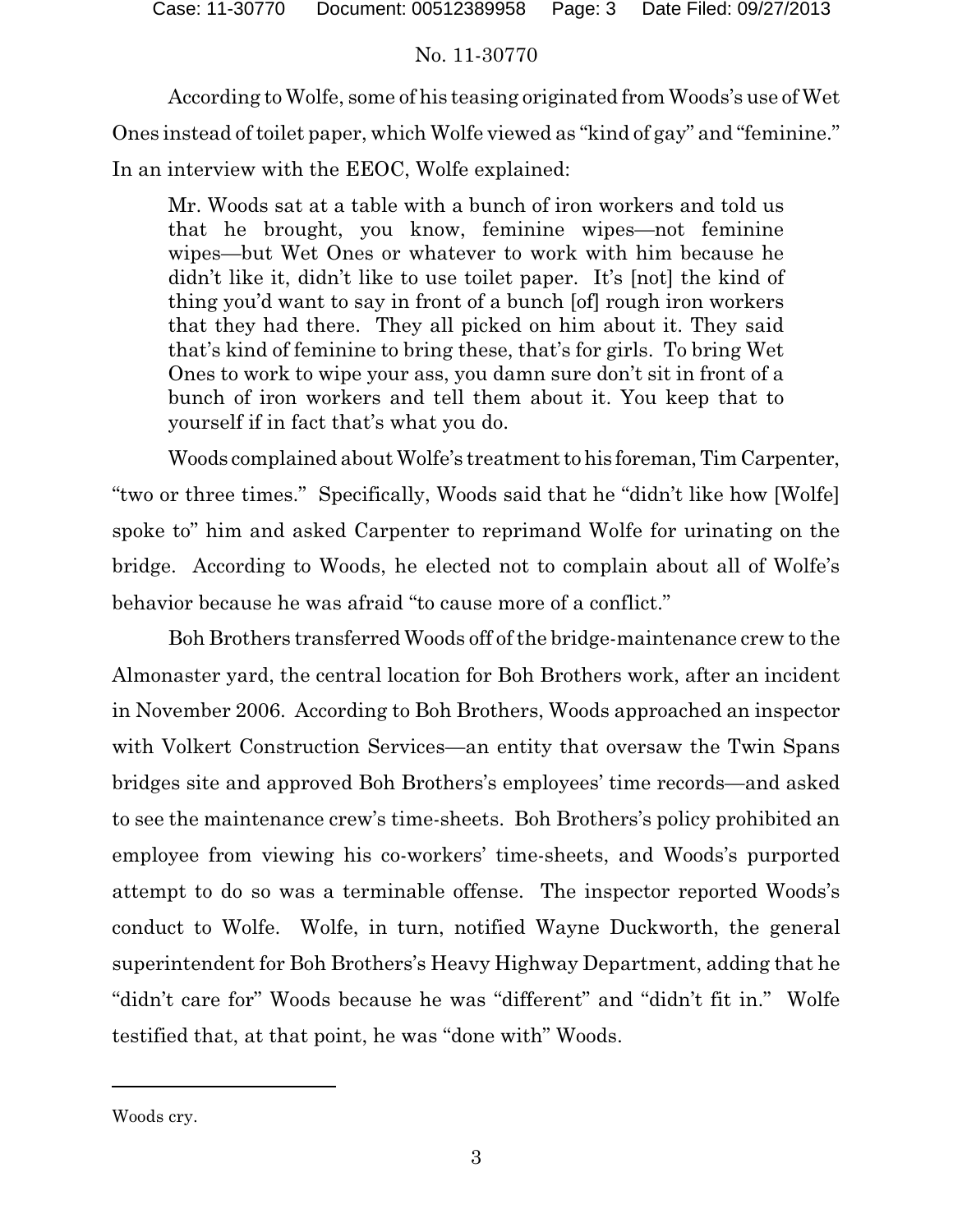According to Wolfe, some of his teasing originated from Woods's use of Wet Ones instead of toilet paper, which Wolfe viewed as "kind of gay" and "feminine." In an interview with the EEOC, Wolfe explained:

> Mr. Woods sat at a table with a bunch of iron workers and told us that he brought, you know, feminine wipes—not feminine wipes—but Wet Ones or whatever to work with him because he didn't like it, didn't like to use toilet paper. It's [not] the kind of thing you'd want to say in front of a bunch [of] rough iron workers that they had there. They all picked on him about it. They said that's kind of feminine to bring these, that's for girls. To bring Wet Ones to work to wipe your ass, you damn sure don't sit in front of a bunch of iron workers and tell them about it. You keep that to yourself if in fact that's what you do.

Woods complained about Wolfe's treatment to his foreman, Tim Carpenter, "two or three times." Specifically, Woods said that he "didn't like how [Wolfe] spoke to" him and asked Carpenter to reprimand Wolfe for urinating on the bridge. According to Woods, he elected not to complain about all of Wolfe's behavior because he was afraid "to cause more of a conflict."

Boh Brothers transferred Woods off of the bridge-maintenance crew to the Almonaster yard, the central location for Boh Brothers work, after an incident in November 2006. According to Boh Brothers, Woods approached an inspector with Volkert Construction Services—an entity that oversaw the Twin Spans bridges site and approved Boh Brothers's employees' time records—and asked to see the maintenance crew's time-sheets. Boh Brothers's policy prohibited an employee from viewing his co-workers' time-sheets, and Woods's purported attempt to do so was a terminable offense. The inspector reported Woods's conduct to Wolfe. Wolfe, in turn, notified Wayne Duckworth, the general superintendent for Boh Brothers's Heavy Highway Department, adding that he "didn't care for" Woods because he was "different" and "didn't fit in." Wolfe testified that, at that point, he was "done with" Woods.

---

Woods cry.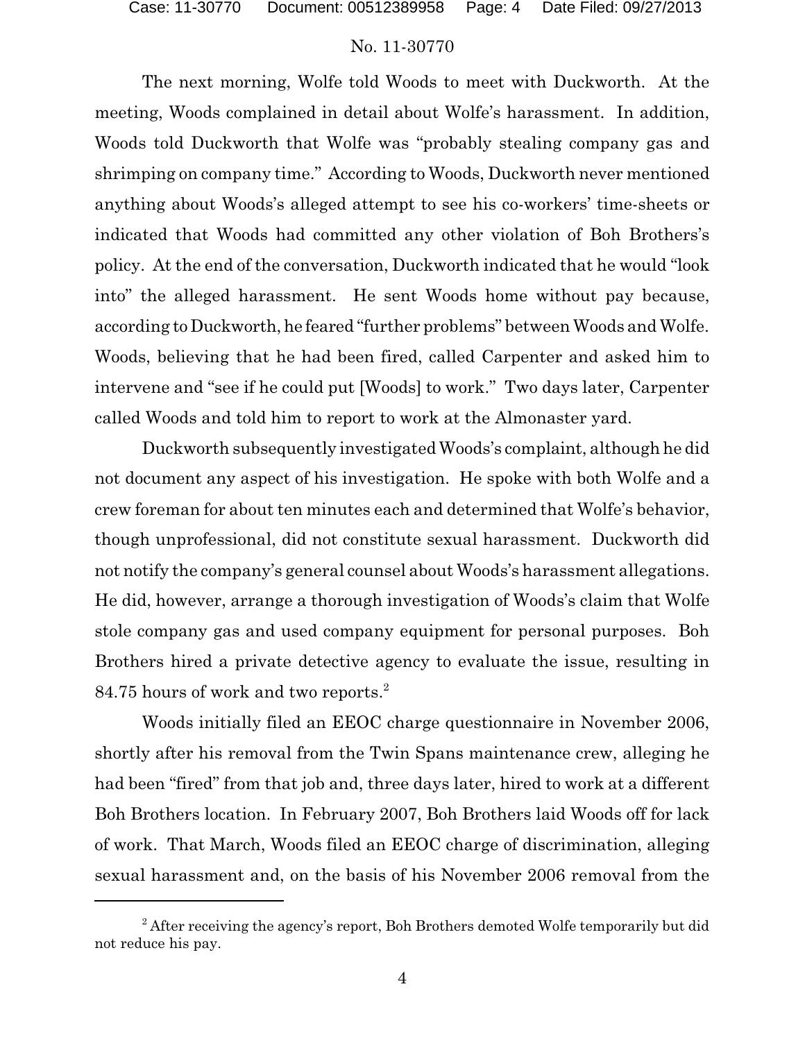The next morning, Wolfe told Woods to meet with Duckworth. At the meeting, Woods complained in detail about Wolfe's harassment. In addition, Woods told Duckworth that Wolfe was "probably stealing company gas and shrimping on company time." According to Woods, Duckworth never mentioned anything about Woods's alleged attempt to see his co-workers' time-sheets or indicated that Woods had committed any other violation of Boh Brothers's policy. At the end of the conversation, Duckworth indicated that he would "look into" the alleged harassment. He sent Woods home without pay because, according to Duckworth, he feared "further problems" between Woods and Wolfe. Woods, believing that he had been fired, called Carpenter and asked him to intervene and "see if he could put [Woods] to work." Two days later, Carpenter called Woods and told him to report to work at the Almonaster yard.

Duckworth subsequently investigated Woods's complaint, although he did not document any aspect of his investigation. He spoke with both Wolfe and a crew foreman for about ten minutes each and determined that Wolfe's behavior, though unprofessional, did not constitute sexual harassment. Duckworth did not notify the company's general counsel about Woods's harassment allegations. He did, however, arrange a thorough investigation of Woods's claim that Wolfe stole company gas and used company equipment for personal purposes. Boh Brothers hired a private detective agency to evaluate the issue, resulting in 84.75 hours of work and two reports.[2]

Woods initially filed an EEOC charge questionnaire in November 2006, shortly after his removal from the Twin Spans maintenance crew, alleging he had been "fired" from that job and, three days later, hired to work at a different Boh Brothers location. In February 2007, Boh Brothers laid Woods off for lack of work. That March, Woods filed an EEOC charge of discrimination, alleging sexual harassment and, on the basis of his November 2006 removal from the

[2] After receiving the agency's report, Boh Brothers demoted Wolfe temporarily but did not reduce his pay.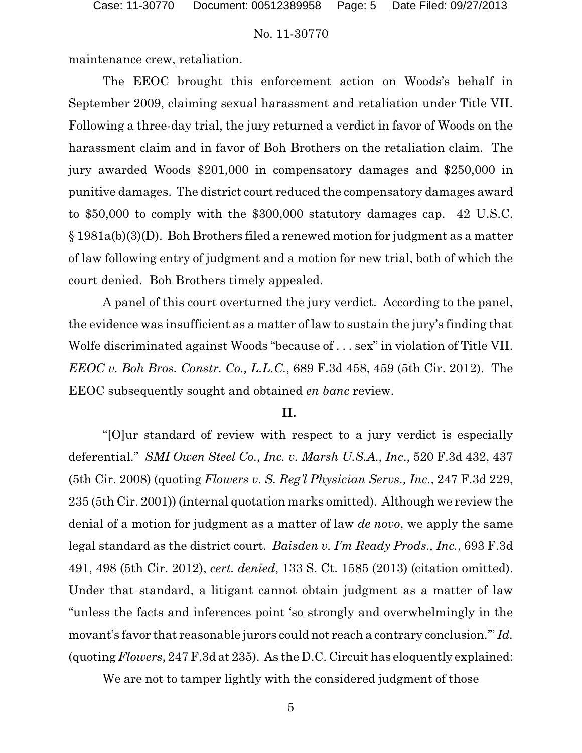maintenance crew, retaliation.

The EEOC brought this enforcement action on Woods's behalf in September 2009, claiming sexual harassment and retaliation under Title VII. Following a three-day trial, the jury returned a verdict in favor of Woods on the harassment claim and in favor of Boh Brothers on the retaliation claim. The jury awarded Woods $201,000 in compensatory damages and $250,000 in punitive damages. The district court reduced the compensatory damages award to $50,000 to comply with the $300,000 statutory damages cap. 42 U.S.C. § 1981a(b)(3)(D). Boh Brothers filed a renewed motion for judgment as a matter of law following entry of judgment and a motion for new trial, both of which the court denied. Boh Brothers timely appealed.

A panel of this court overturned the jury verdict. According to the panel, the evidence was insufficient as a matter of law to sustain the jury's finding that Wolfe discriminated against Woods "because of . . . sex" in violation of Title VII. *EEOC v. Boh Bros. Constr. Co., L.L.C.*, 689 F.3d 458, 459 (5th Cir. 2012). The EEOC subsequently sought and obtained *en banc* review.

## II.

"[O]ur standard of review with respect to a jury verdict is especially deferential." *SMI Owen Steel Co., Inc. v. Marsh U.S.A., Inc*., 520 F.3d 432, 437 (5th Cir. 2008) (quoting *Flowers v. S. Reg'l Physician Servs., Inc.*, 247 F.3d 229, 235 (5th Cir. 2001)) (internal quotation marks omitted). Although we review the denial of a motion for judgment as a matter of law *de novo*, we apply the same legal standard as the district court. *Baisden v. I'm Ready Prods., Inc.*, 693 F.3d 491, 498 (5th Cir. 2012), *cert. denied*, 133 S. Ct. 1585 (2013) (citation omitted). Under that standard, a litigant cannot obtain judgment as a matter of law "unless the facts and inferences point 'so strongly and overwhelmingly in the movant's favor that reasonable jurors could not reach a contrary conclusion.'" *Id.* (quoting *Flowers*, 247 F.3d at 235). As the D.C. Circuit has eloquently explained:

We are not to tamper lightly with the considered judgment of those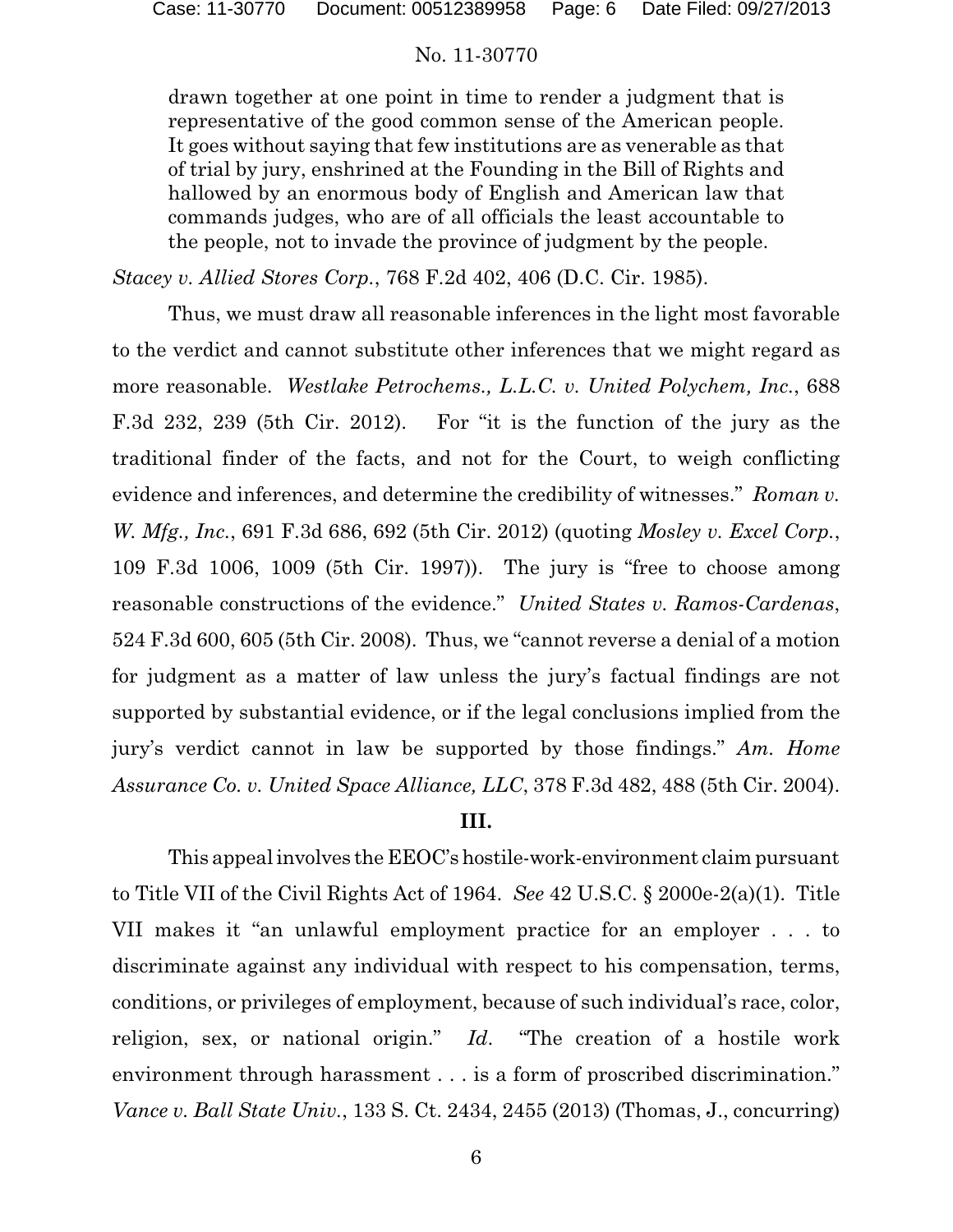> drawn together at one point in time to render a judgment that is representative of the good common sense of the American people. It goes without saying that few institutions are as venerable as that of trial by jury, enshrined at the Founding in the Bill of Rights and hallowed by an enormous body of English and American law that commands judges, who are of all officials the least accountable to the people, not to invade the province of judgment by the people.

*Stacey v. Allied Stores Corp.*, 768 F.2d 402, 406 (D.C. Cir. 1985).

Thus, we must draw all reasonable inferences in the light most favorable to the verdict and cannot substitute other inferences that we might regard as more reasonable. *Westlake Petrochems., L.L.C. v. United Polychem, Inc.*, 688 F.3d 232, 239 (5th Cir. 2012). For "it is the function of the jury as the traditional finder of the facts, and not for the Court, to weigh conflicting evidence and inferences, and determine the credibility of witnesses." *Roman v. W. Mfg., Inc.*, 691 F.3d 686, 692 (5th Cir. 2012) (quoting *Mosley v. Excel Corp.*, 109 F.3d 1006, 1009 (5th Cir. 1997)). The jury is "free to choose among reasonable constructions of the evidence." *United States v. Ramos-Cardenas*, 524 F.3d 600, 605 (5th Cir. 2008). Thus, we "cannot reverse a denial of a motion for judgment as a matter of law unless the jury's factual findings are not supported by substantial evidence, or if the legal conclusions implied from the jury's verdict cannot in law be supported by those findings." *Am. Home Assurance Co. v. United Space Alliance, LLC*, 378 F.3d 482, 488 (5th Cir. 2004).

## III.

This appeal involves the EEOC's hostile-work-environment claim pursuant to Title VII of the Civil Rights Act of 1964. *See* 42 U.S.C. § 2000e-2(a)(1). Title VII makes it "an unlawful employment practice for an employer . . . to discriminate against any individual with respect to his compensation, terms, conditions, or privileges of employment, because of such individual's race, color, religion, sex, or national origin." *Id.* "The creation of a hostile work environment through harassment . . . is a form of proscribed discrimination." *Vance v. Ball State Univ.*, 133 S. Ct. 2434, 2455 (2013) (Thomas, J., concurring)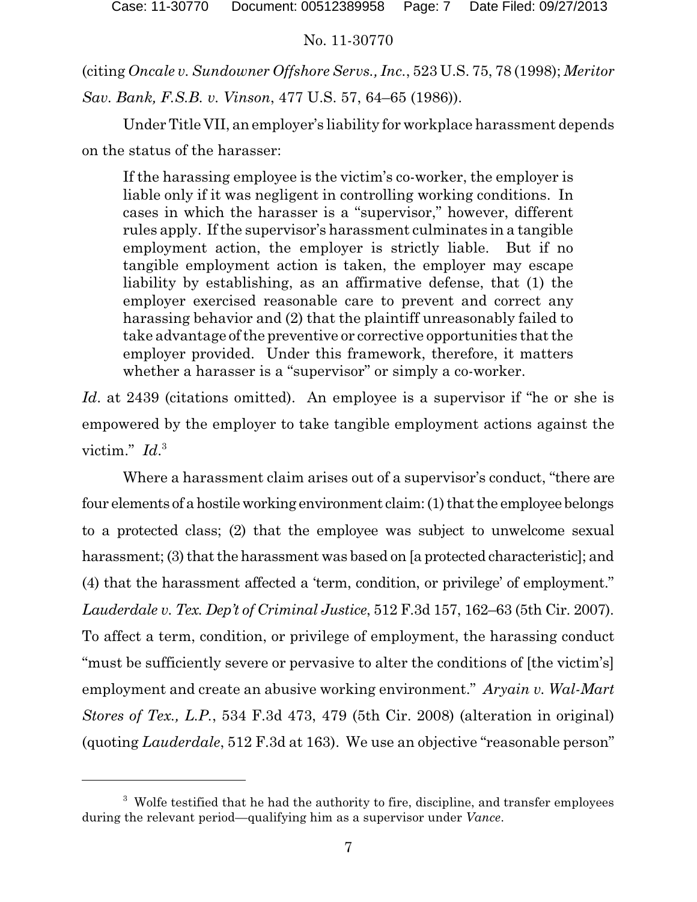(citing *Oncale v. Sundowner Offshore Servs., Inc.*, 523 U.S. 75, 78 (1998); *Meritor Sav. Bank, F.S.B. v. Vinson*, 477 U.S. 57, 64–65 (1986)).

Under Title VII, an employer's liability for workplace harassment depends on the status of the harasser:

> If the harassing employee is the victim's co-worker, the employer is liable only if it was negligent in controlling working conditions. In cases in which the harasser is a "supervisor," however, different rules apply. If the supervisor's harassment culminates in a tangible employment action, the employer is strictly liable. But if no tangible employment action is taken, the employer may escape liability by establishing, as an affirmative defense, that (1) the employer exercised reasonable care to prevent and correct any harassing behavior and (2) that the plaintiff unreasonably failed to take advantage of the preventive or corrective opportunities that the employer provided. Under this framework, therefore, it matters whether a harasser is a "supervisor" or simply a co-worker.

*Id*. at 2439 (citations omitted). An employee is a supervisor if "he or she is empowered by the employer to take tangible employment actions against the victim." *Id*.[3]

Where a harassment claim arises out of a supervisor's conduct, "there are four elements of a hostile working environment claim: (1) that the employee belongs to a protected class; (2) that the employee was subject to unwelcome sexual harassment; (3) that the harassment was based on [a protected characteristic]; and (4) that the harassment affected a 'term, condition, or privilege' of employment." *Lauderdale v. Tex. Dep't of Criminal Justice*, 512 F.3d 157, 162–63 (5th Cir. 2007). To affect a term, condition, or privilege of employment, the harassing conduct "must be sufficiently severe or pervasive to alter the conditions of [the victim's] employment and create an abusive working environment." *Aryain v. Wal-Mart Stores of Tex., L.P.*, 534 F.3d 473, 479 (5th Cir. 2008) (alteration in original) (quoting *Lauderdale*, 512 F.3d at 163). We use an objective "reasonable person"

---

[3] Wolfe testified that he had the authority to fire, discipline, and transfer employees during the relevant period—qualifying him as a supervisor under *Vance*.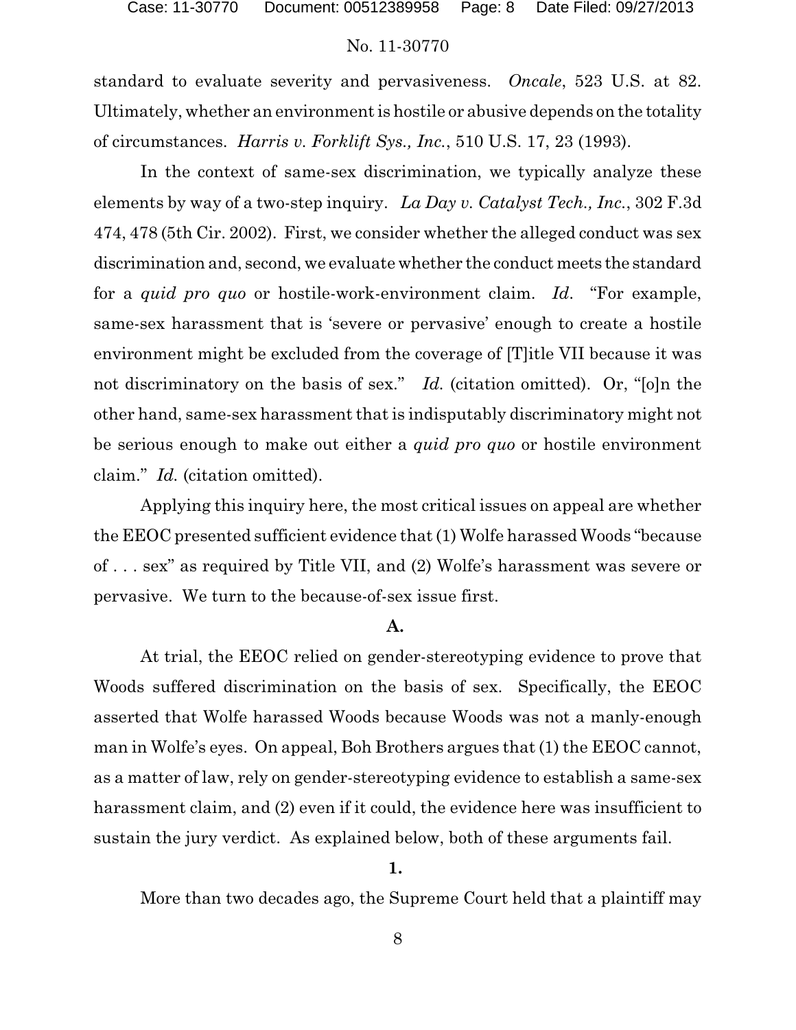standard to evaluate severity and pervasiveness. *Oncale*, 523 U.S. at 82. Ultimately, whether an environment is hostile or abusive depends on the totality of circumstances. *Harris v. Forklift Sys., Inc.*, 510 U.S. 17, 23 (1993).

In the context of same-sex discrimination, we typically analyze these elements by way of a two-step inquiry. *La Day v. Catalyst Tech., Inc.*, 302 F.3d 474, 478 (5th Cir. 2002). First, we consider whether the alleged conduct was sex discrimination and, second, we evaluate whether the conduct meets the standard for a *quid pro quo* or hostile-work-environment claim. *Id*. "For example, same-sex harassment that is 'severe or pervasive' enough to create a hostile environment might be excluded from the coverage of [T]itle VII because it was not discriminatory on the basis of sex." *Id.* (citation omitted). Or, "[o]n the other hand, same-sex harassment that is indisputably discriminatory might not be serious enough to make out either a *quid pro quo* or hostile environment claim." *Id.* (citation omitted).

Applying this inquiry here, the most critical issues on appeal are whether the EEOC presented sufficient evidence that (1) Wolfe harassed Woods "because of . . . sex" as required by Title VII, and (2) Wolfe's harassment was severe or pervasive. We turn to the because-of-sex issue first.

**A.**

At trial, the EEOC relied on gender-stereotyping evidence to prove that Woods suffered discrimination on the basis of sex. Specifically, the EEOC asserted that Wolfe harassed Woods because Woods was not a manly-enough man in Wolfe's eyes. On appeal, Boh Brothers argues that (1) the EEOC cannot, as a matter of law, rely on gender-stereotyping evidence to establish a same-sex harassment claim, and (2) even if it could, the evidence here was insufficient to sustain the jury verdict. As explained below, both of these arguments fail.

**1.**

More than two decades ago, the Supreme Court held that a plaintiff may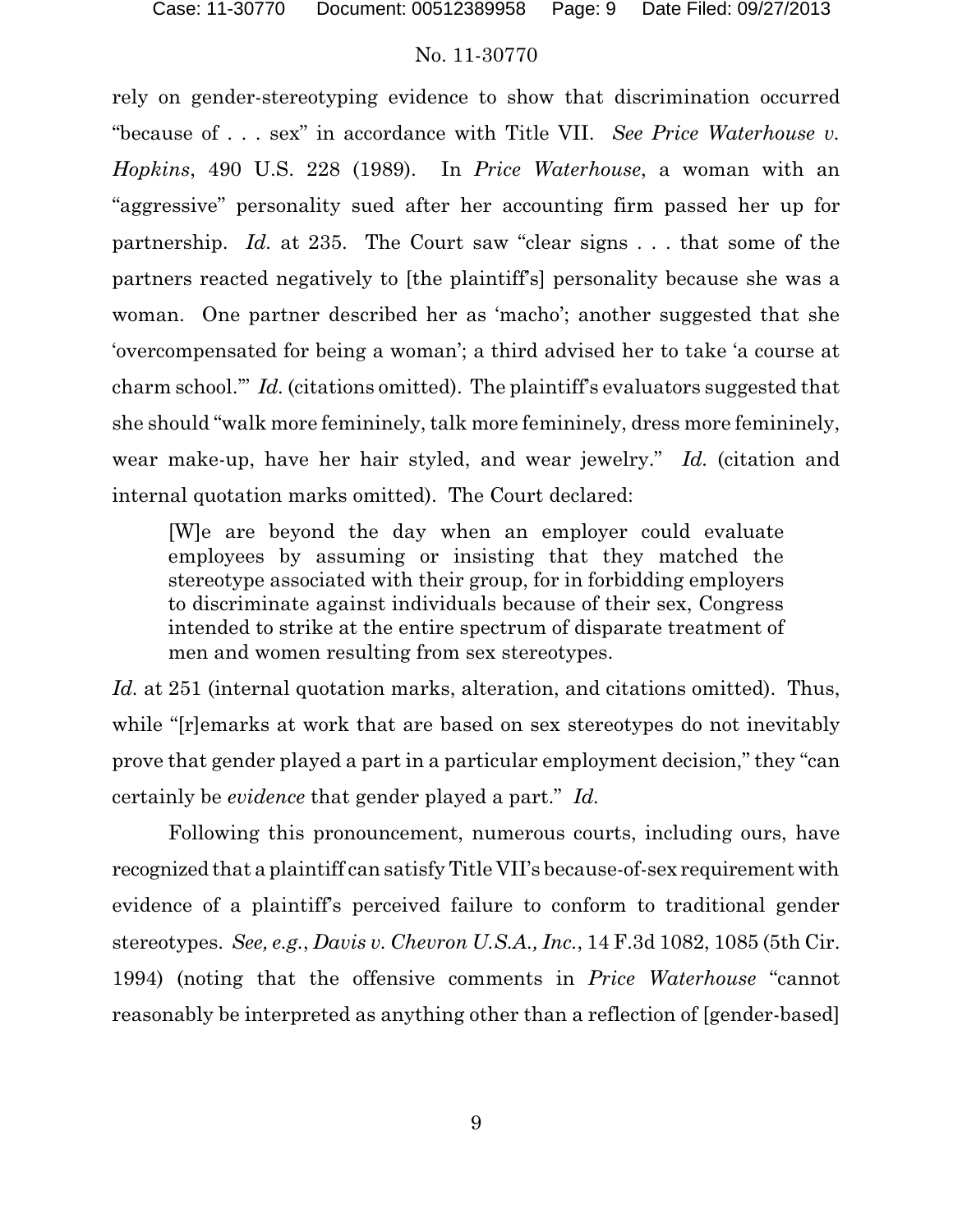rely on gender-stereotyping evidence to show that discrimination occurred "because of . . . sex" in accordance with Title VII. *See Price Waterhouse v. Hopkins*, 490 U.S. 228 (1989). In *Price Waterhouse*, a woman with an "aggressive" personality sued after her accounting firm passed her up for partnership. *Id.* at 235. The Court saw "clear signs . . . that some of the partners reacted negatively to [the plaintiff's] personality because she was a woman. One partner described her as 'macho'; another suggested that she 'overcompensated for being a woman'; a third advised her to take 'a course at charm school.'" *Id.* (citations omitted). The plaintiff's evaluators suggested that she should "walk more femininely, talk more femininely, dress more femininely, wear make-up, have her hair styled, and wear jewelry." *Id.* (citation and internal quotation marks omitted). The Court declared:

> [W]e are beyond the day when an employer could evaluate employees by assuming or insisting that they matched the stereotype associated with their group, for in forbidding employers to discriminate against individuals because of their sex, Congress intended to strike at the entire spectrum of disparate treatment of men and women resulting from sex stereotypes.

*Id.* at 251 (internal quotation marks, alteration, and citations omitted). Thus, while "[r]emarks at work that are based on sex stereotypes do not inevitably prove that gender played a part in a particular employment decision," they "can certainly be *evidence* that gender played a part." *Id.*

Following this pronouncement, numerous courts, including ours, have recognized that a plaintiff can satisfy Title VII's because-of-sex requirement with evidence of a plaintiff's perceived failure to conform to traditional gender stereotypes. *See, e.g.*, *Davis v. Chevron U.S.A., Inc.*, 14 F.3d 1082, 1085 (5th Cir. 1994) (noting that the offensive comments in *Price Waterhouse* "cannot reasonably be interpreted as anything other than a reflection of [gender-based]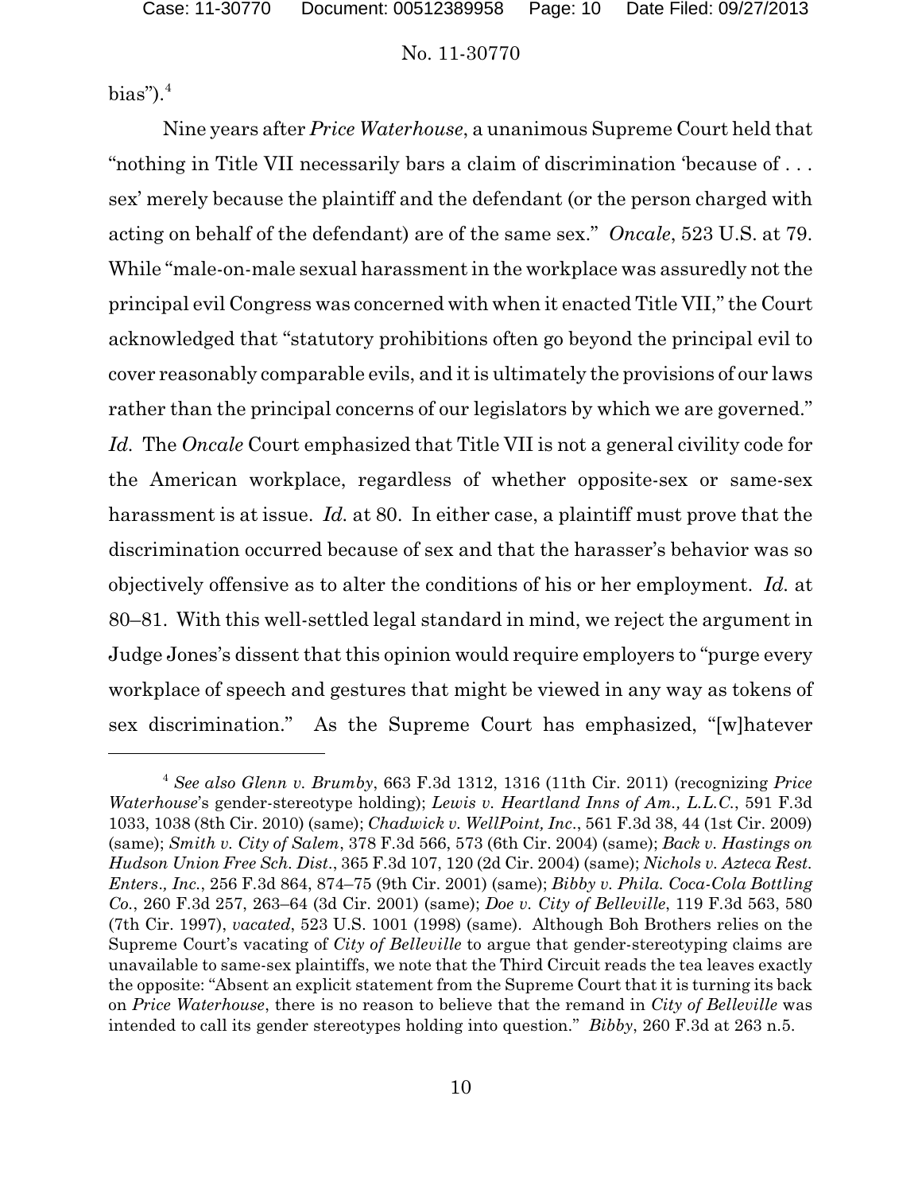bias").[4]

Nine years after *Price Waterhouse*, a unanimous Supreme Court held that "nothing in Title VII necessarily bars a claim of discrimination 'because of . . . sex' merely because the plaintiff and the defendant (or the person charged with acting on behalf of the defendant) are of the same sex." *Oncale*, 523 U.S. at 79. While "male-on-male sexual harassment in the workplace was assuredly not the principal evil Congress was concerned with when it enacted Title VII," the Court acknowledged that "statutory prohibitions often go beyond the principal evil to cover reasonably comparable evils, and it is ultimately the provisions of our laws rather than the principal concerns of our legislators by which we are governed." *Id.* The *Oncale* Court emphasized that Title VII is not a general civility code for the American workplace, regardless of whether opposite-sex or same-sex harassment is at issue. *Id.* at 80. In either case, a plaintiff must prove that the discrimination occurred because of sex and that the harasser's behavior was so objectively offensive as to alter the conditions of his or her employment. *Id.* at 80–81. With this well-settled legal standard in mind, we reject the argument in Judge Jones's dissent that this opinion would require employers to "purge every workplace of speech and gestures that might be viewed in any way as tokens of sex discrimination." As the Supreme Court has emphasized, "[w]hatever

---

[4] *See also Glenn v. Brumby*, 663 F.3d 1312, 1316 (11th Cir. 2011) (recognizing *Price Waterhouse*'s gender-stereotype holding); *Lewis v. Heartland Inns of Am., L.L.C.*, 591 F.3d 1033, 1038 (8th Cir. 2010) (same); *Chadwick v. WellPoint, Inc.*, 561 F.3d 38, 44 (1st Cir. 2009) (same); *Smith v. City of Salem*, 378 F.3d 566, 573 (6th Cir. 2004) (same); *Back v. Hastings on Hudson Union Free Sch. Dist.*, 365 F.3d 107, 120 (2d Cir. 2004) (same); *Nichols v. Azteca Rest. Enters., Inc.*, 256 F.3d 864, 874–75 (9th Cir. 2001) (same); *Bibby v. Phila. Coca-Cola Bottling Co.*, 260 F.3d 257, 263–64 (3d Cir. 2001) (same); *Doe v. City of Belleville*, 119 F.3d 563, 580 (7th Cir. 1997), *vacated*, 523 U.S. 1001 (1998) (same). Although Boh Brothers relies on the Supreme Court's vacating of *City of Belleville* to argue that gender-stereotyping claims are unavailable to same-sex plaintiffs, we note that the Third Circuit reads the tea leaves exactly the opposite: "Absent an explicit statement from the Supreme Court that it is turning its back on *Price Waterhouse*, there is no reason to believe that the remand in *City of Belleville* was intended to call its gender stereotypes holding into question." *Bibby*, 260 F.3d at 263 n.5.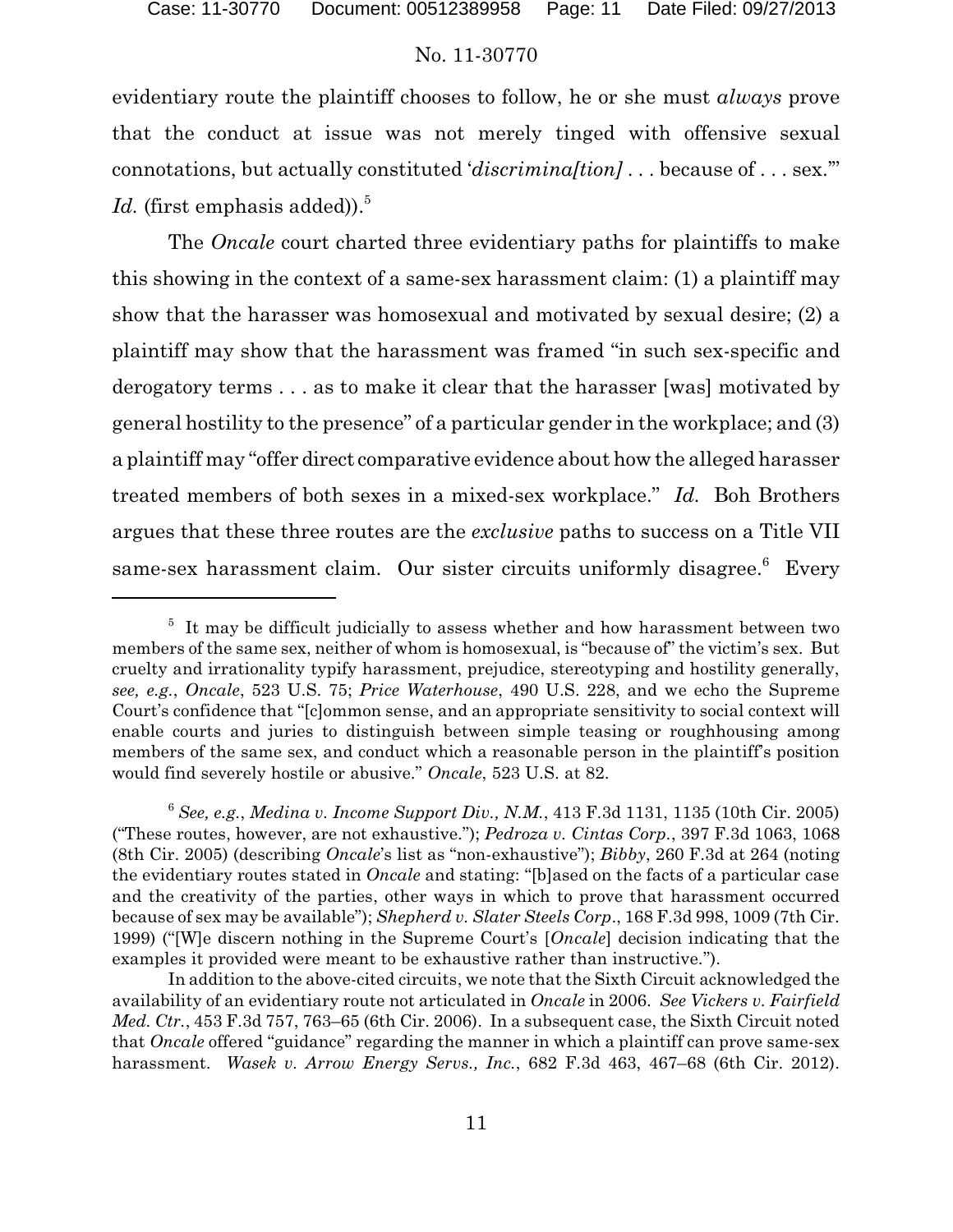evidentiary route the plaintiff chooses to follow, he or she must *always* prove that the conduct at issue was not merely tinged with offensive sexual connotations, but actually constituted '*discrimina[tion]* . . . because of . . . sex.'" *Id.* (first emphasis added)).[5]

The *Oncale* court charted three evidentiary paths for plaintiffs to make this showing in the context of a same-sex harassment claim: (1) a plaintiff may show that the harasser was homosexual and motivated by sexual desire; (2) a plaintiff may show that the harassment was framed "in such sex-specific and derogatory terms . . . as to make it clear that the harasser [was] motivated by general hostility to the presence" of a particular gender in the workplace; and (3) a plaintiff may "offer direct comparative evidence about how the alleged harasser treated members of both sexes in a mixed-sex workplace." *Id.* Boh Brothers argues that these three routes are the *exclusive* paths to success on a Title VII same-sex harassment claim. Our sister circuits uniformly disagree.[6] Every

---

[5] It may be difficult judicially to assess whether and how harassment between two members of the same sex, neither of whom is homosexual, is "because of" the victim's sex. But cruelty and irrationality typify harassment, prejudice, stereotyping and hostility generally, *see, e.g.*, *Oncale*, 523 U.S. 75; *Price Waterhouse*, 490 U.S. 228, and we echo the Supreme Court's confidence that "[c]ommon sense, and an appropriate sensitivity to social context will enable courts and juries to distinguish between simple teasing or roughhousing among members of the same sex, and conduct which a reasonable person in the plaintiff's position would find severely hostile or abusive." *Oncale*, 523 U.S. at 82.

[6] *See, e.g.*, *Medina v. Income Support Div., N.M.*, 413 F.3d 1131, 1135 (10th Cir. 2005) ("These routes, however, are not exhaustive."); *Pedroza v. Cintas Corp.*, 397 F.3d 1063, 1068 (8th Cir. 2005) (describing *Oncale*'s list as "non-exhaustive"); *Bibby*, 260 F.3d at 264 (noting the evidentiary routes stated in *Oncale* and stating: "[b]ased on the facts of a particular case and the creativity of the parties, other ways in which to prove that harassment occurred because of sex may be available"); *Shepherd v. Slater Steels Corp.*, 168 F.3d 998, 1009 (7th Cir. 1999) ("[W]e discern nothing in the Supreme Court's [*Oncale*] decision indicating that the examples it provided were meant to be exhaustive rather than instructive.").

In addition to the above-cited circuits, we note that the Sixth Circuit acknowledged the availability of an evidentiary route not articulated in *Oncale* in 2006. *See Vickers v. Fairfield Med. Ctr.*, 453 F.3d 757, 763–65 (6th Cir. 2006). In a subsequent case, the Sixth Circuit noted that *Oncale* offered "guidance" regarding the manner in which a plaintiff can prove same-sex harassment. *Wasek v. Arrow Energy Servs., Inc.*, 682 F.3d 463, 467–68 (6th Cir. 2012).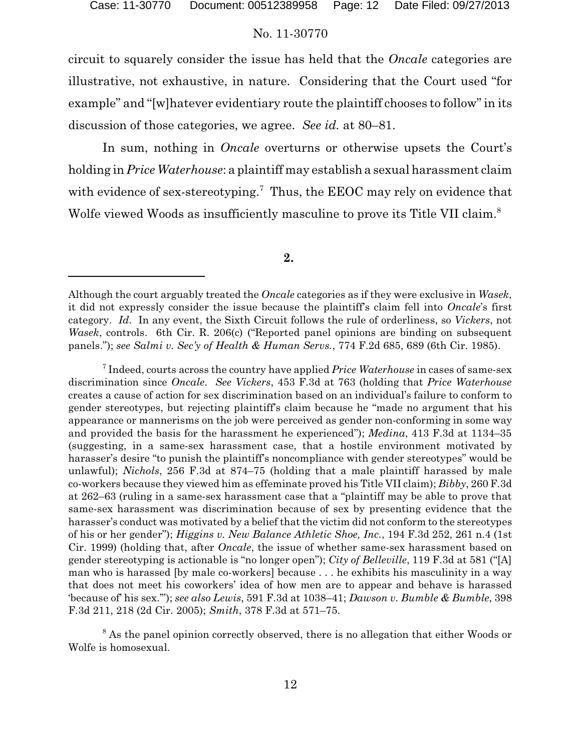circuit to squarely consider the issue has held that the *Oncale* categories are illustrative, not exhaustive, in nature. Considering that the Court used "for example" and "[w]hatever evidentiary route the plaintiff chooses to follow" in its discussion of those categories, we agree. *See id.* at 80–81.

In sum, nothing in *Oncale* overturns or otherwise upsets the Court's holding in *Price Waterhouse*: a plaintiff may establish a sexual harassment claim with evidence of sex-stereotyping.[7] Thus, the EEOC may rely on evidence that Wolfe viewed Woods as insufficiently masculine to prove its Title VII claim.[8]

**2.**

---

Although the court arguably treated the *Oncale* categories as if they were exclusive in *Wasek*, it did not expressly consider the issue because the plaintiff's claim fell into *Oncale*'s first category. *Id*. In any event, the Sixth Circuit follows the rule of orderliness, so *Vickers*, not *Wasek*, controls. 6th Cir. R. 206(c) ("Reported panel opinions are binding on subsequent panels."); *see Salmi v. Sec'y of Health & Human Servs.*, 774 F.2d 685, 689 (6th Cir. 1985).

[7] Indeed, courts across the country have applied *Price Waterhouse* in cases of same-sex discrimination since *Oncale*. *See Vickers*, 453 F.3d at 763 (holding that *Price Waterhouse* creates a cause of action for sex discrimination based on an individual's failure to conform to gender stereotypes, but rejecting plaintiff's claim because he "made no argument that his appearance or mannerisms on the job were perceived as gender non-conforming in some way and provided the basis for the harassment he experienced"); *Medina*, 413 F.3d at 1134–35 (suggesting, in a same-sex harassment case, that a hostile environment motivated by harasser's desire "to punish the plaintiff's noncompliance with gender stereotypes" would be unlawful); *Nichols*, 256 F.3d at 874–75 (holding that a male plaintiff harassed by male co-workers because they viewed him as effeminate proved his Title VII claim); *Bibby*, 260 F.3d at 262–63 (ruling in a same-sex harassment case that a "plaintiff may be able to prove that same-sex harassment was discrimination because of sex by presenting evidence that the harasser's conduct was motivated by a belief that the victim did not conform to the stereotypes of his or her gender"); *Higgins v. New Balance Athletic Shoe, Inc.*, 194 F.3d 252, 261 n.4 (1st Cir. 1999) (holding that, after *Oncale*, the issue of whether same-sex harassment based on gender stereotyping is actionable is "no longer open"); *City of Belleville*, 119 F.3d at 581 ("[A] man who is harassed [by male co-workers] because . . . he exhibits his masculinity in a way that does not meet his coworkers' idea of how men are to appear and behave is harassed 'because of' his sex.'"); *see also Lewis*, 591 F.3d at 1038–41; *Dawson v. Bumble & Bumble*, 398 F.3d 211, 218 (2d Cir. 2005); *Smith*, 378 F.3d at 571–75.

[8] As the panel opinion correctly observed, there is no allegation that either Woods or Wolfe is homosexual.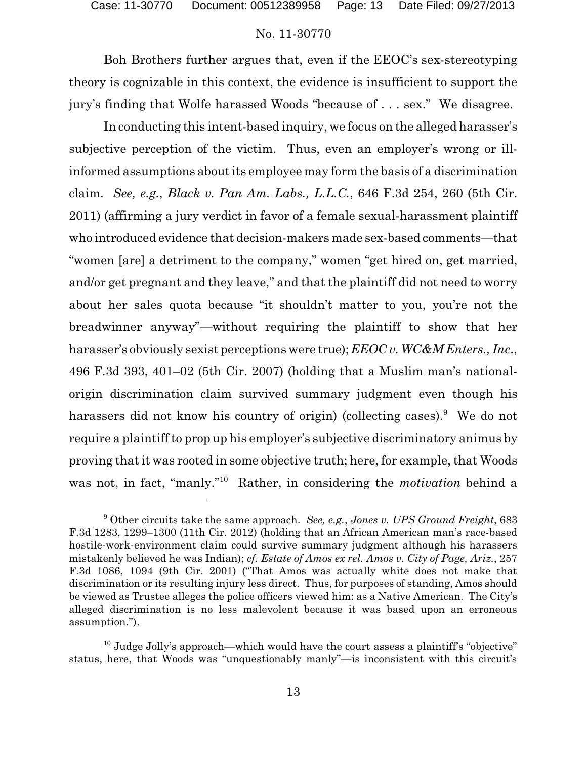Boh Brothers further argues that, even if the EEOC's sex-stereotyping theory is cognizable in this context, the evidence is insufficient to support the jury's finding that Wolfe harassed Woods "because of . . . sex." We disagree.

In conducting this intent-based inquiry, we focus on the alleged harasser's subjective perception of the victim. Thus, even an employer's wrong or ill-informed assumptions about its employee may form the basis of a discrimination claim. *See, e.g.*, *Black v. Pan Am. Labs., L.L.C.*, 646 F.3d 254, 260 (5th Cir. 2011) (affirming a jury verdict in favor of a female sexual-harassment plaintiff who introduced evidence that decision-makers made sex-based comments—that "women [are] a detriment to the company," women "get hired on, get married, and/or get pregnant and they leave," and that the plaintiff did not need to worry about her sales quota because "it shouldn't matter to you, you're not the breadwinner anyway"—without requiring the plaintiff to show that her harasser's obviously sexist perceptions were true); *EEOC v. WC&M Enters., Inc.*, 496 F.3d 393, 401–02 (5th Cir. 2007) (holding that a Muslim man's national-origin discrimination claim survived summary judgment even though his harassers did not know his country of origin) (collecting cases).[9] We do not require a plaintiff to prop up his employer's subjective discriminatory animus by proving that it was rooted in some objective truth; here, for example, that Woods was not, in fact, "manly."[10] Rather, in considering the *motivation* behind a

---

[9] Other circuits take the same approach. *See, e.g.*, *Jones v. UPS Ground Freight*, 683 F.3d 1283, 1299–1300 (11th Cir. 2012) (holding that an African American man's race-based hostile-work-environment claim could survive summary judgment although his harassers mistakenly believed he was Indian); *cf. Estate of Amos ex rel. Amos v. City of Page, Ariz.*, 257 F.3d 1086, 1094 (9th Cir. 2001) ("That Amos was actually white does not make that discrimination or its resulting injury less direct. Thus, for purposes of standing, Amos should be viewed as Trustee alleges the police officers viewed him: as a Native American. The City's alleged discrimination is no less malevolent because it was based upon an erroneous assumption.").

[10] Judge Jolly's approach—which would have the court assess a plaintiff's "objective" status, here, that Woods was "unquestionably manly"—is inconsistent with this circuit's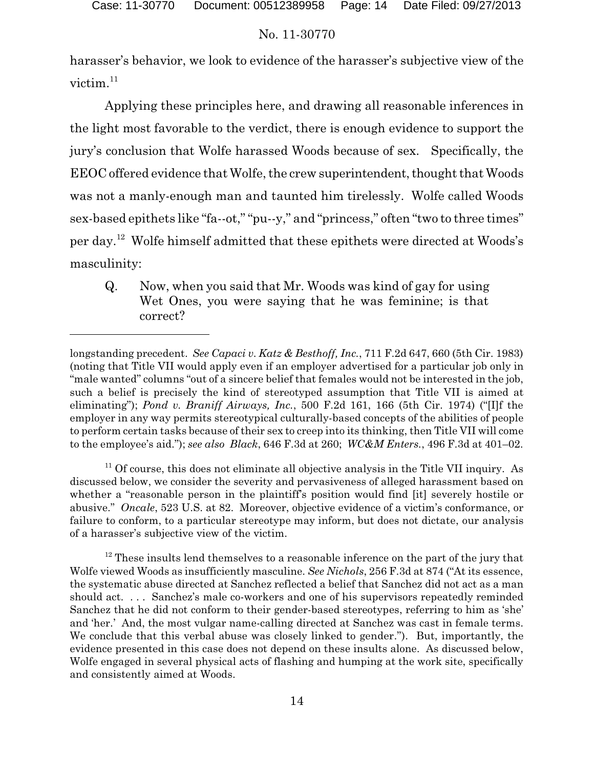harasser's behavior, we look to evidence of the harasser's subjective view of the victim.[11]

Applying these principles here, and drawing all reasonable inferences in the light most favorable to the verdict, there is enough evidence to support the jury's conclusion that Wolfe harassed Woods because of sex. Specifically, the EEOC offered evidence that Wolfe, the crew superintendent, thought that Woods was not a manly-enough man and taunted him tirelessly. Wolfe called Woods sex-based epithets like "fa--ot," "pu--y," and "princess," often "two to three times" per day.[12] Wolfe himself admitted that these epithets were directed at Woods's masculinity:

> Q. Now, when you said that Mr. Woods was kind of gay for using Wet Ones, you were saying that he was feminine; is that correct?

---

longstanding precedent. *See Capaci v. Katz & Besthoff, Inc.*, 711 F.2d 647, 660 (5th Cir. 1983) (noting that Title VII would apply even if an employer advertised for a particular job only in "male wanted" columns "out of a sincere belief that females would not be interested in the job, such a belief is precisely the kind of stereotyped assumption that Title VII is aimed at eliminating"); *Pond v. Braniff Airways, Inc.*, 500 F.2d 161, 166 (5th Cir. 1974) ("[I]f the employer in any way permits stereotypical culturally-based concepts of the abilities of people to perform certain tasks because of their sex to creep into its thinking, then Title VII will come to the employee's aid."); *see also Black*, 646 F.3d at 260; *WC&M Enters.*, 496 F.3d at 401–02.

[11] Of course, this does not eliminate all objective analysis in the Title VII inquiry. As discussed below, we consider the severity and pervasiveness of alleged harassment based on whether a "reasonable person in the plaintiff's position would find [it] severely hostile or abusive." *Oncale*, 523 U.S. at 82. Moreover, objective evidence of a victim's conformance, or failure to conform, to a particular stereotype may inform, but does not dictate, our analysis of a harasser's subjective view of the victim.

[12] These insults lend themselves to a reasonable inference on the part of the jury that Wolfe viewed Woods as insufficiently masculine. *See Nichols*, 256 F.3d at 874 ("At its essence, the systematic abuse directed at Sanchez reflected a belief that Sanchez did not act as a man should act. . . . Sanchez's male co-workers and one of his supervisors repeatedly reminded Sanchez that he did not conform to their gender-based stereotypes, referring to him as 'she' and 'her.' And, the most vulgar name-calling directed at Sanchez was cast in female terms. We conclude that this verbal abuse was closely linked to gender."). But, importantly, the evidence presented in this case does not depend on these insults alone. As discussed below, Wolfe engaged in several physical acts of flashing and humping at the work site, specifically and consistently aimed at Woods.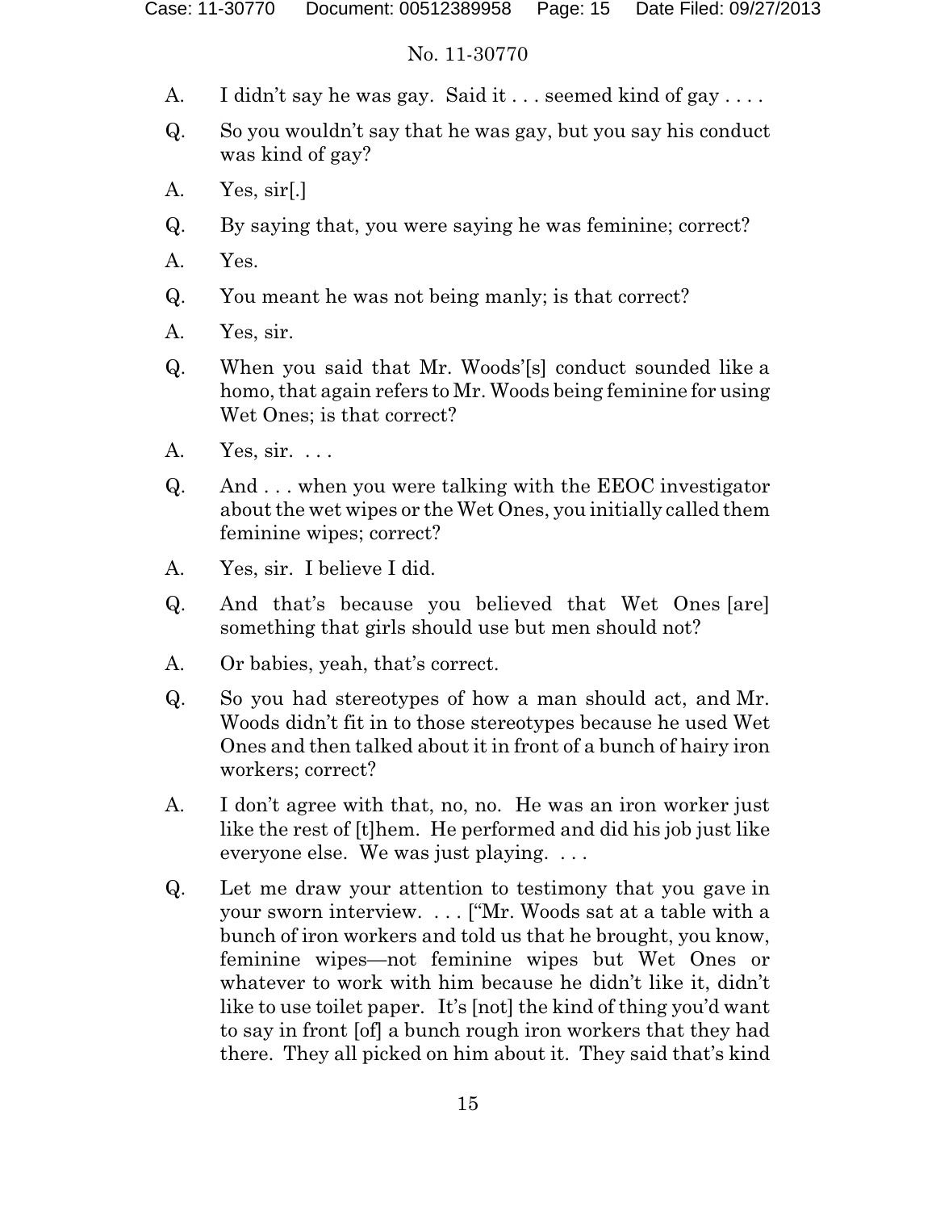A. I didn't say he was gay. Said it . . . seemed kind of gay . . . .

Q. So you wouldn't say that he was gay, but you say his conduct was kind of gay?

A. Yes, sir[.]

Q. By saying that, you were saying he was feminine; correct?

A. Yes.

Q. You meant he was not being manly; is that correct?

A. Yes, sir.

Q. When you said that Mr. Woods'[s] conduct sounded like a homo, that again refers to Mr. Woods being feminine for using Wet Ones; is that correct?

A. Yes, sir. . . .

Q. And . . . when you were talking with the EEOC investigator about the wet wipes or the Wet Ones, you initially called them feminine wipes; correct?

A. Yes, sir. I believe I did.

Q. And that's because you believed that Wet Ones [are] something that girls should use but men should not?

A. Or babies, yeah, that's correct.

Q. So you had stereotypes of how a man should act, and Mr. Woods didn't fit in to those stereotypes because he used Wet Ones and then talked about it in front of a bunch of hairy iron workers; correct?

A. I don't agree with that, no, no. He was an iron worker just like the rest of [t]hem. He performed and did his job just like everyone else. We was just playing. . . .

Q. Let me draw your attention to testimony that you gave in your sworn interview. . . . ["Mr. Woods sat at a table with a bunch of iron workers and told us that he brought, you know, feminine wipes—not feminine wipes but Wet Ones or whatever to work with him because he didn't like it, didn't like to use toilet paper. It's [not] the kind of thing you'd want to say in front [of] a bunch rough iron workers that they had there. They all picked on him about it. They said that's kind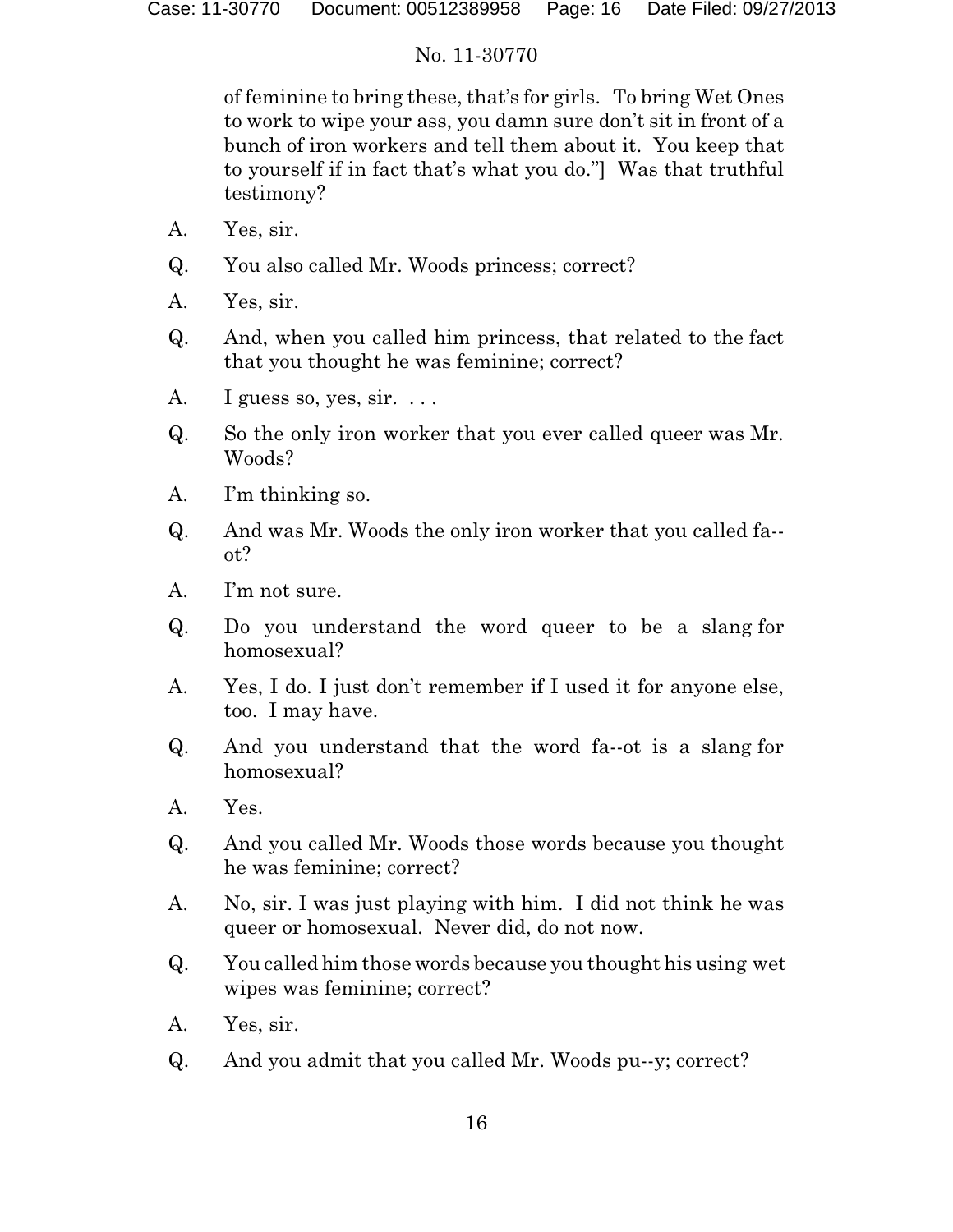of feminine to bring these, that's for girls. To bring Wet Ones to work to wipe your ass, you damn sure don't sit in front of a bunch of iron workers and tell them about it. You keep that to yourself if in fact that's what you do."] Was that truthful testimony?

A. Yes, sir.

Q. You also called Mr. Woods princess; correct?

A. Yes, sir.

Q. And, when you called him princess, that related to the fact that you thought he was feminine; correct?

A. I guess so, yes, sir. . . .

Q. So the only iron worker that you ever called queer was Mr. Woods?

A. I'm thinking so.

Q. And was Mr. Woods the only iron worker that you called fa--ot?

A. I'm not sure.

Q. Do you understand the word queer to be a slang for homosexual?

A. Yes, I do. I just don't remember if I used it for anyone else, too. I may have.

Q. And you understand that the word fa--ot is a slang for homosexual?

A. Yes.

Q. And you called Mr. Woods those words because you thought he was feminine; correct?

A. No, sir. I was just playing with him. I did not think he was queer or homosexual. Never did, do not now.

Q. You called him those words because you thought his using wet wipes was feminine; correct?

A. Yes, sir.

Q. And you admit that you called Mr. Woods pu--y; correct?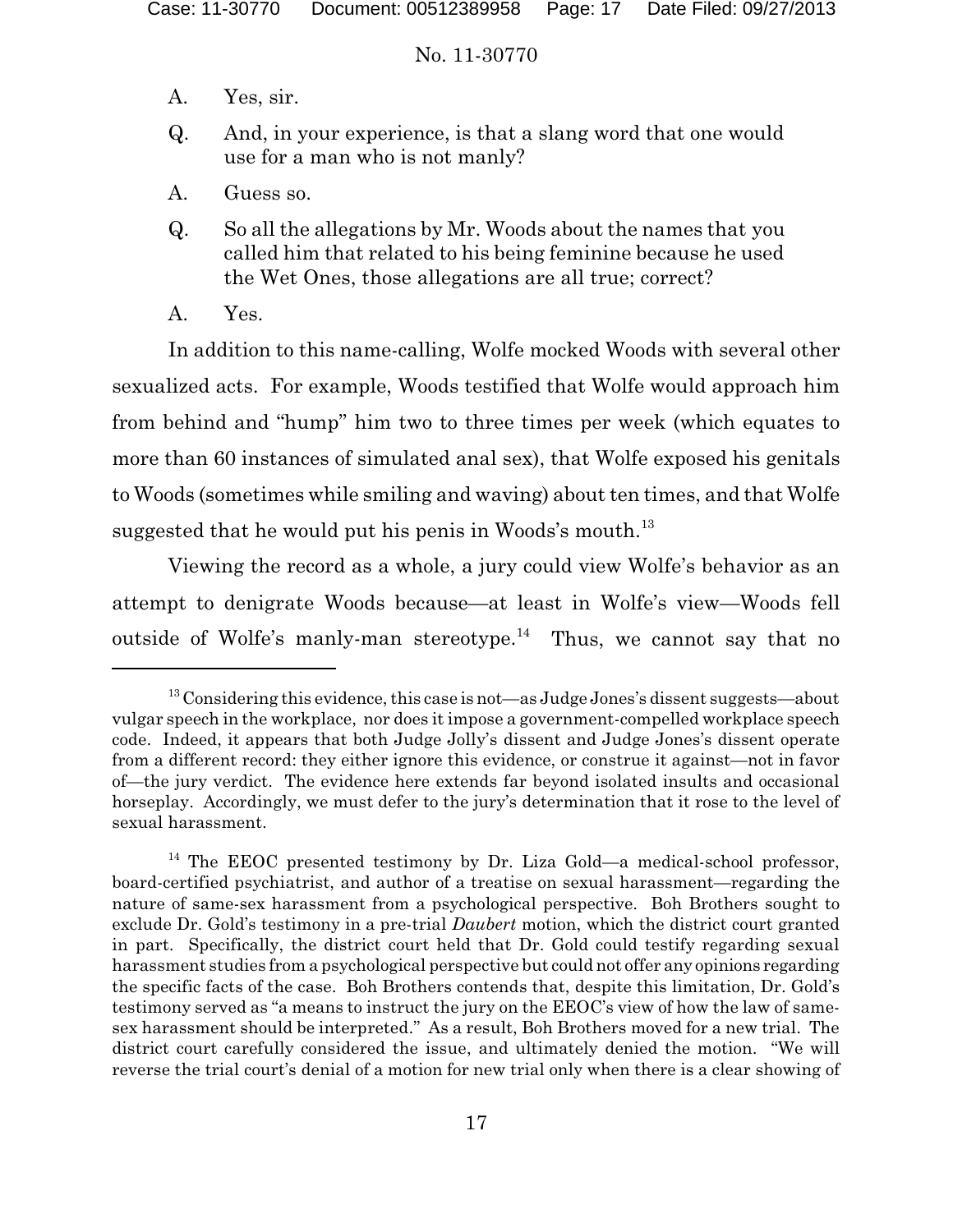A. Yes, sir.

Q. And, in your experience, is that a slang word that one would use for a man who is not manly?

A. Guess so.

Q. So all the allegations by Mr. Woods about the names that you called him that related to his being feminine because he used the Wet Ones, those allegations are all true; correct?

A. Yes.

In addition to this name-calling, Wolfe mocked Woods with several other sexualized acts. For example, Woods testified that Wolfe would approach him from behind and "hump" him two to three times per week (which equates to more than 60 instances of simulated anal sex), that Wolfe exposed his genitals to Woods (sometimes while smiling and waving) about ten times, and that Wolfe suggested that he would put his penis in Woods's mouth.[13]

Viewing the record as a whole, a jury could view Wolfe's behavior as an attempt to denigrate Woods because—at least in Wolfe's view—Woods fell outside of Wolfe's manly-man stereotype.[14] Thus, we cannot say that no

---

[13] Considering this evidence, this case is not—as Judge Jones's dissent suggests—about vulgar speech in the workplace, nor does it impose a government-compelled workplace speech code. Indeed, it appears that both Judge Jolly's dissent and Judge Jones's dissent operate from a different record: they either ignore this evidence, or construe it against—not in favor of—the jury verdict. The evidence here extends far beyond isolated insults and occasional horseplay. Accordingly, we must defer to the jury's determination that it rose to the level of sexual harassment.

[14] The EEOC presented testimony by Dr. Liza Gold—a medical-school professor, board-certified psychiatrist, and author of a treatise on sexual harassment—regarding the nature of same-sex harassment from a psychological perspective. Boh Brothers sought to exclude Dr. Gold's testimony in a pre-trial *Daubert* motion, which the district court granted in part. Specifically, the district court held that Dr. Gold could testify regarding sexual harassment studies from a psychological perspective but could not offer any opinions regarding the specific facts of the case. Boh Brothers contends that, despite this limitation, Dr. Gold's testimony served as "a means to instruct the jury on the EEOC's view of how the law of same-sex harassment should be interpreted." As a result, Boh Brothers moved for a new trial. The district court carefully considered the issue, and ultimately denied the motion. "We will reverse the trial court's denial of a motion for new trial only when there is a clear showing of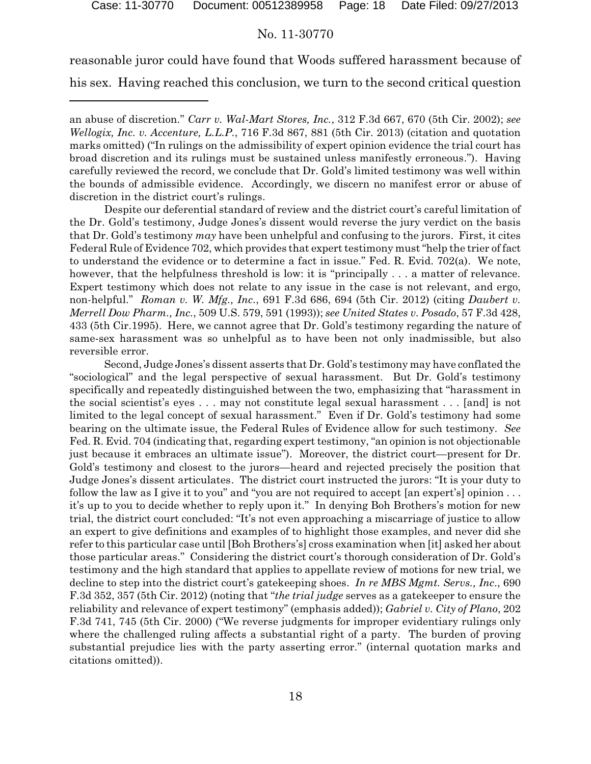reasonable juror could have found that Woods suffered harassment because of his sex. Having reached this conclusion, we turn to the second critical question

---

an abuse of discretion." *Carr v. Wal-Mart Stores, Inc.*, 312 F.3d 667, 670 (5th Cir. 2002); *see Wellogix, Inc. v. Accenture, L.L.P.*, 716 F.3d 867, 881 (5th Cir. 2013) (citation and quotation marks omitted) ("In rulings on the admissibility of expert opinion evidence the trial court has broad discretion and its rulings must be sustained unless manifestly erroneous."). Having carefully reviewed the record, we conclude that Dr. Gold's limited testimony was well within the bounds of admissible evidence. Accordingly, we discern no manifest error or abuse of discretion in the district court's rulings.

Despite our deferential standard of review and the district court's careful limitation of the Dr. Gold's testimony, Judge Jones's dissent would reverse the jury verdict on the basis that Dr. Gold's testimony *may* have been unhelpful and confusing to the jurors. First, it cites Federal Rule of Evidence 702, which provides that expert testimony must "help the trier of fact to understand the evidence or to determine a fact in issue." Fed. R. Evid. 702(a). We note, however, that the helpfulness threshold is low: it is "principally . . . a matter of relevance. Expert testimony which does not relate to any issue in the case is not relevant, and ergo, non-helpful." *Roman v. W. Mfg., Inc*., 691 F.3d 686, 694 (5th Cir. 2012) (citing *Daubert v. Merrell Dow Pharm., Inc.*, 509 U.S. 579, 591 (1993)); *see United States v. Posado*, 57 F.3d 428, 433 (5th Cir.1995). Here, we cannot agree that Dr. Gold's testimony regarding the nature of same-sex harassment was so unhelpful as to have been not only inadmissible, but also reversible error.

Second, Judge Jones's dissent asserts that Dr. Gold's testimony may have conflated the "sociological" and the legal perspective of sexual harassment. But Dr. Gold's testimony specifically and repeatedly distinguished between the two, emphasizing that "harassment in the social scientist's eyes . . . may not constitute legal sexual harassment . . . [and] is not limited to the legal concept of sexual harassment." Even if Dr. Gold's testimony had some bearing on the ultimate issue, the Federal Rules of Evidence allow for such testimony. *See* Fed. R. Evid. 704 (indicating that, regarding expert testimony, "an opinion is not objectionable just because it embraces an ultimate issue"). Moreover, the district court—present for Dr. Gold's testimony and closest to the jurors—heard and rejected precisely the position that Judge Jones's dissent articulates. The district court instructed the jurors: "It is your duty to follow the law as I give it to you" and "you are not required to accept [an expert's] opinion . . . it's up to you to decide whether to reply upon it." In denying Boh Brothers's motion for new trial, the district court concluded: "It's not even approaching a miscarriage of justice to allow an expert to give definitions and examples of to highlight those examples, and never did she refer to this particular case until [Boh Brothers's] cross examination when [it] asked her about those particular areas." Considering the district court's thorough consideration of Dr. Gold's testimony and the high standard that applies to appellate review of motions for new trial, we decline to step into the district court's gatekeeping shoes. *In re MBS Mgmt. Servs., Inc*., 690 F.3d 352, 357 (5th Cir. 2012) (noting that "*the trial judge* serves as a gatekeeper to ensure the reliability and relevance of expert testimony" (emphasis added)); *Gabriel v. City of Plano*, 202 F.3d 741, 745 (5th Cir. 2000) ("We reverse judgments for improper evidentiary rulings only where the challenged ruling affects a substantial right of a party. The burden of proving substantial prejudice lies with the party asserting error." (internal quotation marks and citations omitted)).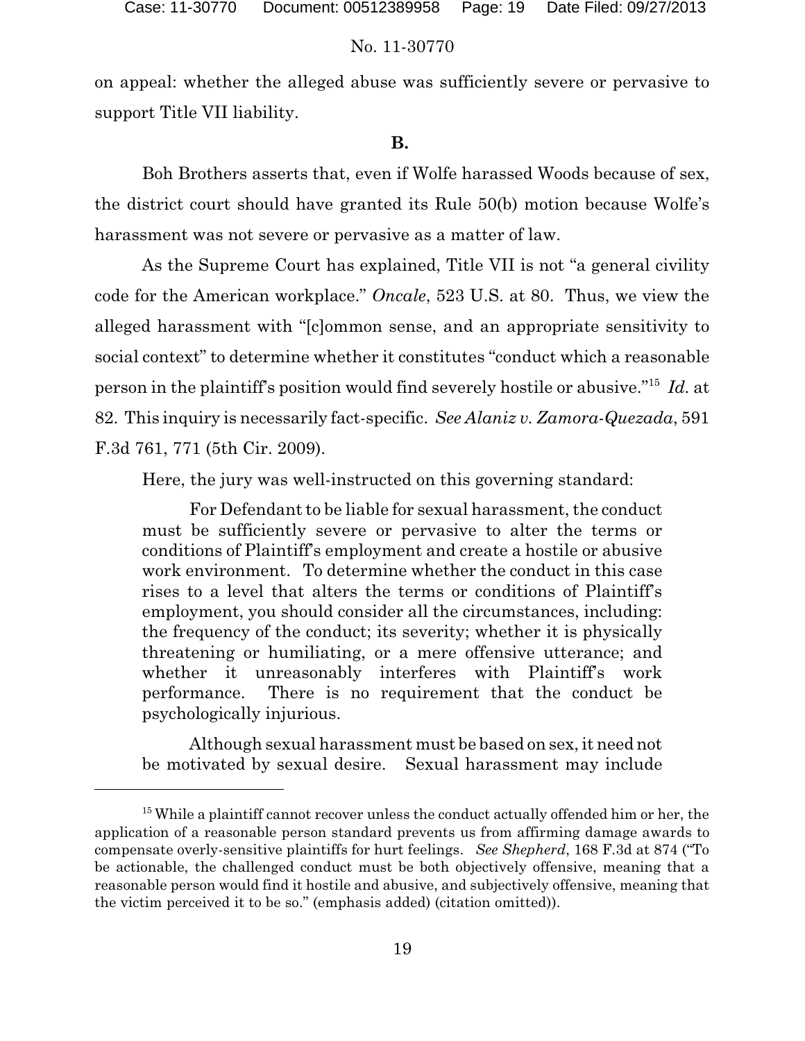on appeal: whether the alleged abuse was sufficiently severe or pervasive to support Title VII liability.

**B.**

Boh Brothers asserts that, even if Wolfe harassed Woods because of sex, the district court should have granted its Rule 50(b) motion because Wolfe's harassment was not severe or pervasive as a matter of law.

As the Supreme Court has explained, Title VII is not "a general civility code for the American workplace." *Oncale*, 523 U.S. at 80. Thus, we view the alleged harassment with "[c]ommon sense, and an appropriate sensitivity to social context" to determine whether it constitutes "conduct which a reasonable person in the plaintiff's position would find severely hostile or abusive."[15] *Id.* at 82. This inquiry is necessarily fact-specific. *See Alaniz v. Zamora-Quezada*, 591 F.3d 761, 771 (5th Cir. 2009).

Here, the jury was well-instructed on this governing standard:

> For Defendant to be liable for sexual harassment, the conduct must be sufficiently severe or pervasive to alter the terms or conditions of Plaintiff's employment and create a hostile or abusive work environment. To determine whether the conduct in this case rises to a level that alters the terms or conditions of Plaintiff's employment, you should consider all the circumstances, including: the frequency of the conduct; its severity; whether it is physically threatening or humiliating, or a mere offensive utterance; and whether it unreasonably interferes with Plaintiff's work performance. There is no requirement that the conduct be psychologically injurious.
>
> Although sexual harassment must be based on sex, it need not be motivated by sexual desire. Sexual harassment may include

---

[15] While a plaintiff cannot recover unless the conduct actually offended him or her, the application of a reasonable person standard prevents us from affirming damage awards to compensate overly-sensitive plaintiffs for hurt feelings. *See Shepherd*, 168 F.3d at 874 ("To be actionable, the challenged conduct must be both objectively offensive, meaning that a reasonable person would find it hostile and abusive, and subjectively offensive, meaning that the victim perceived it to be so." (emphasis added) (citation omitted)).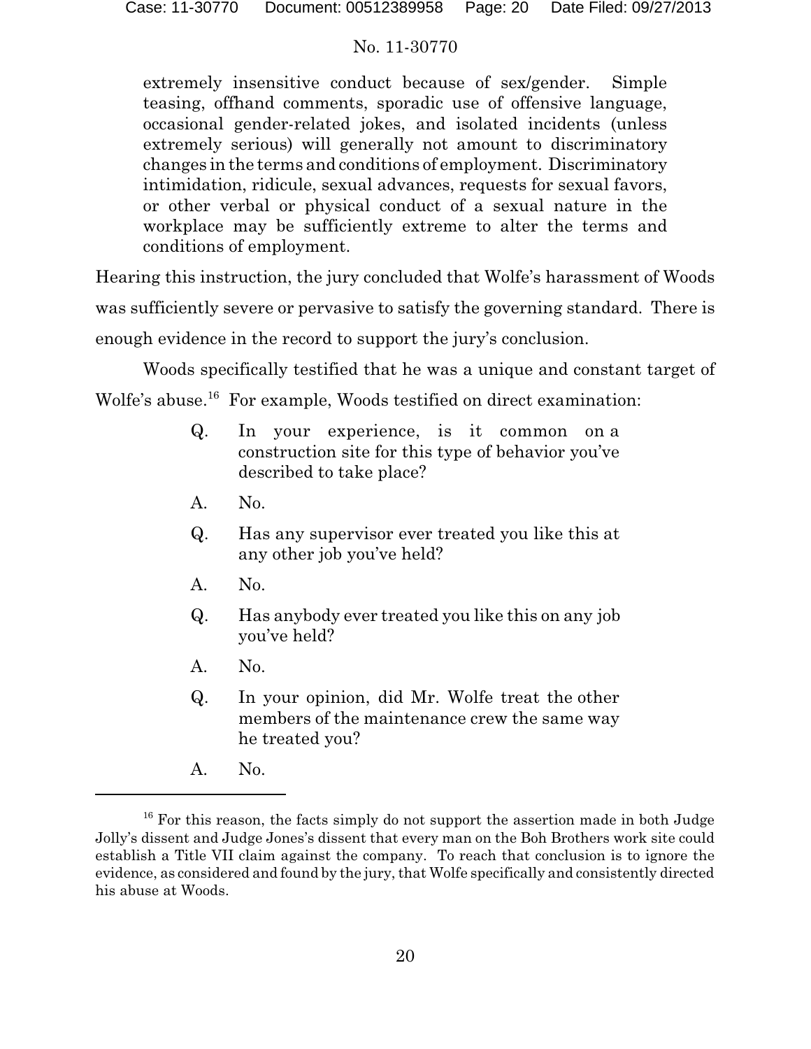> extremely insensitive conduct because of sex/gender. Simple teasing, offhand comments, sporadic use of offensive language, occasional gender-related jokes, and isolated incidents (unless extremely serious) will generally not amount to discriminatory changes in the terms and conditions of employment. Discriminatory intimidation, ridicule, sexual advances, requests for sexual favors, or other verbal or physical conduct of a sexual nature in the workplace may be sufficiently extreme to alter the terms and conditions of employment.

Hearing this instruction, the jury concluded that Wolfe's harassment of Woods was sufficiently severe or pervasive to satisfy the governing standard. There is enough evidence in the record to support the jury's conclusion.

Woods specifically testified that he was a unique and constant target of Wolfe's abuse.[16] For example, Woods testified on direct examination:

> Q. In your experience, is it common on a construction site for this type of behavior you've described to take place?
>
> A. No.
>
> Q. Has any supervisor ever treated you like this at any other job you've held?
>
> A. No.
>
> Q. Has anybody ever treated you like this on any job you've held?
>
> A. No.
>
> Q. In your opinion, did Mr. Wolfe treat the other members of the maintenance crew the same way he treated you?
>
> A. No.

---

[16] For this reason, the facts simply do not support the assertion made in both Judge Jolly's dissent and Judge Jones's dissent that every man on the Boh Brothers work site could establish a Title VII claim against the company. To reach that conclusion is to ignore the evidence, as considered and found by the jury, that Wolfe specifically and consistently directed his abuse at Woods.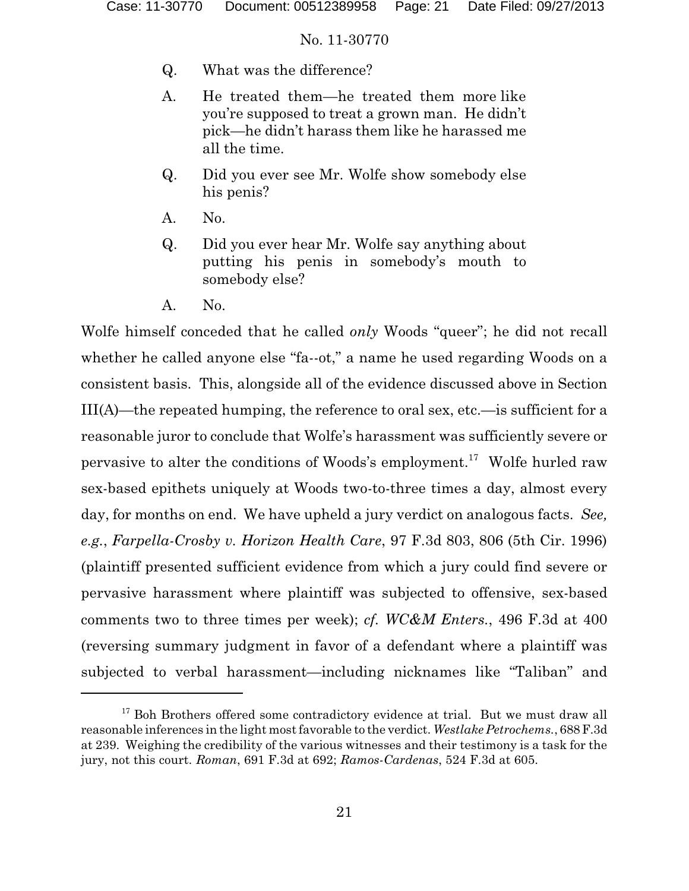Q. What was the difference?

A. He treated them—he treated them more like you're supposed to treat a grown man. He didn't pick—he didn't harass them like he harassed me all the time.

Q. Did you ever see Mr. Wolfe show somebody else his penis?

A. No.

Q. Did you ever hear Mr. Wolfe say anything about putting his penis in somebody's mouth to somebody else?

A. No.

Wolfe himself conceded that he called *only* Woods "queer"; he did not recall whether he called anyone else "fa--ot," a name he used regarding Woods on a consistent basis. This, alongside all of the evidence discussed above in Section III(A)—the repeated humping, the reference to oral sex, etc.—is sufficient for a reasonable juror to conclude that Wolfe's harassment was sufficiently severe or pervasive to alter the conditions of Woods's employment.[17] Wolfe hurled raw sex-based epithets uniquely at Woods two-to-three times a day, almost every day, for months on end. We have upheld a jury verdict on analogous facts. *See, e.g.*, *Farpella-Crosby v. Horizon Health Care*, 97 F.3d 803, 806 (5th Cir. 1996) (plaintiff presented sufficient evidence from which a jury could find severe or pervasive harassment where plaintiff was subjected to offensive, sex-based comments two to three times per week); *cf. WC&M Enters.*, 496 F.3d at 400 (reversing summary judgment in favor of a defendant where a plaintiff was subjected to verbal harassment—including nicknames like "Taliban" and

---

[17] Boh Brothers offered some contradictory evidence at trial. But we must draw all reasonable inferences in the light most favorable to the verdict. *Westlake Petrochems.*, 688 F.3d at 239. Weighing the credibility of the various witnesses and their testimony is a task for the jury, not this court. *Roman*, 691 F.3d at 692; *Ramos-Cardenas*, 524 F.3d at 605.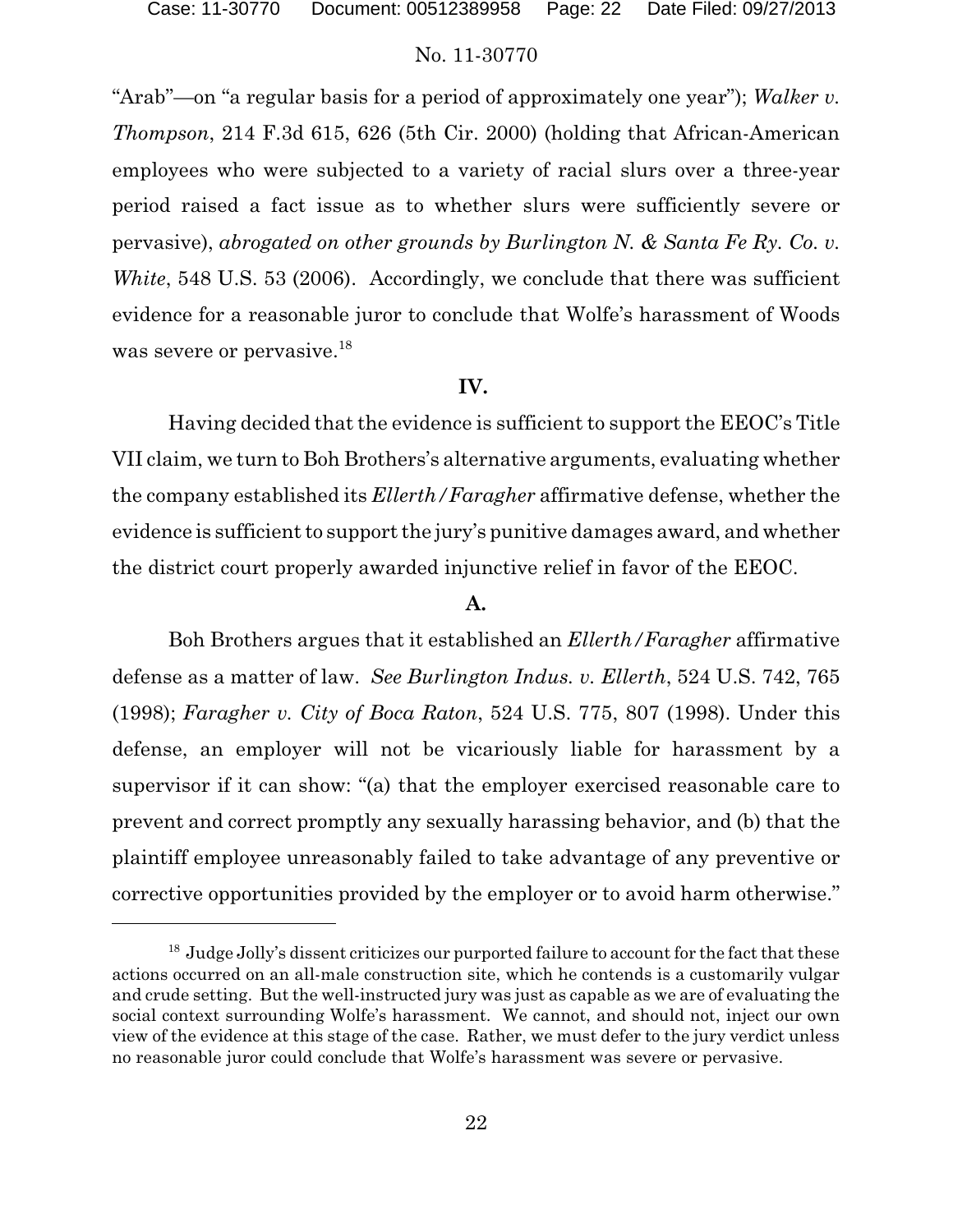"Arab"—on "a regular basis for a period of approximately one year"); *Walker v. Thompson*, 214 F.3d 615, 626 (5th Cir. 2000) (holding that African-American employees who were subjected to a variety of racial slurs over a three-year period raised a fact issue as to whether slurs were sufficiently severe or pervasive), *abrogated on other grounds by Burlington N. & Santa Fe Ry. Co. v. White*, 548 U.S. 53 (2006). Accordingly, we conclude that there was sufficient evidence for a reasonable juror to conclude that Wolfe's harassment of Woods was severe or pervasive.[18]

**IV.**

Having decided that the evidence is sufficient to support the EEOC's Title VII claim, we turn to Boh Brothers's alternative arguments, evaluating whether the company established its *Ellerth/Faragher* affirmative defense, whether the evidence is sufficient to support the jury's punitive damages award, and whether the district court properly awarded injunctive relief in favor of the EEOC.

**A.**

Boh Brothers argues that it established an *Ellerth/Faragher* affirmative defense as a matter of law. *See Burlington Indus. v. Ellerth*, 524 U.S. 742, 765 (1998); *Faragher v. City of Boca Raton*, 524 U.S. 775, 807 (1998). Under this defense, an employer will not be vicariously liable for harassment by a supervisor if it can show: "(a) that the employer exercised reasonable care to prevent and correct promptly any sexually harassing behavior, and (b) that the plaintiff employee unreasonably failed to take advantage of any preventive or corrective opportunities provided by the employer or to avoid harm otherwise."

---

[18] Judge Jolly's dissent criticizes our purported failure to account for the fact that these actions occurred on an all-male construction site, which he contends is a customarily vulgar and crude setting. But the well-instructed jury was just as capable as we are of evaluating the social context surrounding Wolfe's harassment. We cannot, and should not, inject our own view of the evidence at this stage of the case. Rather, we must defer to the jury verdict unless no reasonable juror could conclude that Wolfe's harassment was severe or pervasive.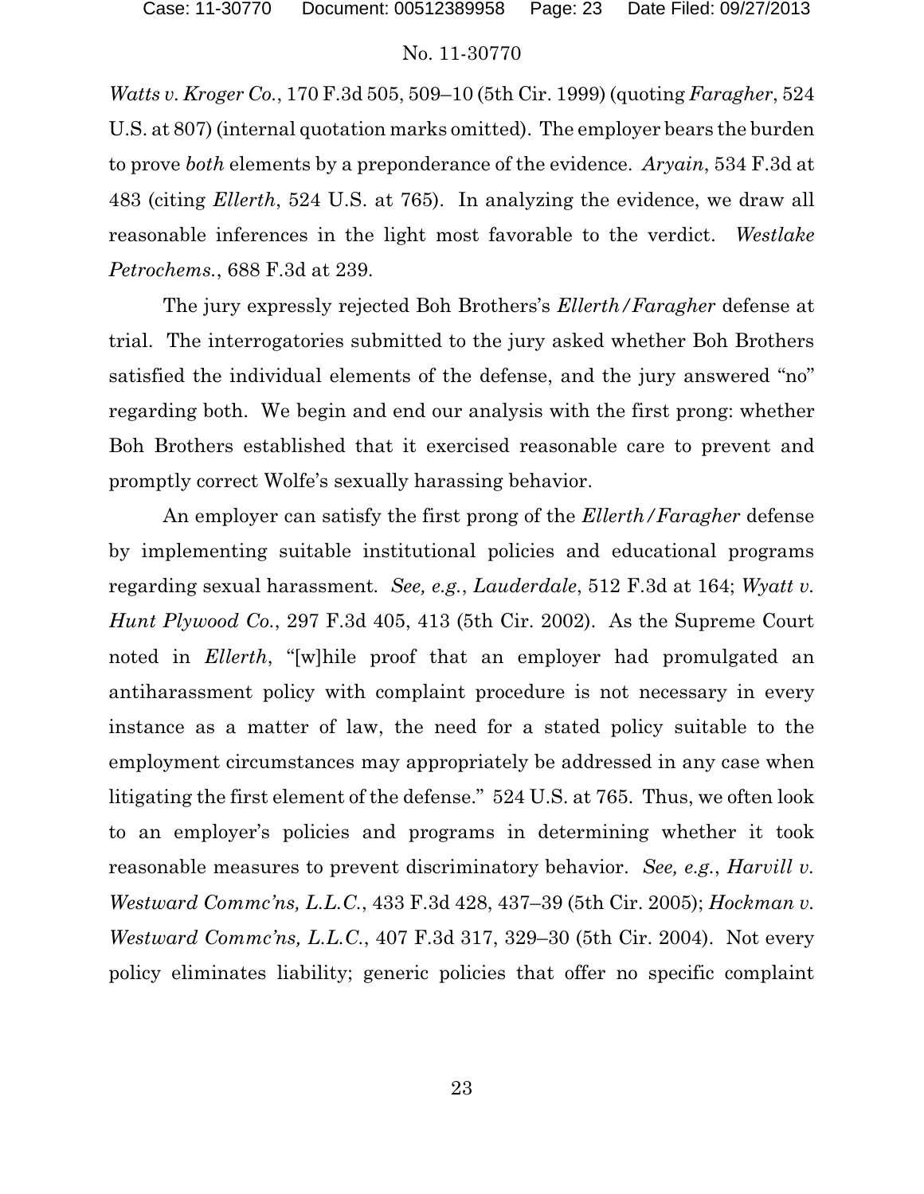*Watts v. Kroger Co.*, 170 F.3d 505, 509–10 (5th Cir. 1999) (quoting *Faragher*, 524 U.S. at 807) (internal quotation marks omitted). The employer bears the burden to prove *both* elements by a preponderance of the evidence. *Aryain*, 534 F.3d at 483 (citing *Ellerth*, 524 U.S. at 765). In analyzing the evidence, we draw all reasonable inferences in the light most favorable to the verdict. *Westlake Petrochems.*, 688 F.3d at 239.

The jury expressly rejected Boh Brothers's *Ellerth/Faragher* defense at trial. The interrogatories submitted to the jury asked whether Boh Brothers satisfied the individual elements of the defense, and the jury answered "no" regarding both. We begin and end our analysis with the first prong: whether Boh Brothers established that it exercised reasonable care to prevent and promptly correct Wolfe's sexually harassing behavior.

An employer can satisfy the first prong of the *Ellerth/Faragher* defense by implementing suitable institutional policies and educational programs regarding sexual harassment. *See, e.g.*, *Lauderdale*, 512 F.3d at 164; *Wyatt v. Hunt Plywood Co.*, 297 F.3d 405, 413 (5th Cir. 2002). As the Supreme Court noted in *Ellerth*, "[w]hile proof that an employer had promulgated an antiharassment policy with complaint procedure is not necessary in every instance as a matter of law, the need for a stated policy suitable to the employment circumstances may appropriately be addressed in any case when litigating the first element of the defense." 524 U.S. at 765. Thus, we often look to an employer's policies and programs in determining whether it took reasonable measures to prevent discriminatory behavior. *See, e.g.*, *Harvill v. Westward Commc'ns, L.L.C.*, 433 F.3d 428, 437–39 (5th Cir. 2005); *Hockman v. Westward Commc'ns, L.L.C.*, 407 F.3d 317, 329–30 (5th Cir. 2004). Not every policy eliminates liability; generic policies that offer no specific complaint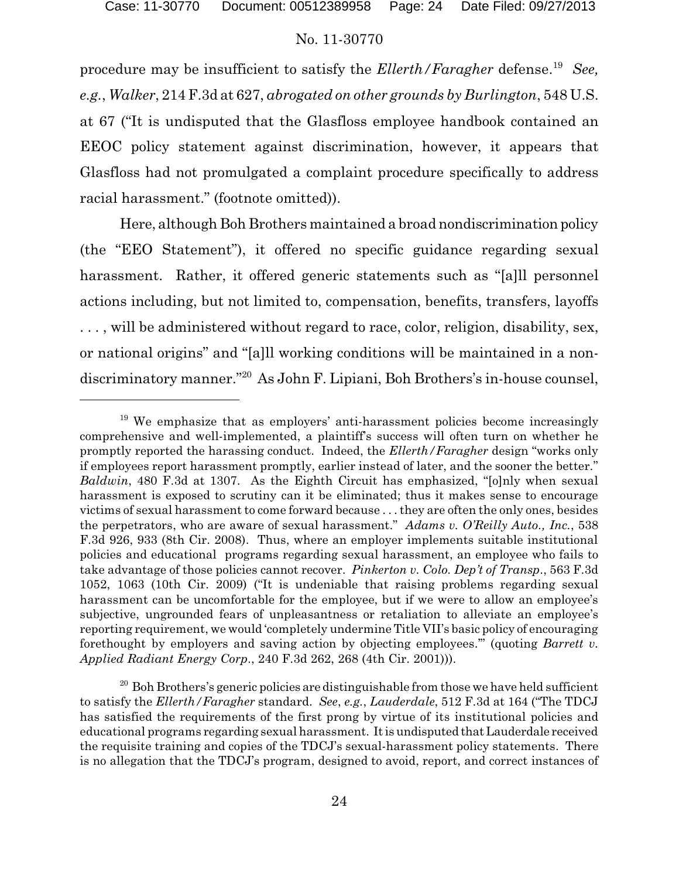procedure may be insufficient to satisfy the *Ellerth/Faragher* defense.[19] *See, e.g.*, *Walker*, 214 F.3d at 627, *abrogated on other grounds by Burlington*, 548 U.S. at 67 ("It is undisputed that the Glasfloss employee handbook contained an EEOC policy statement against discrimination, however, it appears that Glasfloss had not promulgated a complaint procedure specifically to address racial harassment." (footnote omitted)).

Here, although Boh Brothers maintained a broad nondiscrimination policy (the "EEO Statement"), it offered no specific guidance regarding sexual harassment. Rather, it offered generic statements such as "[a]ll personnel actions including, but not limited to, compensation, benefits, transfers, layoffs . . . , will be administered without regard to race, color, religion, disability, sex, or national origins" and "[a]ll working conditions will be maintained in a non-discriminatory manner."[20] As John F. Lipiani, Boh Brothers's in-house counsel,

---

[19] We emphasize that as employers' anti-harassment policies become increasingly comprehensive and well-implemented, a plaintiff's success will often turn on whether he promptly reported the harassing conduct. Indeed, the *Ellerth/Faragher* design "works only if employees report harassment promptly, earlier instead of later, and the sooner the better." *Baldwin*, 480 F.3d at 1307. As the Eighth Circuit has emphasized, "[o]nly when sexual harassment is exposed to scrutiny can it be eliminated; thus it makes sense to encourage victims of sexual harassment to come forward because . . . they are often the only ones, besides the perpetrators, who are aware of sexual harassment." *Adams v. O'Reilly Auto., Inc.*, 538 F.3d 926, 933 (8th Cir. 2008). Thus, where an employer implements suitable institutional policies and educational programs regarding sexual harassment, an employee who fails to take advantage of those policies cannot recover. *Pinkerton v. Colo. Dep't of Transp.*, 563 F.3d 1052, 1063 (10th Cir. 2009) ("It is undeniable that raising problems regarding sexual harassment can be uncomfortable for the employee, but if we were to allow an employee's subjective, ungrounded fears of unpleasantness or retaliation to alleviate an employee's reporting requirement, we would 'completely undermine Title VII's basic policy of encouraging forethought by employers and saving action by objecting employees.'" (quoting *Barrett v. Applied Radiant Energy Corp.*, 240 F.3d 262, 268 (4th Cir. 2001))).

[20] Boh Brothers's generic policies are distinguishable from those we have held sufficient to satisfy the *Ellerth/Faragher* standard. *See, e.g.*, *Lauderdale*, 512 F.3d at 164 ("The TDCJ has satisfied the requirements of the first prong by virtue of its institutional policies and educational programs regarding sexual harassment. It is undisputed that Lauderdale received the requisite training and copies of the TDCJ's sexual-harassment policy statements. There is no allegation that the TDCJ's program, designed to avoid, report, and correct instances of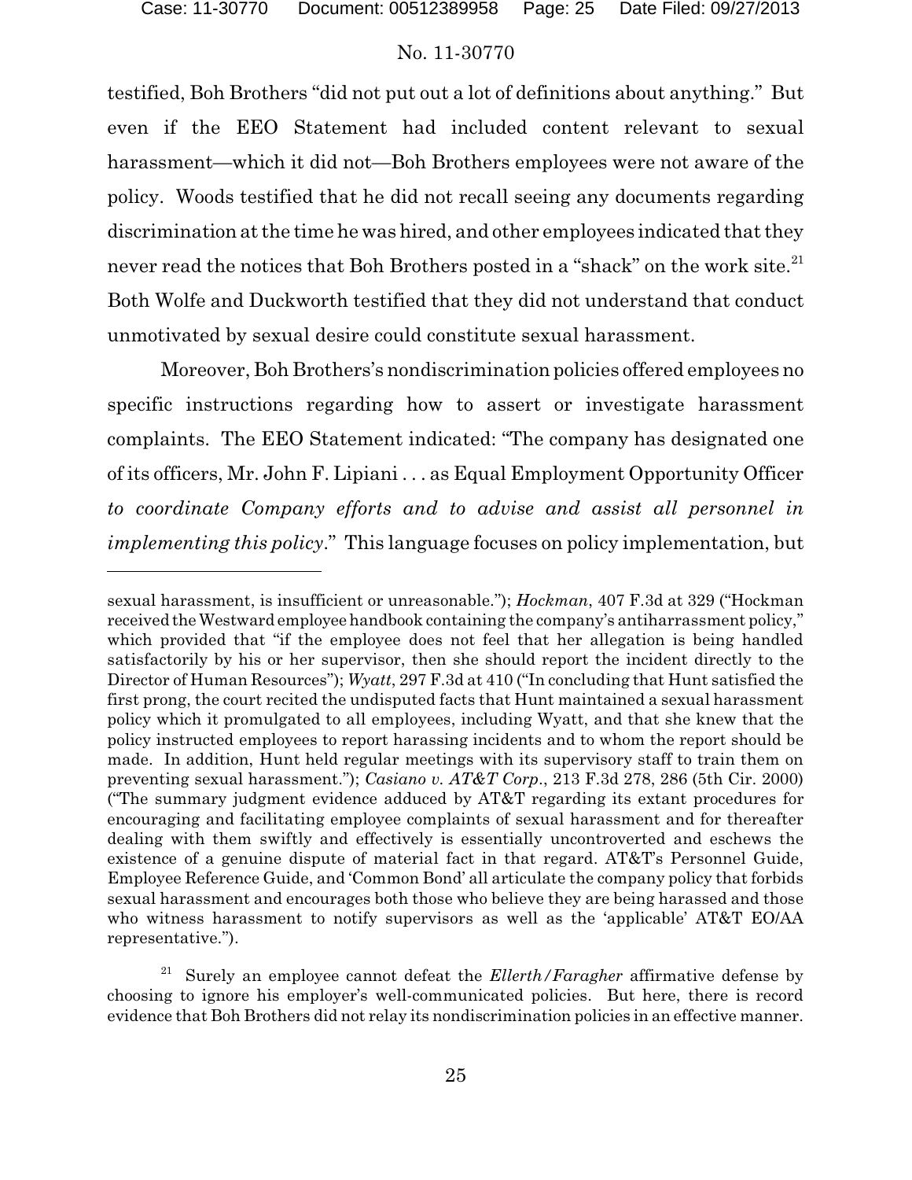testified, Boh Brothers "did not put out a lot of definitions about anything." But even if the EEO Statement had included content relevant to sexual harassment—which it did not—Boh Brothers employees were not aware of the policy. Woods testified that he did not recall seeing any documents regarding discrimination at the time he was hired, and other employees indicated that they never read the notices that Boh Brothers posted in a "shack" on the work site.[21] Both Wolfe and Duckworth testified that they did not understand that conduct unmotivated by sexual desire could constitute sexual harassment.

Moreover, Boh Brothers's nondiscrimination policies offered employees no specific instructions regarding how to assert or investigate harassment complaints. The EEO Statement indicated: "The company has designated one of its officers, Mr. John F. Lipiani . . . as Equal Employment Opportunity Officer *to coordinate Company efforts and to advise and assist all personnel in implementing this policy*." This language focuses on policy implementation, but

---

sexual harassment, is insufficient or unreasonable."); *Hockman*, 407 F.3d at 329 ("Hockman received the Westward employee handbook containing the company's antiharrassment policy," which provided that "if the employee does not feel that her allegation is being handled satisfactorily by his or her supervisor, then she should report the incident directly to the Director of Human Resources"); *Wyatt*, 297 F.3d at 410 ("In concluding that Hunt satisfied the first prong, the court recited the undisputed facts that Hunt maintained a sexual harassment policy which it promulgated to all employees, including Wyatt, and that she knew that the policy instructed employees to report harassing incidents and to whom the report should be made. In addition, Hunt held regular meetings with its supervisory staff to train them on preventing sexual harassment."); *Casiano v. AT&T Corp.*, 213 F.3d 278, 286 (5th Cir. 2000) ("The summary judgment evidence adduced by AT&T regarding its extant procedures for encouraging and facilitating employee complaints of sexual harassment and for thereafter dealing with them swiftly and effectively is essentially uncontroverted and eschews the existence of a genuine dispute of material fact in that regard. AT&T's Personnel Guide, Employee Reference Guide, and 'Common Bond' all articulate the company policy that forbids sexual harassment and encourages both those who believe they are being harassed and those who witness harassment to notify supervisors as well as the 'applicable' AT&T EO/AA representative.").

[21] Surely an employee cannot defeat the *Ellerth/Faragher* affirmative defense by choosing to ignore his employer's well-communicated policies. But here, there is record evidence that Boh Brothers did not relay its nondiscrimination policies in an effective manner.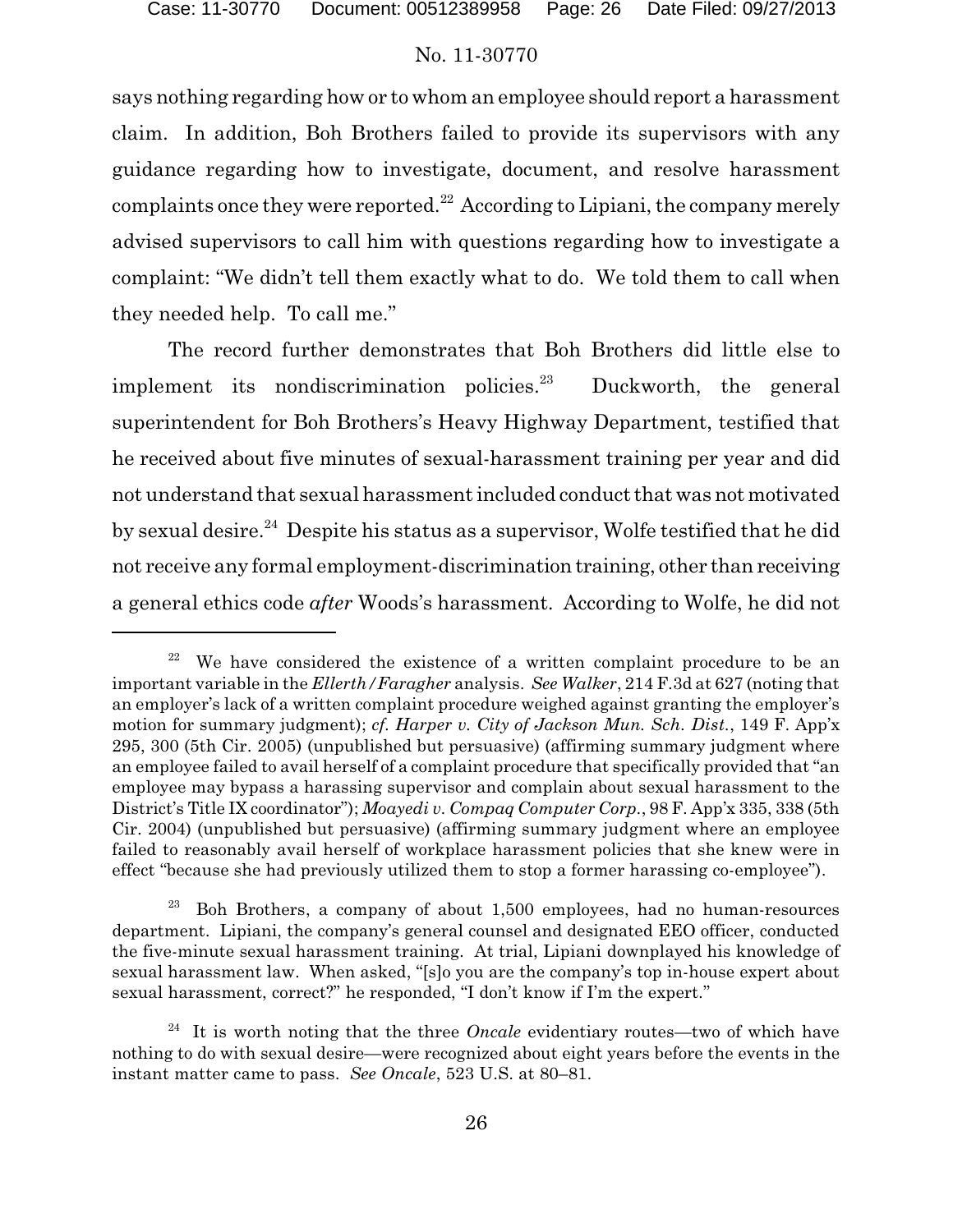says nothing regarding how or to whom an employee should report a harassment claim. In addition, Boh Brothers failed to provide its supervisors with any guidance regarding how to investigate, document, and resolve harassment complaints once they were reported.[22] According to Lipiani, the company merely advised supervisors to call him with questions regarding how to investigate a complaint: "We didn't tell them exactly what to do. We told them to call when they needed help. To call me."

The record further demonstrates that Boh Brothers did little else to implement its nondiscrimination policies.[23] Duckworth, the general superintendent for Boh Brothers's Heavy Highway Department, testified that he received about five minutes of sexual-harassment training per year and did not understand that sexual harassment included conduct that was not motivated by sexual desire.[24] Despite his status as a supervisor, Wolfe testified that he did not receive any formal employment-discrimination training, other than receiving a general ethics code *after* Woods's harassment. According to Wolfe, he did not

---

[22] We have considered the existence of a written complaint procedure to be an important variable in the *Ellerth/Faragher* analysis. *See Walker*, 214 F.3d at 627 (noting that an employer's lack of a written complaint procedure weighed against granting the employer's motion for summary judgment); *cf. Harper v. City of Jackson Mun. Sch. Dist.*, 149 F. App'x 295, 300 (5th Cir. 2005) (unpublished but persuasive) (affirming summary judgment where an employee failed to avail herself of a complaint procedure that specifically provided that "an employee may bypass a harassing supervisor and complain about sexual harassment to the District's Title IX coordinator"); *Moayedi v. Compaq Computer Corp.*, 98 F. App'x 335, 338 (5th Cir. 2004) (unpublished but persuasive) (affirming summary judgment where an employee failed to reasonably avail herself of workplace harassment policies that she knew were in effect "because she had previously utilized them to stop a former harassing co-employee").

[23] Boh Brothers, a company of about 1,500 employees, had no human-resources department. Lipiani, the company's general counsel and designated EEO officer, conducted the five-minute sexual harassment training. At trial, Lipiani downplayed his knowledge of sexual harassment law. When asked, "[s]o you are the company's top in-house expert about sexual harassment, correct?" he responded, "I don't know if I'm the expert."

[24] It is worth noting that the three *Oncale* evidentiary routes—two of which have nothing to do with sexual desire—were recognized about eight years before the events in the instant matter came to pass. *See Oncale*, 523 U.S. at 80–81.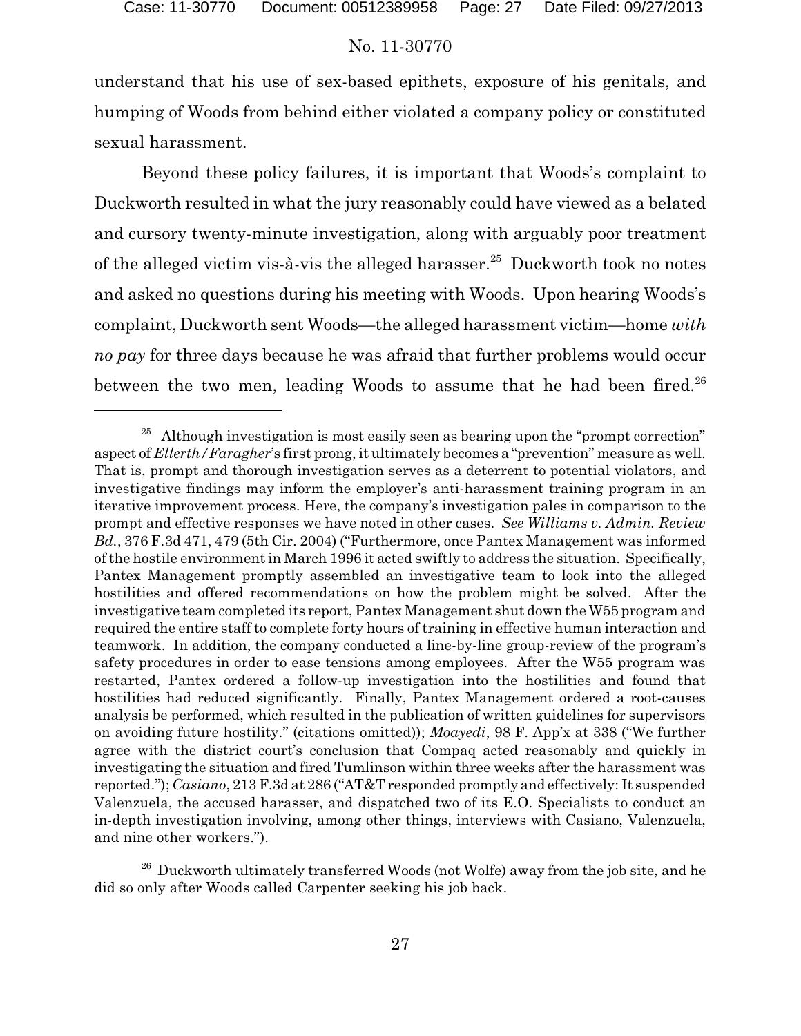understand that his use of sex-based epithets, exposure of his genitals, and humping of Woods from behind either violated a company policy or constituted sexual harassment.

Beyond these policy failures, it is important that Woods's complaint to Duckworth resulted in what the jury reasonably could have viewed as a belated and cursory twenty-minute investigation, along with arguably poor treatment of the alleged victim vis-à-vis the alleged harasser.[25] Duckworth took no notes and asked no questions during his meeting with Woods. Upon hearing Woods's complaint, Duckworth sent Woods—the alleged harassment victim—home *with no pay* for three days because he was afraid that further problems would occur between the two men, leading Woods to assume that he had been fired.[26]

---

[25] Although investigation is most easily seen as bearing upon the "prompt correction" aspect of *Ellerth/Faragher*'s first prong, it ultimately becomes a "prevention" measure as well. That is, prompt and thorough investigation serves as a deterrent to potential violators, and investigative findings may inform the employer's anti-harassment training program in an iterative improvement process. Here, the company's investigation pales in comparison to the prompt and effective responses we have noted in other cases. *See Williams v. Admin. Review Bd.*, 376 F.3d 471, 479 (5th Cir. 2004) ("Furthermore, once Pantex Management was informed of the hostile environment in March 1996 it acted swiftly to address the situation. Specifically, Pantex Management promptly assembled an investigative team to look into the alleged hostilities and offered recommendations on how the problem might be solved. After the investigative team completed its report, Pantex Management shut down the W55 program and required the entire staff to complete forty hours of training in effective human interaction and teamwork. In addition, the company conducted a line-by-line group-review of the program's safety procedures in order to ease tensions among employees. After the W55 program was restarted, Pantex ordered a follow-up investigation into the hostilities and found that hostilities had reduced significantly. Finally, Pantex Management ordered a root-causes analysis be performed, which resulted in the publication of written guidelines for supervisors on avoiding future hostility." (citations omitted)); *Moayedi*, 98 F. App'x at 338 ("We further agree with the district court's conclusion that Compaq acted reasonably and quickly in investigating the situation and fired Tumlinson within three weeks after the harassment was reported."); *Casiano*, 213 F.3d at 286 ("AT&T responded promptly and effectively: It suspended Valenzuela, the accused harasser, and dispatched two of its E.O. Specialists to conduct an in-depth investigation involving, among other things, interviews with Casiano, Valenzuela, and nine other workers.").

[26] Duckworth ultimately transferred Woods (not Wolfe) away from the job site, and he did so only after Woods called Carpenter seeking his job back.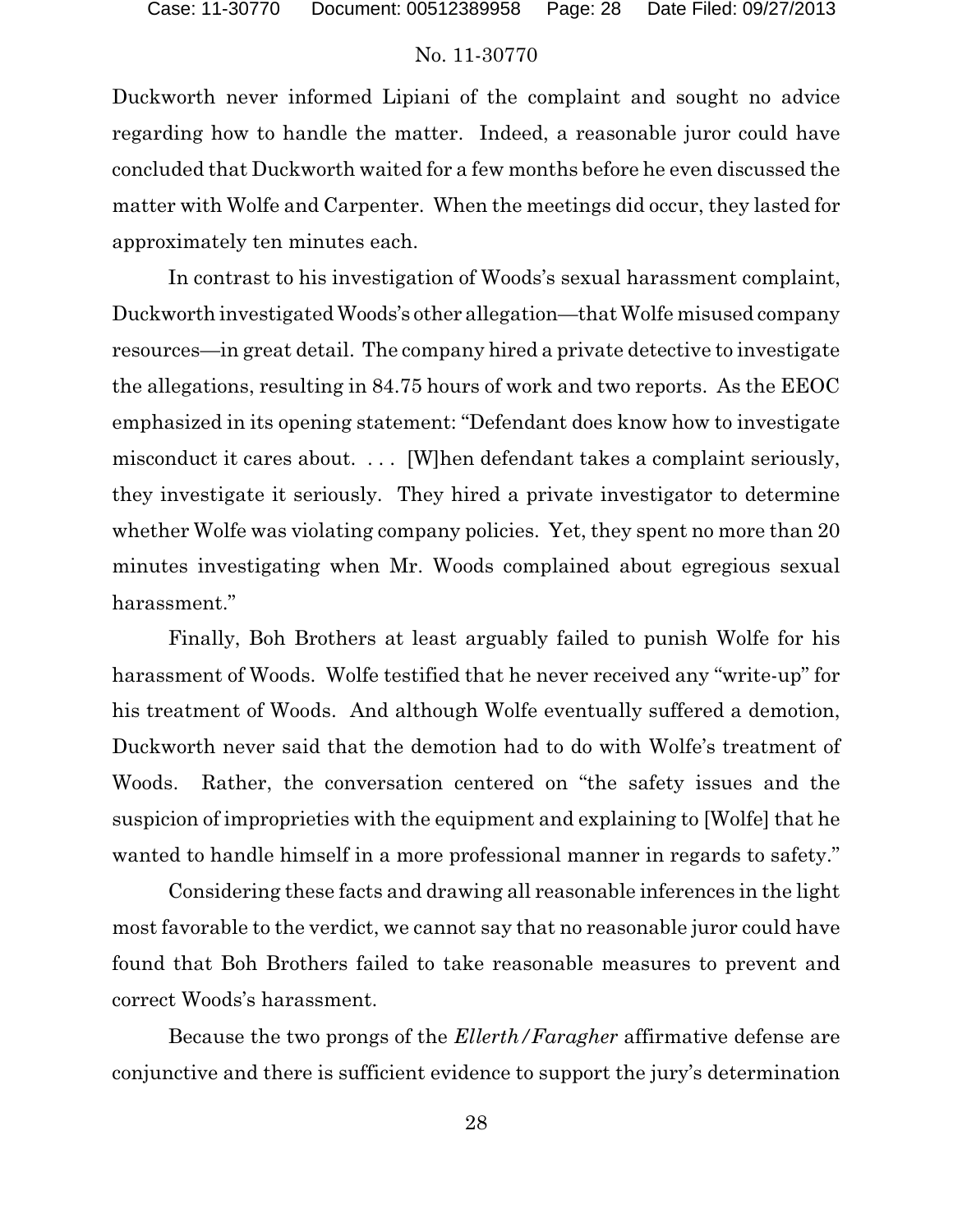Duckworth never informed Lipiani of the complaint and sought no advice regarding how to handle the matter. Indeed, a reasonable juror could have concluded that Duckworth waited for a few months before he even discussed the matter with Wolfe and Carpenter. When the meetings did occur, they lasted for approximately ten minutes each.

In contrast to his investigation of Woods's sexual harassment complaint, Duckworth investigated Woods's other allegation—that Wolfe misused company resources—in great detail. The company hired a private detective to investigate the allegations, resulting in 84.75 hours of work and two reports. As the EEOC emphasized in its opening statement: "Defendant does know how to investigate misconduct it cares about. . . . [W]hen defendant takes a complaint seriously, they investigate it seriously. They hired a private investigator to determine whether Wolfe was violating company policies. Yet, they spent no more than 20 minutes investigating when Mr. Woods complained about egregious sexual harassment."

Finally, Boh Brothers at least arguably failed to punish Wolfe for his harassment of Woods. Wolfe testified that he never received any "write-up" for his treatment of Woods. And although Wolfe eventually suffered a demotion, Duckworth never said that the demotion had to do with Wolfe's treatment of Woods. Rather, the conversation centered on "the safety issues and the suspicion of improprieties with the equipment and explaining to [Wolfe] that he wanted to handle himself in a more professional manner in regards to safety."

Considering these facts and drawing all reasonable inferences in the light most favorable to the verdict, we cannot say that no reasonable juror could have found that Boh Brothers failed to take reasonable measures to prevent and correct Woods's harassment.

Because the two prongs of the *Ellerth/Faragher* affirmative defense are conjunctive and there is sufficient evidence to support the jury's determination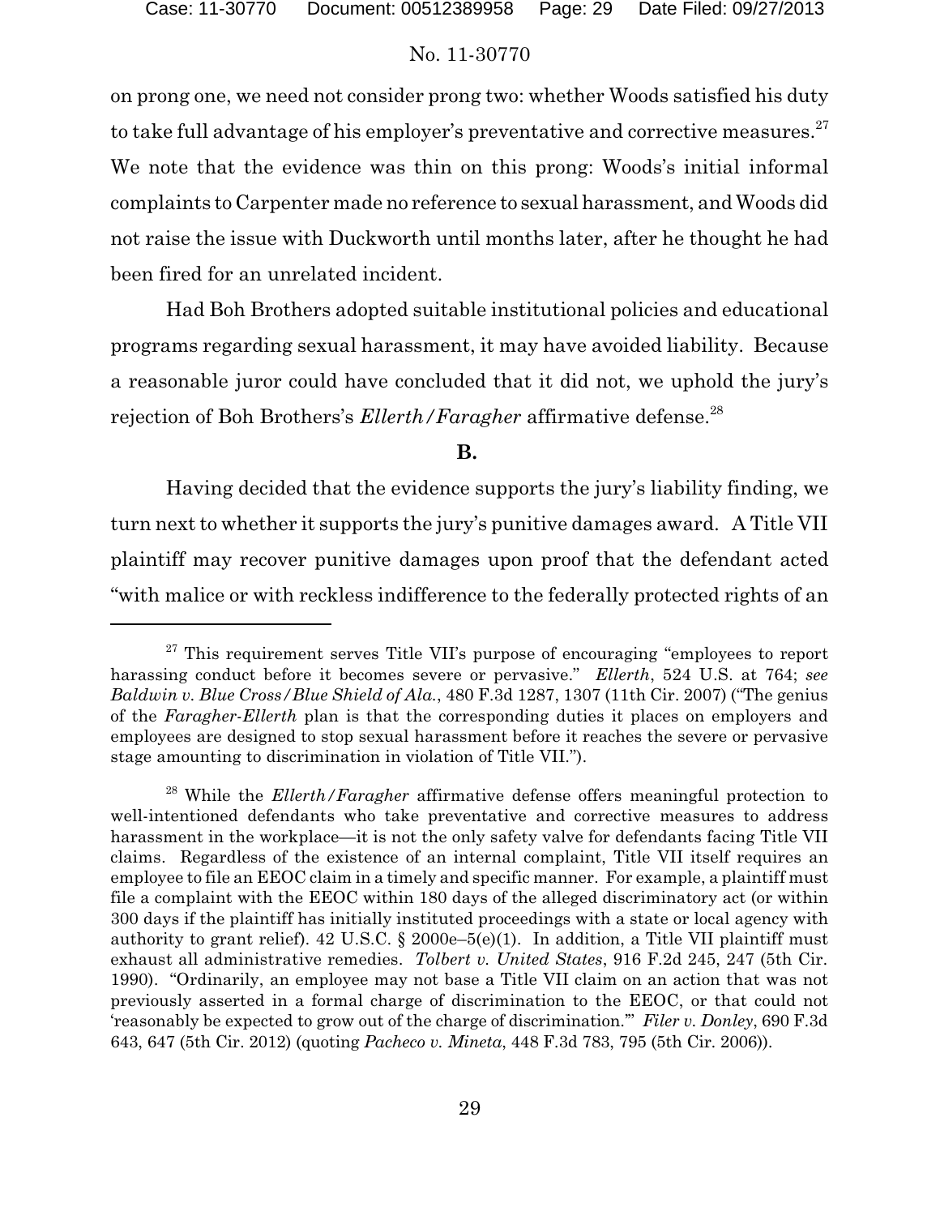on prong one, we need not consider prong two: whether Woods satisfied his duty to take full advantage of his employer's preventative and corrective measures.[27] We note that the evidence was thin on this prong: Woods's initial informal complaints to Carpenter made no reference to sexual harassment, and Woods did not raise the issue with Duckworth until months later, after he thought he had been fired for an unrelated incident.

Had Boh Brothers adopted suitable institutional policies and educational programs regarding sexual harassment, it may have avoided liability. Because a reasonable juror could have concluded that it did not, we uphold the jury's rejection of Boh Brothers's *Ellerth/Faragher* affirmative defense.[28]

**B.**

Having decided that the evidence supports the jury's liability finding, we turn next to whether it supports the jury's punitive damages award. A Title VII plaintiff may recover punitive damages upon proof that the defendant acted "with malice or with reckless indifference to the federally protected rights of an

---

[27] This requirement serves Title VII's purpose of encouraging "employees to report harassing conduct before it becomes severe or pervasive." *Ellerth*, 524 U.S. at 764; *see Baldwin v. Blue Cross/Blue Shield of Ala.*, 480 F.3d 1287, 1307 (11th Cir. 2007) ("The genius of the *Faragher-Ellerth* plan is that the corresponding duties it places on employers and employees are designed to stop sexual harassment before it reaches the severe or pervasive stage amounting to discrimination in violation of Title VII.").

[28] While the *Ellerth/Faragher* affirmative defense offers meaningful protection to well-intentioned defendants who take preventative and corrective measures to address harassment in the workplace—it is not the only safety valve for defendants facing Title VII claims. Regardless of the existence of an internal complaint, Title VII itself requires an employee to file an EEOC claim in a timely and specific manner. For example, a plaintiff must file a complaint with the EEOC within 180 days of the alleged discriminatory act (or within 300 days if the plaintiff has initially instituted proceedings with a state or local agency with authority to grant relief). 42 U.S.C. § 2000e–5(e)(1). In addition, a Title VII plaintiff must exhaust all administrative remedies. *Tolbert v. United States*, 916 F.2d 245, 247 (5th Cir. 1990). "Ordinarily, an employee may not base a Title VII claim on an action that was not previously asserted in a formal charge of discrimination to the EEOC, or that could not 'reasonably be expected to grow out of the charge of discrimination.'" *Filer v. Donley*, 690 F.3d 643, 647 (5th Cir. 2012) (quoting *Pacheco v. Mineta*, 448 F.3d 783, 795 (5th Cir. 2006)).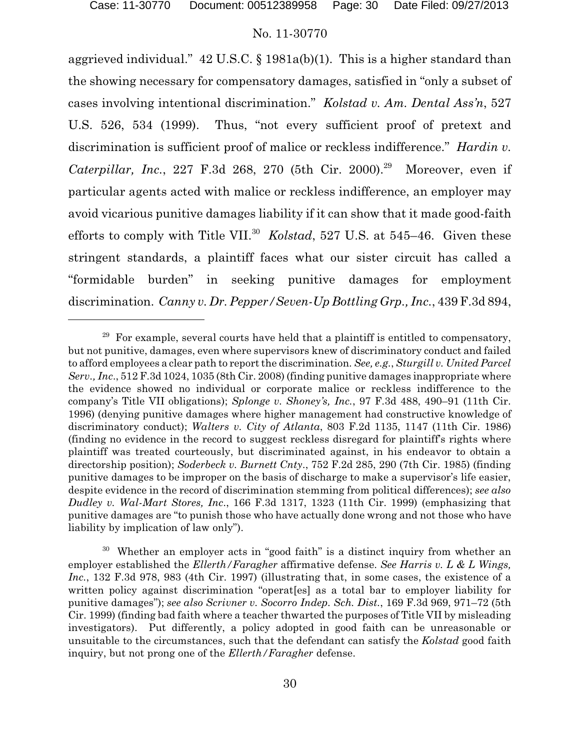aggrieved individual." 42 U.S.C. § 1981a(b)(1). This is a higher standard than the showing necessary for compensatory damages, satisfied in "only a subset of cases involving intentional discrimination." *Kolstad v. Am. Dental Ass'n*, 527 U.S. 526, 534 (1999). Thus, "not every sufficient proof of pretext and discrimination is sufficient proof of malice or reckless indifference." *Hardin v. Caterpillar, Inc.*, 227 F.3d 268, 270 (5th Cir. 2000).[29] Moreover, even if particular agents acted with malice or reckless indifference, an employer may avoid vicarious punitive damages liability if it can show that it made good-faith efforts to comply with Title VII.[30] *Kolstad*, 527 U.S. at 545–46. Given these stringent standards, a plaintiff faces what our sister circuit has called a "formidable burden" in seeking punitive damages for employment discrimination. *Canny v. Dr. Pepper/Seven-Up Bottling Grp., Inc.*, 439 F.3d 894,

---

[29] For example, several courts have held that a plaintiff is entitled to compensatory, but not punitive, damages, even where supervisors knew of discriminatory conduct and failed to afford employees a clear path to report the discrimination. *See, e.g.*, *Sturgill v. United Parcel Serv., Inc*., 512 F.3d 1024, 1035 (8th Cir. 2008) (finding punitive damages inappropriate where the evidence showed no individual or corporate malice or reckless indifference to the company's Title VII obligations); *Splonge v. Shoney's, Inc.*, 97 F.3d 488, 490–91 (11th Cir. 1996) (denying punitive damages where higher management had constructive knowledge of discriminatory conduct); *Walters v. City of Atlanta*, 803 F.2d 1135, 1147 (11th Cir. 1986) (finding no evidence in the record to suggest reckless disregard for plaintiff's rights where plaintiff was treated courteously, but discriminated against, in his endeavor to obtain a directorship position); *Soderbeck v. Burnett Cnty*., 752 F.2d 285, 290 (7th Cir. 1985) (finding punitive damages to be improper on the basis of discharge to make a supervisor's life easier, despite evidence in the record of discrimination stemming from political differences); *see also Dudley v. Wal-Mart Stores, Inc*., 166 F.3d 1317, 1323 (11th Cir. 1999) (emphasizing that punitive damages are "to punish those who have actually done wrong and not those who have liability by implication of law only").

[30] Whether an employer acts in "good faith" is a distinct inquiry from whether an employer established the *Ellerth/Faragher* affirmative defense. *See Harris v. L & L Wings, Inc.*, 132 F.3d 978, 983 (4th Cir. 1997) (illustrating that, in some cases, the existence of a written policy against discrimination "operat[es] as a total bar to employer liability for punitive damages"); *see also Scrivner v. Socorro Indep. Sch. Dist.*, 169 F.3d 969, 971–72 (5th Cir. 1999) (finding bad faith where a teacher thwarted the purposes of Title VII by misleading investigators). Put differently, a policy adopted in good faith can be unreasonable or unsuitable to the circumstances, such that the defendant can satisfy the *Kolstad* good faith inquiry, but not prong one of the *Ellerth/Faragher* defense.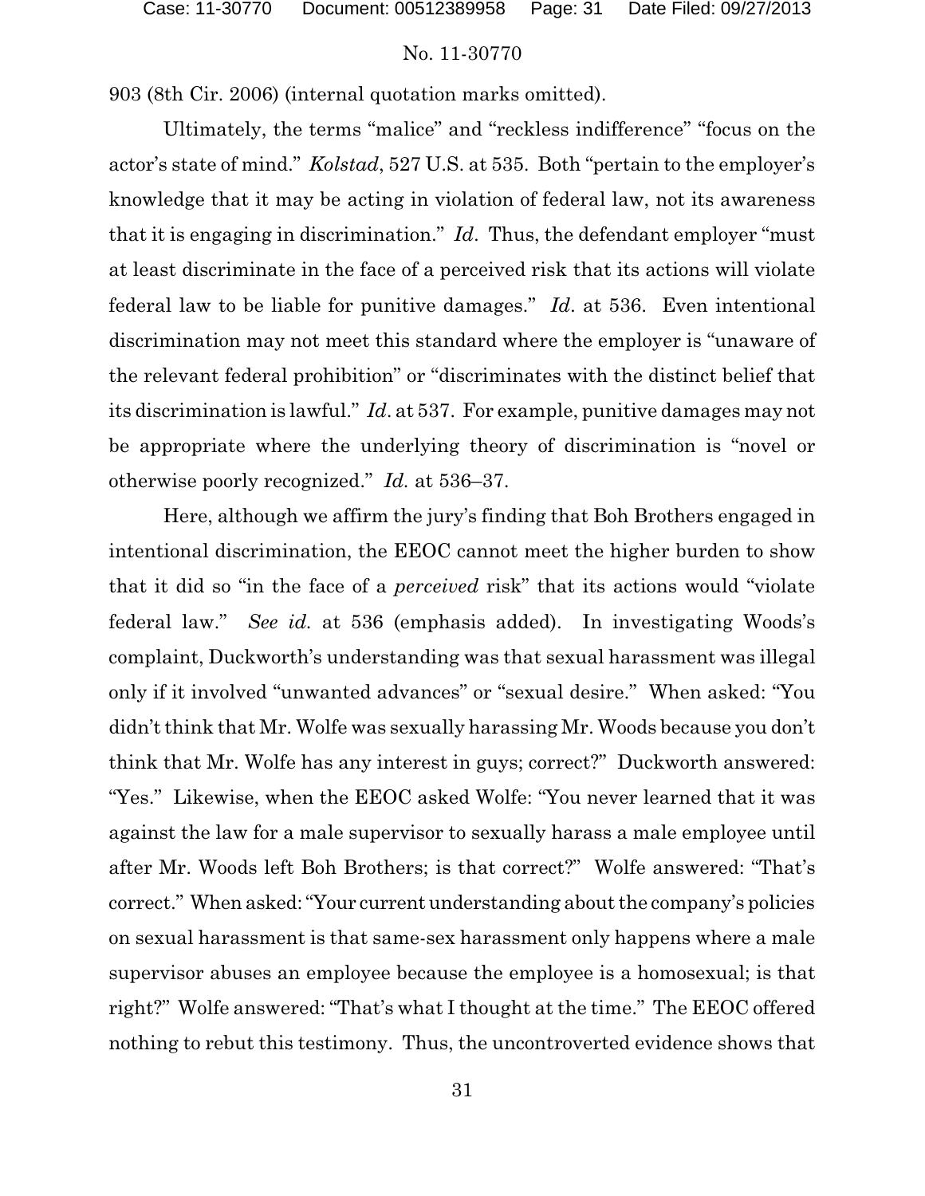903 (8th Cir. 2006) (internal quotation marks omitted).

Ultimately, the terms "malice" and "reckless indifference" "focus on the actor's state of mind." *Kolstad*, 527 U.S. at 535. Both "pertain to the employer's knowledge that it may be acting in violation of federal law, not its awareness that it is engaging in discrimination." *Id*. Thus, the defendant employer "must at least discriminate in the face of a perceived risk that its actions will violate federal law to be liable for punitive damages." *Id*. at 536. Even intentional discrimination may not meet this standard where the employer is "unaware of the relevant federal prohibition" or "discriminates with the distinct belief that its discrimination is lawful." *Id*. at 537. For example, punitive damages may not be appropriate where the underlying theory of discrimination is "novel or otherwise poorly recognized." *Id.* at 536–37.

Here, although we affirm the jury's finding that Boh Brothers engaged in intentional discrimination, the EEOC cannot meet the higher burden to show that it did so "in the face of a *perceived* risk" that its actions would "violate federal law." *See id.* at 536 (emphasis added). In investigating Woods's complaint, Duckworth's understanding was that sexual harassment was illegal only if it involved "unwanted advances" or "sexual desire." When asked: "You didn't think that Mr. Wolfe was sexually harassing Mr. Woods because you don't think that Mr. Wolfe has any interest in guys; correct?" Duckworth answered: "Yes." Likewise, when the EEOC asked Wolfe: "You never learned that it was against the law for a male supervisor to sexually harass a male employee until after Mr. Woods left Boh Brothers; is that correct?" Wolfe answered: "That's correct." When asked: "Your current understanding about the company's policies on sexual harassment is that same-sex harassment only happens where a male supervisor abuses an employee because the employee is a homosexual; is that right?" Wolfe answered: "That's what I thought at the time." The EEOC offered nothing to rebut this testimony. Thus, the uncontroverted evidence shows that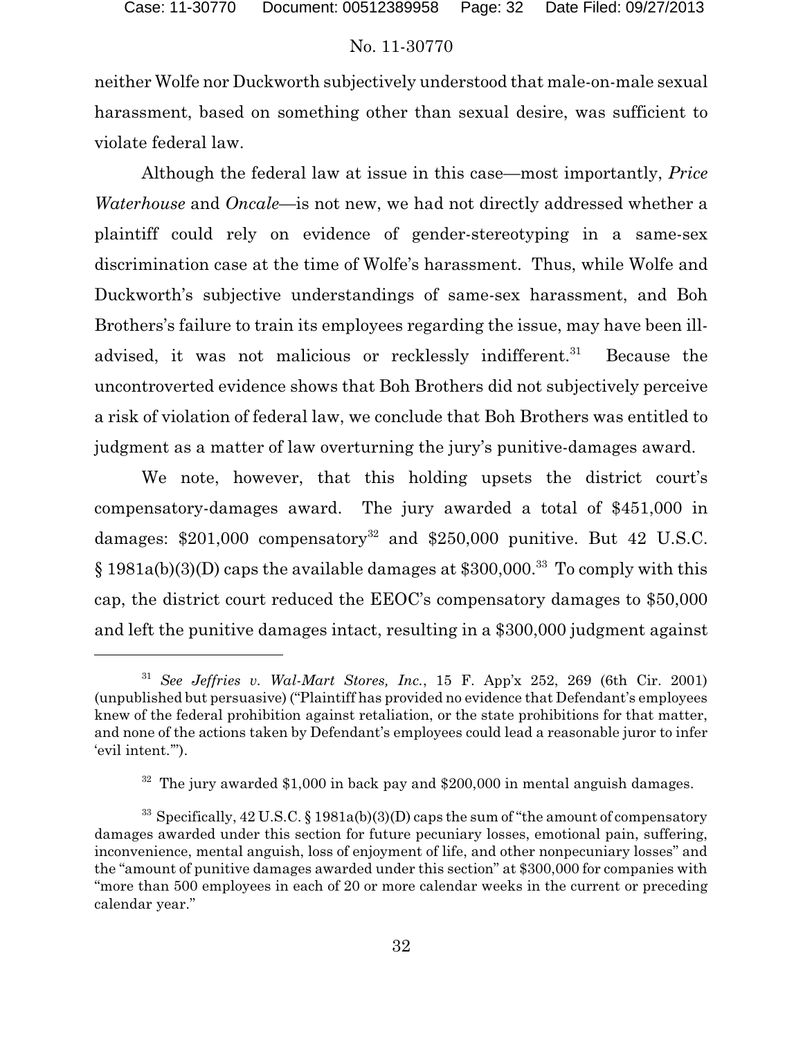neither Wolfe nor Duckworth subjectively understood that male-on-male sexual harassment, based on something other than sexual desire, was sufficient to violate federal law.

Although the federal law at issue in this case—most importantly, *Price Waterhouse* and *Oncale*—is not new, we had not directly addressed whether a plaintiff could rely on evidence of gender-stereotyping in a same-sex discrimination case at the time of Wolfe's harassment. Thus, while Wolfe and Duckworth's subjective understandings of same-sex harassment, and Boh Brothers's failure to train its employees regarding the issue, may have been ill-advised, it was not malicious or recklessly indifferent.[31] Because the uncontroverted evidence shows that Boh Brothers did not subjectively perceive a risk of violation of federal law, we conclude that Boh Brothers was entitled to judgment as a matter of law overturning the jury's punitive-damages award.

We note, however, that this holding upsets the district court's compensatory-damages award. The jury awarded a total of $451,000 in damages: $201,000 compensatory[32] and $250,000 punitive. But 42 U.S.C. § 1981a(b)(3)(D) caps the available damages at $300,000.[33] To comply with this cap, the district court reduced the EEOC's compensatory damages to $50,000 and left the punitive damages intact, resulting in a $300,000 judgment against

---

[31] *See Jeffries v. Wal-Mart Stores, Inc.*, 15 F. App'x 252, 269 (6th Cir. 2001) (unpublished but persuasive) ("Plaintiff has provided no evidence that Defendant's employees knew of the federal prohibition against retaliation, or the state prohibitions for that matter, and none of the actions taken by Defendant's employees could lead a reasonable juror to infer 'evil intent.'").

[32] The jury awarded $1,000 in back pay and $200,000 in mental anguish damages.

[33] Specifically, 42 U.S.C. § 1981a(b)(3)(D) caps the sum of "the amount of compensatory damages awarded under this section for future pecuniary losses, emotional pain, suffering, inconvenience, mental anguish, loss of enjoyment of life, and other nonpecuniary losses" and the "amount of punitive damages awarded under this section" at $300,000 for companies with "more than 500 employees in each of 20 or more calendar weeks in the current or preceding calendar year."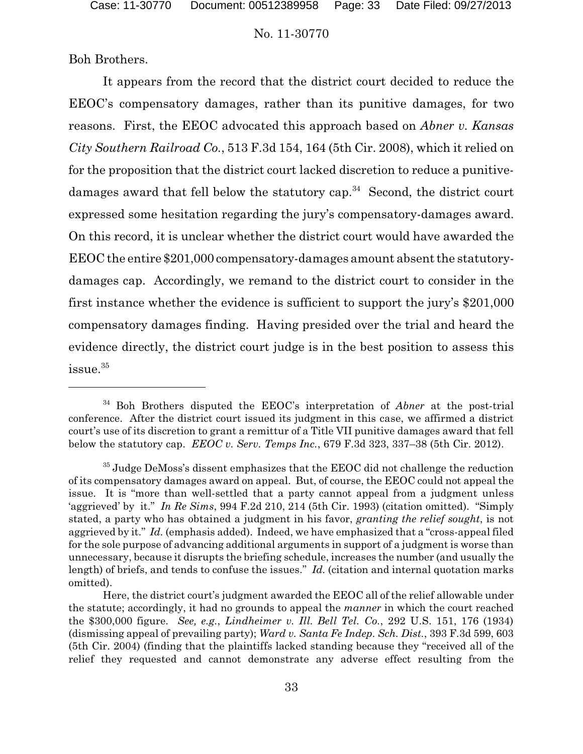Boh Brothers.

It appears from the record that the district court decided to reduce the EEOC's compensatory damages, rather than its punitive damages, for two reasons. First, the EEOC advocated this approach based on *Abner v. Kansas City Southern Railroad Co.*, 513 F.3d 154, 164 (5th Cir. 2008), which it relied on for the proposition that the district court lacked discretion to reduce a punitive-damages award that fell below the statutory cap.[34] Second, the district court expressed some hesitation regarding the jury's compensatory-damages award. On this record, it is unclear whether the district court would have awarded the EEOC the entire $201,000 compensatory-damages amount absent the statutory-damages cap. Accordingly, we remand to the district court to consider in the first instance whether the evidence is sufficient to support the jury's $201,000 compensatory damages finding. Having presided over the trial and heard the evidence directly, the district court judge is in the best position to assess this issue.[35]

---

[34] Boh Brothers disputed the EEOC's interpretation of *Abner* at the post-trial conference. After the district court issued its judgment in this case, we affirmed a district court's use of its discretion to grant a remittur of a Title VII punitive damages award that fell below the statutory cap. *EEOC v. Serv. Temps Inc.*, 679 F.3d 323, 337–38 (5th Cir. 2012).

[35] Judge DeMoss's dissent emphasizes that the EEOC did not challenge the reduction of its compensatory damages award on appeal. But, of course, the EEOC could not appeal the issue. It is "more than well-settled that a party cannot appeal from a judgment unless 'aggrieved' by it." *In Re Sims*, 994 F.2d 210, 214 (5th Cir. 1993) (citation omitted). "Simply stated, a party who has obtained a judgment in his favor, *granting the relief sought*, is not aggrieved by it." *Id.* (emphasis added). Indeed, we have emphasized that a "cross-appeal filed for the sole purpose of advancing additional arguments in support of a judgment is worse than unnecessary, because it disrupts the briefing schedule, increases the number (and usually the length) of briefs, and tends to confuse the issues." *Id.* (citation and internal quotation marks omitted).

Here, the district court's judgment awarded the EEOC all of the relief allowable under the statute; accordingly, it had no grounds to appeal the *manner* in which the court reached the $300,000 figure. *See, e.g.*, *Lindheimer v. Ill. Bell Tel. Co.*, 292 U.S. 151, 176 (1934) (dismissing appeal of prevailing party); *Ward v. Santa Fe Indep. Sch. Dist.*, 393 F.3d 599, 603 (5th Cir. 2004) (finding that the plaintiffs lacked standing because they "received all of the relief they requested and cannot demonstrate any adverse effect resulting from the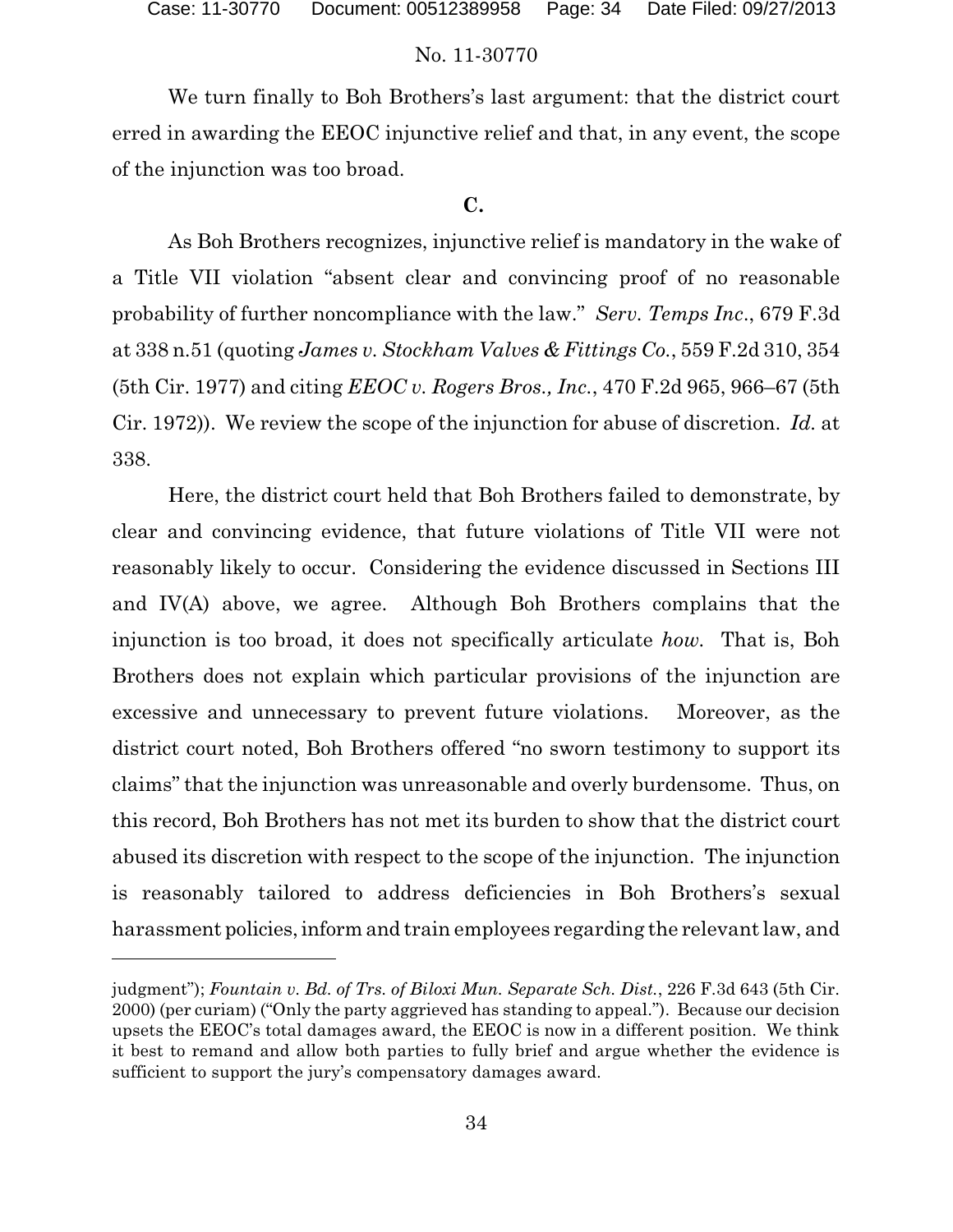We turn finally to Boh Brothers's last argument: that the district court erred in awarding the EEOC injunctive relief and that, in any event, the scope of the injunction was too broad.

**C.**

As Boh Brothers recognizes, injunctive relief is mandatory in the wake of a Title VII violation "absent clear and convincing proof of no reasonable probability of further noncompliance with the law." *Serv. Temps Inc.*, 679 F.3d at 338 n.51 (quoting *James v. Stockham Valves & Fittings Co.*, 559 F.2d 310, 354 (5th Cir. 1977) and citing *EEOC v. Rogers Bros., Inc.*, 470 F.2d 965, 966–67 (5th Cir. 1972)). We review the scope of the injunction for abuse of discretion. *Id.* at 338.

Here, the district court held that Boh Brothers failed to demonstrate, by clear and convincing evidence, that future violations of Title VII were not reasonably likely to occur. Considering the evidence discussed in Sections III and IV(A) above, we agree. Although Boh Brothers complains that the injunction is too broad, it does not specifically articulate *how*. That is, Boh Brothers does not explain which particular provisions of the injunction are excessive and unnecessary to prevent future violations. Moreover, as the district court noted, Boh Brothers offered "no sworn testimony to support its claims" that the injunction was unreasonable and overly burdensome. Thus, on this record, Boh Brothers has not met its burden to show that the district court abused its discretion with respect to the scope of the injunction. The injunction is reasonably tailored to address deficiencies in Boh Brothers's sexual harassment policies, inform and train employees regarding the relevant law, and

---

judgment"); *Fountain v. Bd. of Trs. of Biloxi Mun. Separate Sch. Dist.*, 226 F.3d 643 (5th Cir. 2000) (per curiam) ("Only the party aggrieved has standing to appeal."). Because our decision upsets the EEOC's total damages award, the EEOC is now in a different position. We think it best to remand and allow both parties to fully brief and argue whether the evidence is sufficient to support the jury's compensatory damages award.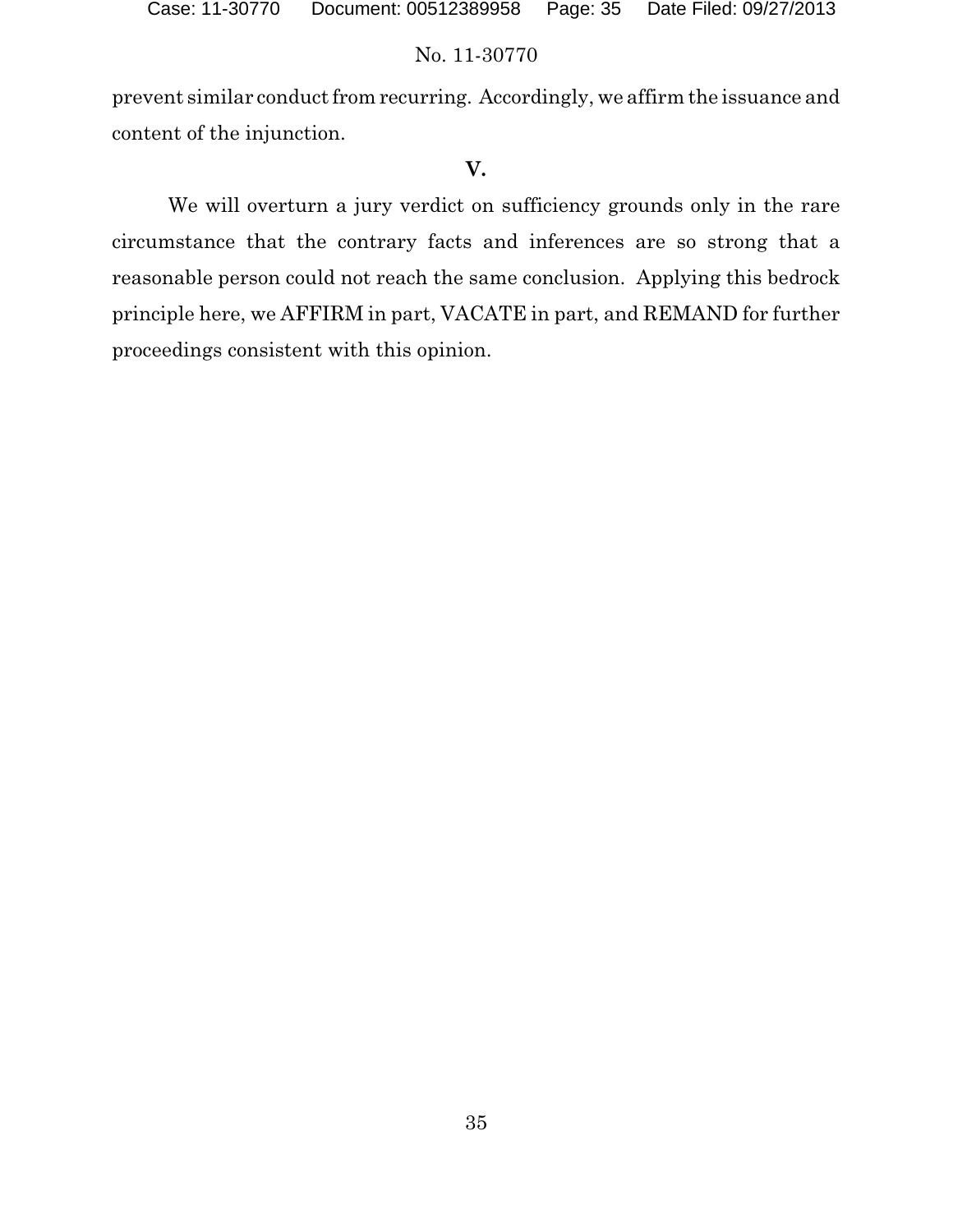prevent similar conduct from recurring. Accordingly, we affirm the issuance and content of the injunction.

## V.

We will overturn a jury verdict on sufficiency grounds only in the rare circumstance that the contrary facts and inferences are so strong that a reasonable person could not reach the same conclusion. Applying this bedrock principle here, we AFFIRM in part, VACATE in part, and REMAND for further proceedings consistent with this opinion.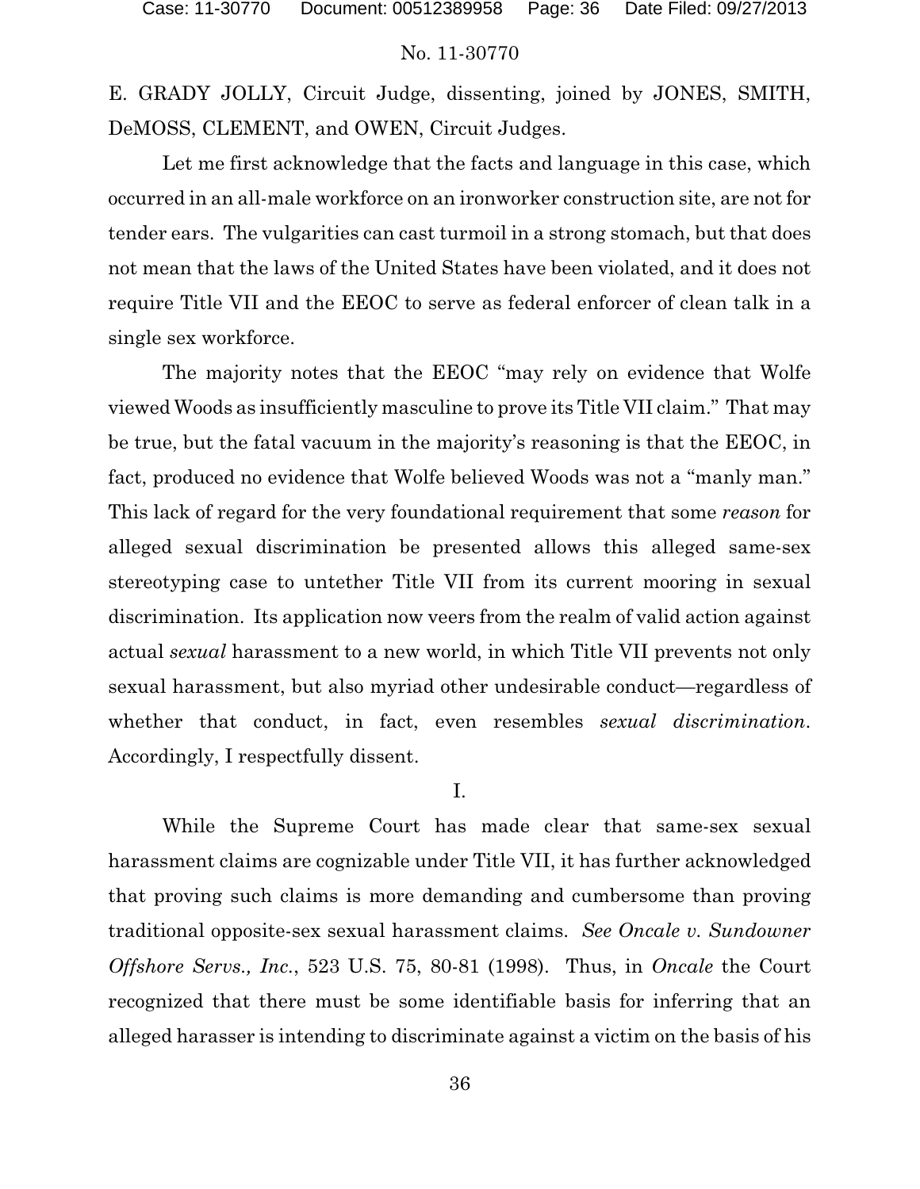E. GRADY JOLLY, Circuit Judge, dissenting, joined by JONES, SMITH, DeMOSS, CLEMENT, and OWEN, Circuit Judges.

Let me first acknowledge that the facts and language in this case, which occurred in an all-male workforce on an ironworker construction site, are not for tender ears. The vulgarities can cast turmoil in a strong stomach, but that does not mean that the laws of the United States have been violated, and it does not require Title VII and the EEOC to serve as federal enforcer of clean talk in a single sex workforce.

The majority notes that the EEOC "may rely on evidence that Wolfe viewed Woods as insufficiently masculine to prove its Title VII claim." That may be true, but the fatal vacuum in the majority's reasoning is that the EEOC, in fact, produced no evidence that Wolfe believed Woods was not a "manly man." This lack of regard for the very foundational requirement that some *reason* for alleged sexual discrimination be presented allows this alleged same-sex stereotyping case to untether Title VII from its current mooring in sexual discrimination. Its application now veers from the realm of valid action against actual *sexual* harassment to a new world, in which Title VII prevents not only sexual harassment, but also myriad other undesirable conduct—regardless of whether that conduct, in fact, even resembles *sexual discrimination*. Accordingly, I respectfully dissent.

## I.

While the Supreme Court has made clear that same-sex sexual harassment claims are cognizable under Title VII, it has further acknowledged that proving such claims is more demanding and cumbersome than proving traditional opposite-sex sexual harassment claims. *See Oncale v. Sundowner Offshore Servs., Inc.*, 523 U.S. 75, 80-81 (1998). Thus, in *Oncale* the Court recognized that there must be some identifiable basis for inferring that an alleged harasser is intending to discriminate against a victim on the basis of his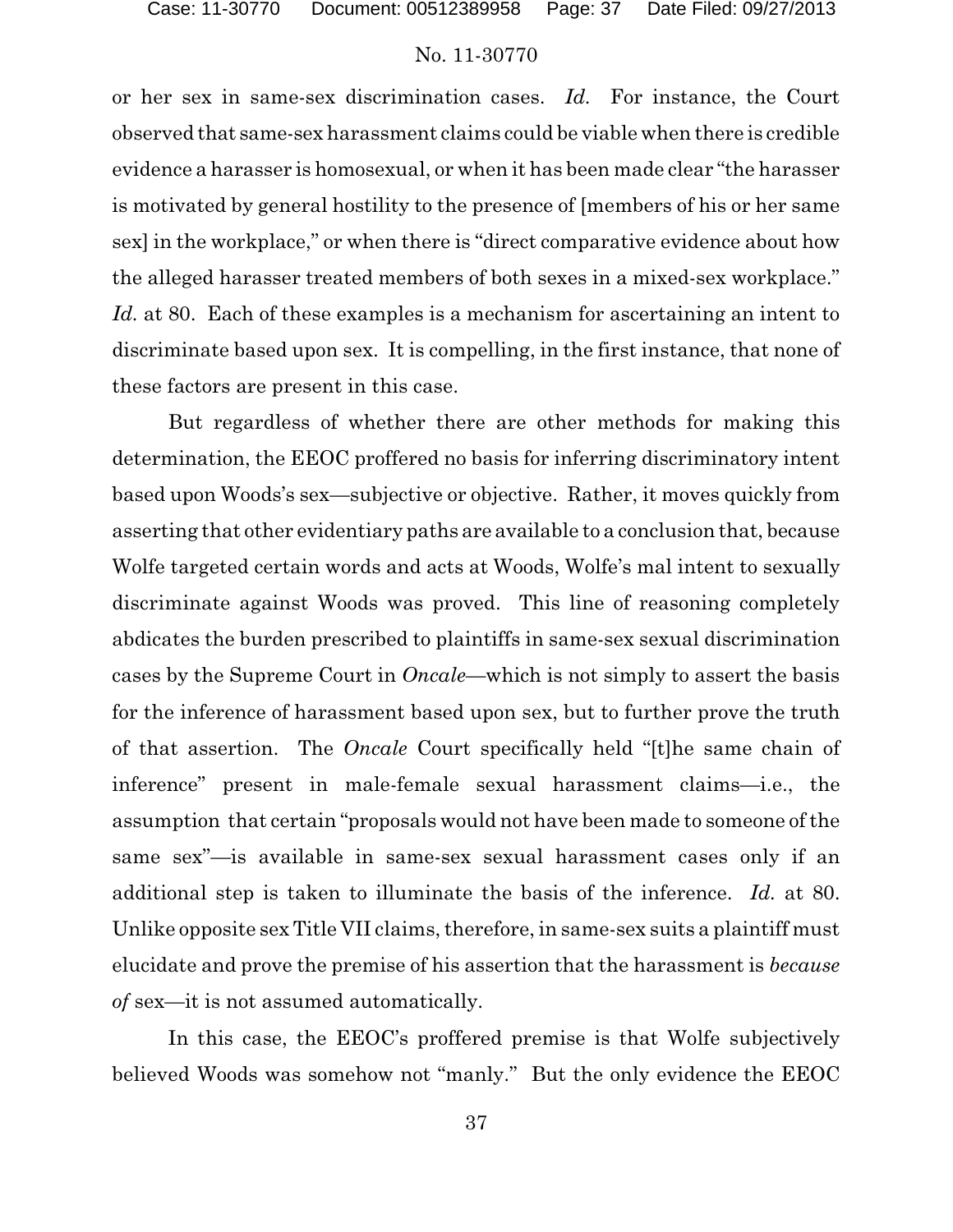or her sex in same-sex discrimination cases. *Id.* For instance, the Court observed that same-sex harassment claims could be viable when there is credible evidence a harasser is homosexual, or when it has been made clear "the harasser is motivated by general hostility to the presence of [members of his or her same sex] in the workplace," or when there is "direct comparative evidence about how the alleged harasser treated members of both sexes in a mixed-sex workplace." *Id.* at 80. Each of these examples is a mechanism for ascertaining an intent to discriminate based upon sex. It is compelling, in the first instance, that none of these factors are present in this case.

But regardless of whether there are other methods for making this determination, the EEOC proffered no basis for inferring discriminatory intent based upon Woods's sex—subjective or objective. Rather, it moves quickly from asserting that other evidentiary paths are available to a conclusion that, because Wolfe targeted certain words and acts at Woods, Wolfe's mal intent to sexually discriminate against Woods was proved. This line of reasoning completely abdicates the burden prescribed to plaintiffs in same-sex sexual discrimination cases by the Supreme Court in *Oncale*—which is not simply to assert the basis for the inference of harassment based upon sex, but to further prove the truth of that assertion. The *Oncale* Court specifically held "[t]he same chain of inference" present in male-female sexual harassment claims—i.e., the assumption that certain "proposals would not have been made to someone of the same sex"—is available in same-sex sexual harassment cases only if an additional step is taken to illuminate the basis of the inference. *Id.* at 80. Unlike opposite sex Title VII claims, therefore, in same-sex suits a plaintiff must elucidate and prove the premise of his assertion that the harassment is *because of* sex—it is not assumed automatically.

In this case, the EEOC's proffered premise is that Wolfe subjectively believed Woods was somehow not "manly." But the only evidence the EEOC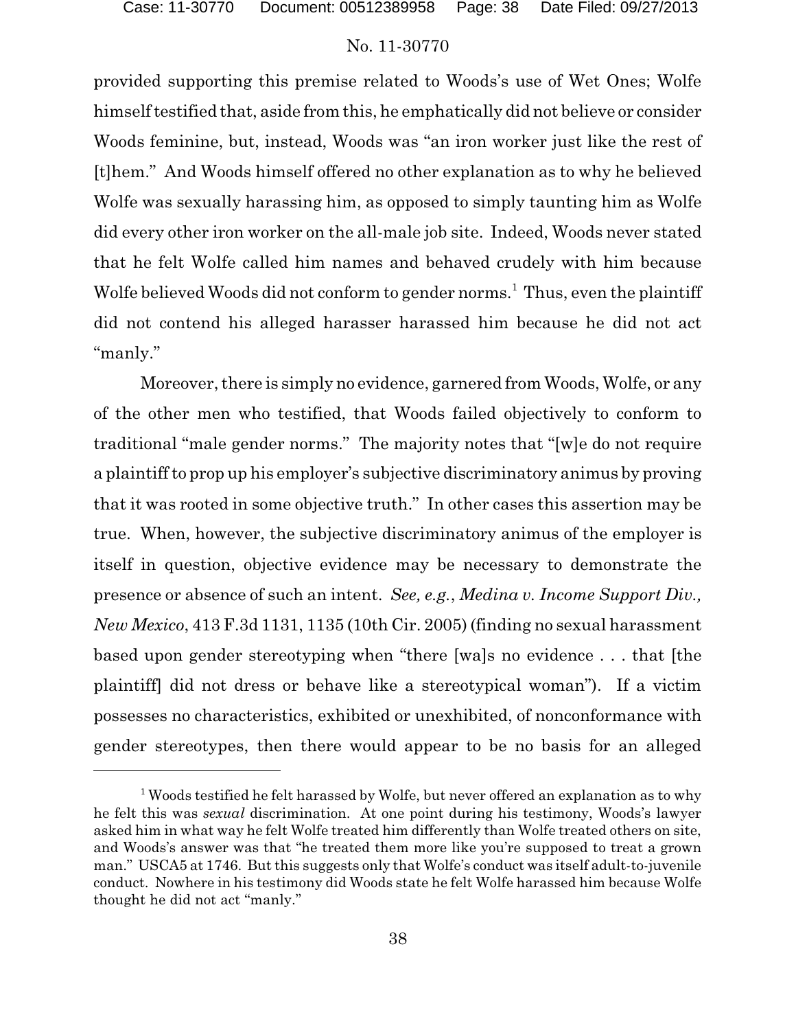provided supporting this premise related to Woods's use of Wet Ones; Wolfe himself testified that, aside from this, he emphatically did not believe or consider Woods feminine, but, instead, Woods was "an iron worker just like the rest of [t]hem." And Woods himself offered no other explanation as to why he believed Wolfe was sexually harassing him, as opposed to simply taunting him as Wolfe did every other iron worker on the all-male job site. Indeed, Woods never stated that he felt Wolfe called him names and behaved crudely with him because Wolfe believed Woods did not conform to gender norms.[1] Thus, even the plaintiff did not contend his alleged harasser harassed him because he did not act "manly."

Moreover, there is simply no evidence, garnered from Woods, Wolfe, or any of the other men who testified, that Woods failed objectively to conform to traditional "male gender norms." The majority notes that "[w]e do not require a plaintiff to prop up his employer's subjective discriminatory animus by proving that it was rooted in some objective truth." In other cases this assertion may be true. When, however, the subjective discriminatory animus of the employer is itself in question, objective evidence may be necessary to demonstrate the presence or absence of such an intent. *See, e.g.*, *Medina v. Income Support Div., New Mexico*, 413 F.3d 1131, 1135 (10th Cir. 2005) (finding no sexual harassment based upon gender stereotyping when "there [wa]s no evidence . . . that [the plaintiff] did not dress or behave like a stereotypical woman"). If a victim possesses no characteristics, exhibited or unexhibited, of nonconformance with gender stereotypes, then there would appear to be no basis for an alleged

---

[1] Woods testified he felt harassed by Wolfe, but never offered an explanation as to why he felt this was *sexual* discrimination. At one point during his testimony, Woods's lawyer asked him in what way he felt Wolfe treated him differently than Wolfe treated others on site, and Woods's answer was that "he treated them more like you're supposed to treat a grown man." USCA5 at 1746. But this suggests only that Wolfe's conduct was itself adult-to-juvenile conduct. Nowhere in his testimony did Woods state he felt Wolfe harassed him because Wolfe thought he did not act "manly."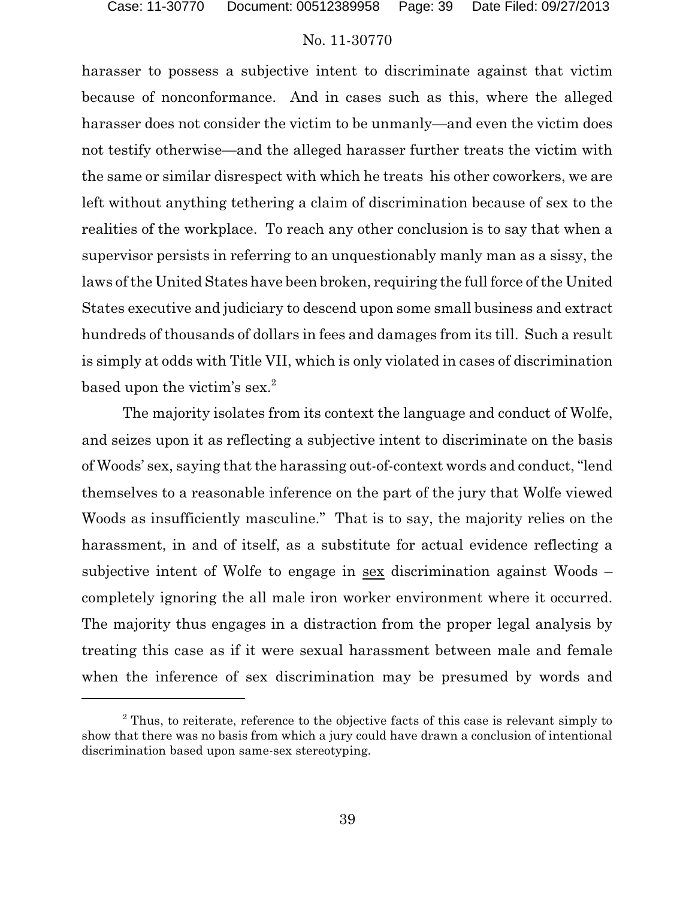harasser to possess a subjective intent to discriminate against that victim because of nonconformance. And in cases such as this, where the alleged harasser does not consider the victim to be unmanly—and even the victim does not testify otherwise—and the alleged harasser further treats the victim with the same or similar disrespect with which he treats his other coworkers, we are left without anything tethering a claim of discrimination because of sex to the realities of the workplace. To reach any other conclusion is to say that when a supervisor persists in referring to an unquestionably manly man as a sissy, the laws of the United States have been broken, requiring the full force of the United States executive and judiciary to descend upon some small business and extract hundreds of thousands of dollars in fees and damages from its till. Such a result is simply at odds with Title VII, which is only violated in cases of discrimination based upon the victim's sex.[2]

The majority isolates from its context the language and conduct of Wolfe, and seizes upon it as reflecting a subjective intent to discriminate on the basis of Woods' sex, saying that the harassing out-of-context words and conduct, "lend themselves to a reasonable inference on the part of the jury that Wolfe viewed Woods as insufficiently masculine." That is to say, the majority relies on the harassment, in and of itself, as a substitute for actual evidence reflecting a subjective intent of Wolfe to engage in <u>sex</u> discrimination against Woods – completely ignoring the all male iron worker environment where it occurred. The majority thus engages in a distraction from the proper legal analysis by treating this case as if it were sexual harassment between male and female when the inference of sex discrimination may be presumed by words and

[2] Thus, to reiterate, reference to the objective facts of this case is relevant simply to show that there was no basis from which a jury could have drawn a conclusion of intentional discrimination based upon same-sex stereotyping.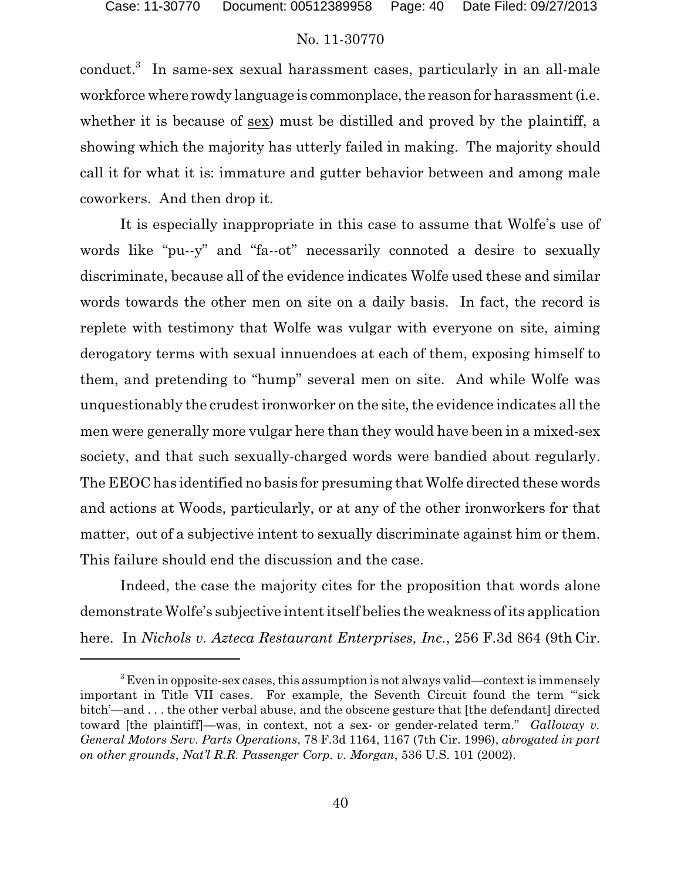conduct.[3] In same-sex sexual harassment cases, particularly in an all-male workforce where rowdy language is commonplace, the reason for harassment (i.e. whether it is because of sex) must be distilled and proved by the plaintiff, a showing which the majority has utterly failed in making. The majority should call it for what it is: immature and gutter behavior between and among male coworkers. And then drop it.

It is especially inappropriate in this case to assume that Wolfe's use of words like "pu--y" and "fa--ot" necessarily connoted a desire to sexually discriminate, because all of the evidence indicates Wolfe used these and similar words towards the other men on site on a daily basis. In fact, the record is replete with testimony that Wolfe was vulgar with everyone on site, aiming derogatory terms with sexual innuendoes at each of them, exposing himself to them, and pretending to "hump" several men on site. And while Wolfe was unquestionably the crudest ironworker on the site, the evidence indicates all the men were generally more vulgar here than they would have been in a mixed-sex society, and that such sexually-charged words were bandied about regularly. The EEOC has identified no basis for presuming that Wolfe directed these words and actions at Woods, particularly, or at any of the other ironworkers for that matter, out of a subjective intent to sexually discriminate against him or them. This failure should end the discussion and the case.

Indeed, the case the majority cites for the proposition that words alone demonstrate Wolfe's subjective intent itself belies the weakness of its application here. In *Nichols v. Azteca Restaurant Enterprises, Inc.*, 256 F.3d 864 (9th Cir.

---

[3] Even in opposite-sex cases, this assumption is not always valid—context is immensely important in Title VII cases. For example, the Seventh Circuit found the term "'sick bitch'—and . . . the other verbal abuse, and the obscene gesture that [the defendant] directed toward [the plaintiff]—was, in context, not a sex- or gender-related term." *Galloway v. General Motors Serv. Parts Operations*, 78 F.3d 1164, 1167 (7th Cir. 1996), *abrogated in part on other grounds*, *Nat'l R.R. Passenger Corp. v. Morgan*, 536 U.S. 101 (2002).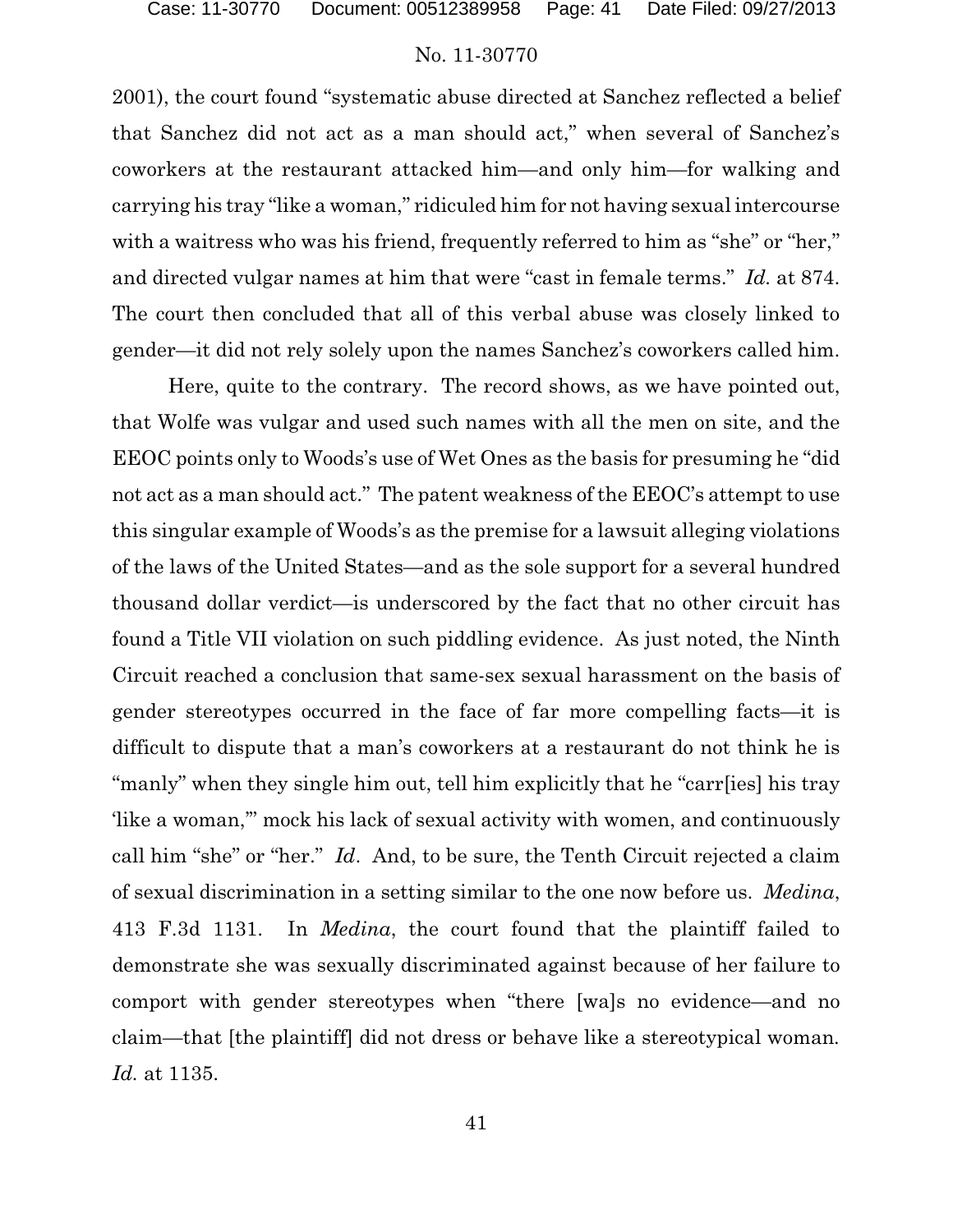2001), the court found "systematic abuse directed at Sanchez reflected a belief that Sanchez did not act as a man should act," when several of Sanchez's coworkers at the restaurant attacked him—and only him—for walking and carrying his tray "like a woman," ridiculed him for not having sexual intercourse with a waitress who was his friend, frequently referred to him as "she" or "her," and directed vulgar names at him that were "cast in female terms." *Id.* at 874. The court then concluded that all of this verbal abuse was closely linked to gender—it did not rely solely upon the names Sanchez's coworkers called him.

Here, quite to the contrary. The record shows, as we have pointed out, that Wolfe was vulgar and used such names with all the men on site, and the EEOC points only to Woods's use of Wet Ones as the basis for presuming he "did not act as a man should act." The patent weakness of the EEOC's attempt to use this singular example of Woods's as the premise for a lawsuit alleging violations of the laws of the United States—and as the sole support for a several hundred thousand dollar verdict—is underscored by the fact that no other circuit has found a Title VII violation on such piddling evidence. As just noted, the Ninth Circuit reached a conclusion that same-sex sexual harassment on the basis of gender stereotypes occurred in the face of far more compelling facts—it is difficult to dispute that a man's coworkers at a restaurant do not think he is "manly" when they single him out, tell him explicitly that he "carr[ies] his tray 'like a woman,'" mock his lack of sexual activity with women, and continuously call him "she" or "her." *Id*. And, to be sure, the Tenth Circuit rejected a claim of sexual discrimination in a setting similar to the one now before us. *Medina*, 413 F.3d 1131. In *Medina*, the court found that the plaintiff failed to demonstrate she was sexually discriminated against because of her failure to comport with gender stereotypes when "there [wa]s no evidence—and no claim—that [the plaintiff] did not dress or behave like a stereotypical woman. *Id.* at 1135.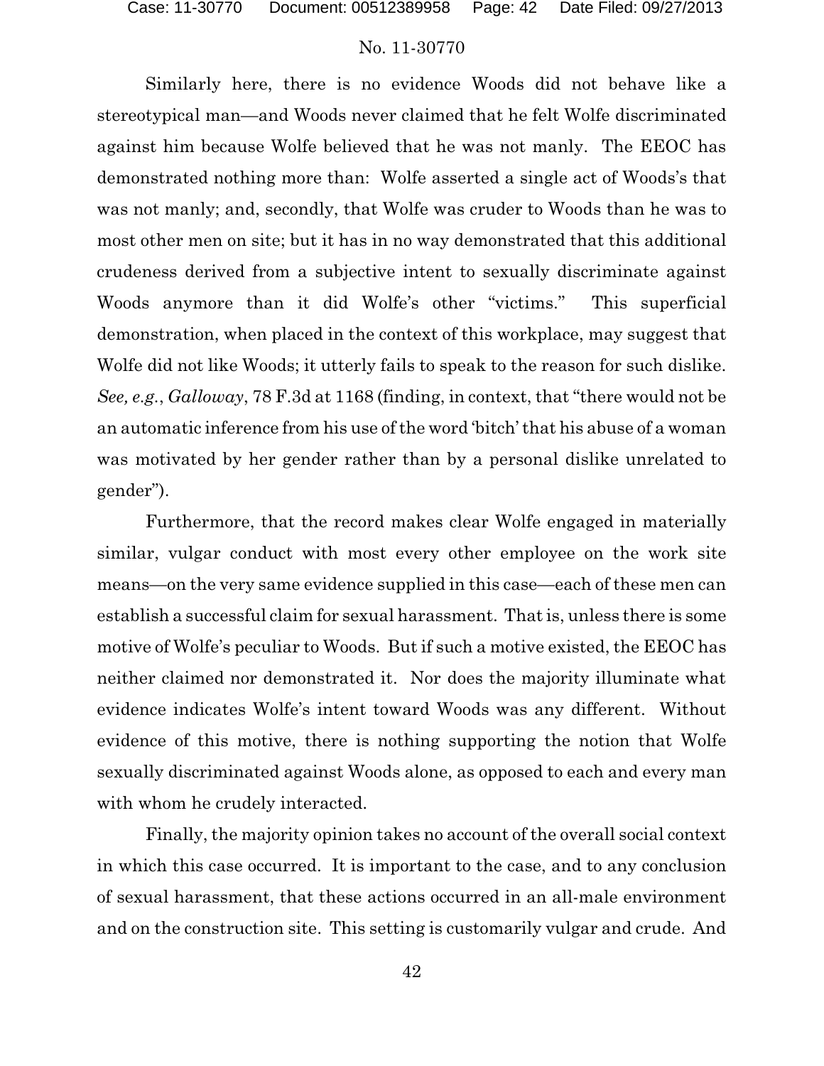Similarly here, there is no evidence Woods did not behave like a stereotypical man—and Woods never claimed that he felt Wolfe discriminated against him because Wolfe believed that he was not manly. The EEOC has demonstrated nothing more than: Wolfe asserted a single act of Woods's that was not manly; and, secondly, that Wolfe was cruder to Woods than he was to most other men on site; but it has in no way demonstrated that this additional crudeness derived from a subjective intent to sexually discriminate against Woods anymore than it did Wolfe's other "victims." This superficial demonstration, when placed in the context of this workplace, may suggest that Wolfe did not like Woods; it utterly fails to speak to the reason for such dislike. *See, e.g.*, *Galloway*, 78 F.3d at 1168 (finding, in context, that "there would not be an automatic inference from his use of the word 'bitch' that his abuse of a woman was motivated by her gender rather than by a personal dislike unrelated to gender").

Furthermore, that the record makes clear Wolfe engaged in materially similar, vulgar conduct with most every other employee on the work site means—on the very same evidence supplied in this case—each of these men can establish a successful claim for sexual harassment. That is, unless there is some motive of Wolfe's peculiar to Woods. But if such a motive existed, the EEOC has neither claimed nor demonstrated it. Nor does the majority illuminate what evidence indicates Wolfe's intent toward Woods was any different. Without evidence of this motive, there is nothing supporting the notion that Wolfe sexually discriminated against Woods alone, as opposed to each and every man with whom he crudely interacted.

Finally, the majority opinion takes no account of the overall social context in which this case occurred. It is important to the case, and to any conclusion of sexual harassment, that these actions occurred in an all-male environment and on the construction site. This setting is customarily vulgar and crude. And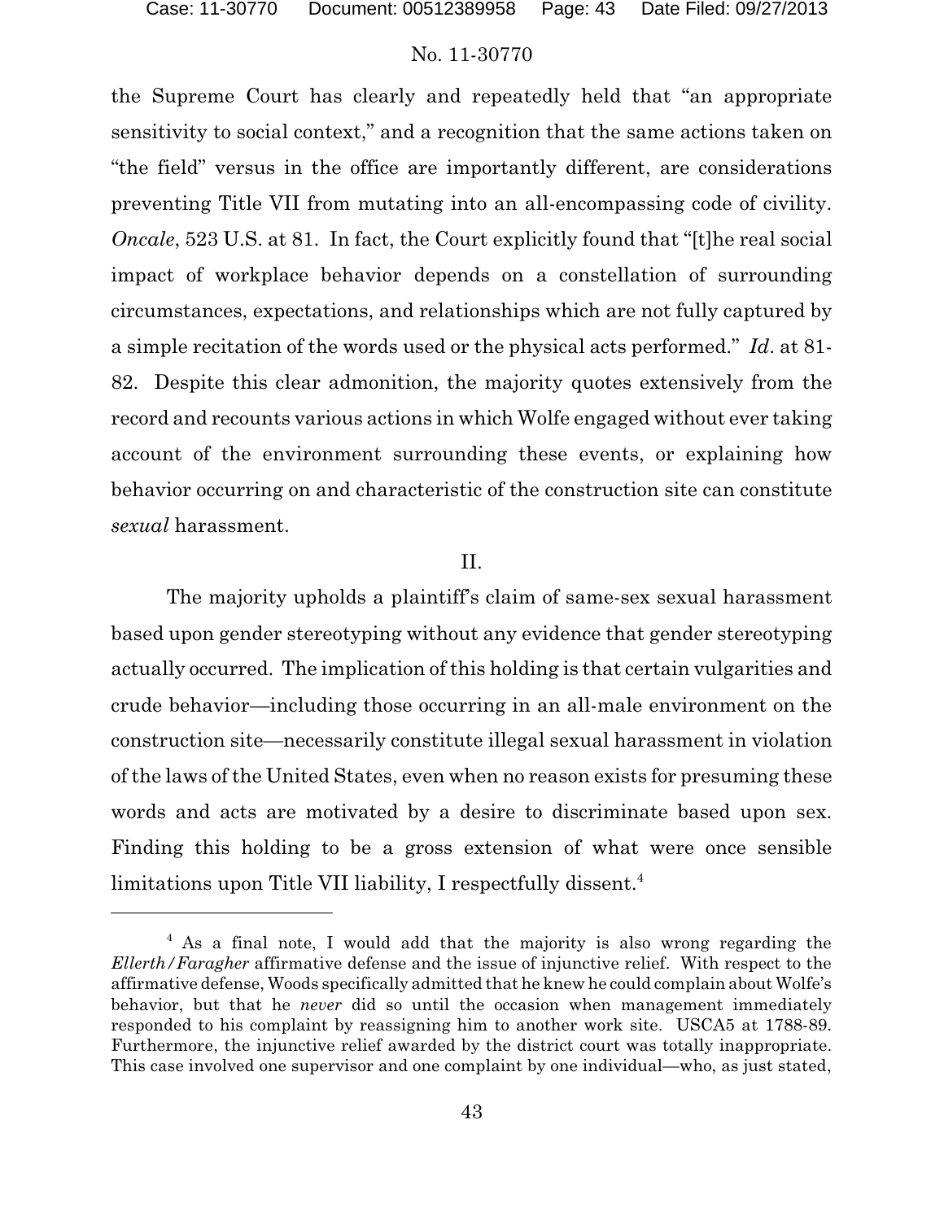the Supreme Court has clearly and repeatedly held that "an appropriate sensitivity to social context," and a recognition that the same actions taken on "the field" versus in the office are importantly different, are considerations preventing Title VII from mutating into an all-encompassing code of civility. *Oncale*, 523 U.S. at 81. In fact, the Court explicitly found that "[t]he real social impact of workplace behavior depends on a constellation of surrounding circumstances, expectations, and relationships which are not fully captured by a simple recitation of the words used or the physical acts performed." *Id*. at 81-82. Despite this clear admonition, the majority quotes extensively from the record and recounts various actions in which Wolfe engaged without ever taking account of the environment surrounding these events, or explaining how behavior occurring on and characteristic of the construction site can constitute *sexual* harassment.

## II.

The majority upholds a plaintiff's claim of same-sex sexual harassment based upon gender stereotyping without any evidence that gender stereotyping actually occurred. The implication of this holding is that certain vulgarities and crude behavior—including those occurring in an all-male environment on the construction site—necessarily constitute illegal sexual harassment in violation of the laws of the United States, even when no reason exists for presuming these words and acts are motivated by a desire to discriminate based upon sex. Finding this holding to be a gross extension of what were once sensible limitations upon Title VII liability, I respectfully dissent.[4]

---

[4] As a final note, I would add that the majority is also wrong regarding the *Ellerth/Faragher* affirmative defense and the issue of injunctive relief. With respect to the affirmative defense, Woods specifically admitted that he knew he could complain about Wolfe's behavior, but that he *never* did so until the occasion when management immediately responded to his complaint by reassigning him to another work site. USCA5 at 1788-89. Furthermore, the injunctive relief awarded by the district court was totally inappropriate. This case involved one supervisor and one complaint by one individual—who, as just stated,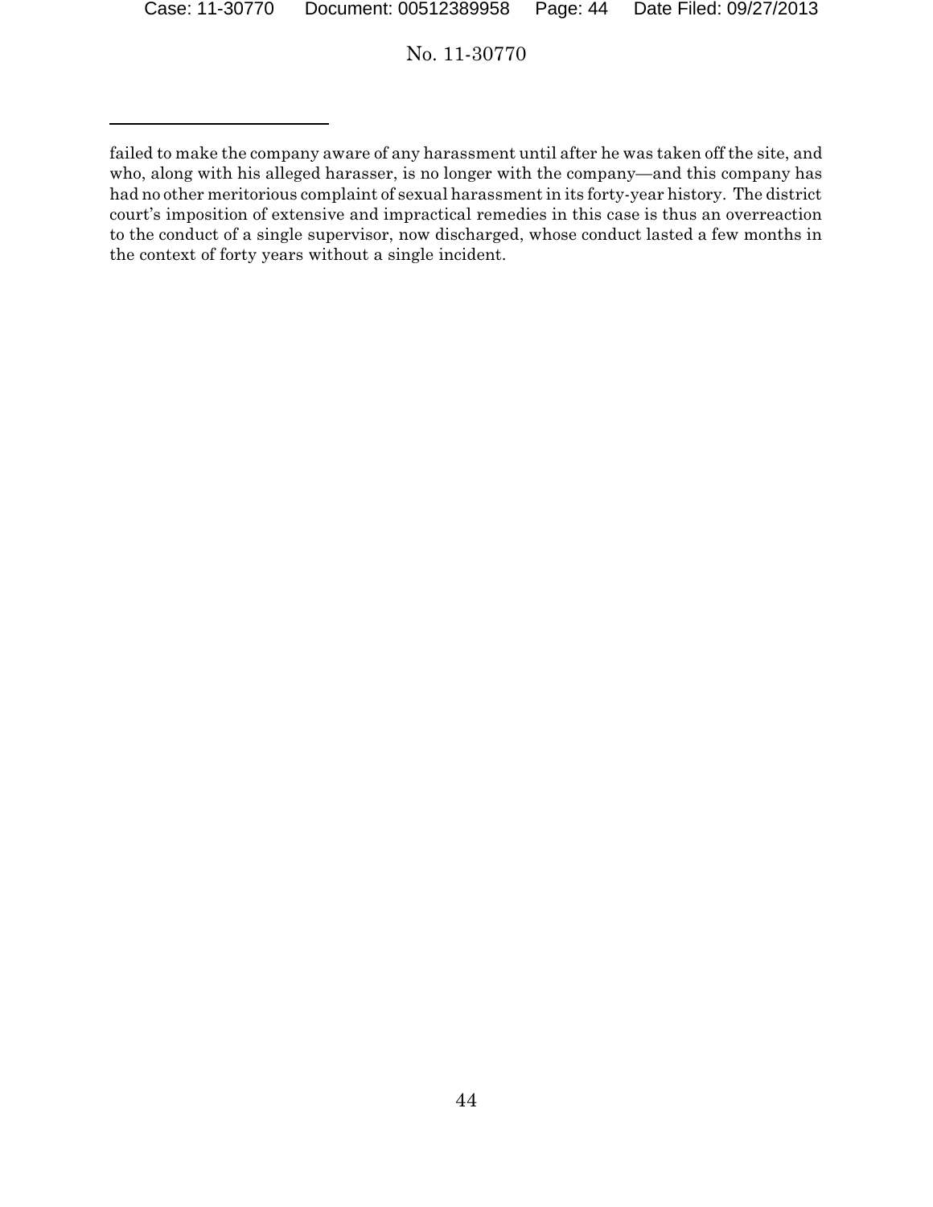failed to make the company aware of any harassment until after he was taken off the site, and who, along with his alleged harasser, is no longer with the company—and this company has had no other meritorious complaint of sexual harassment in its forty-year history. The district court's imposition of extensive and impractical remedies in this case is thus an overreaction to the conduct of a single supervisor, now discharged, whose conduct lasted a few months in the context of forty years without a single incident.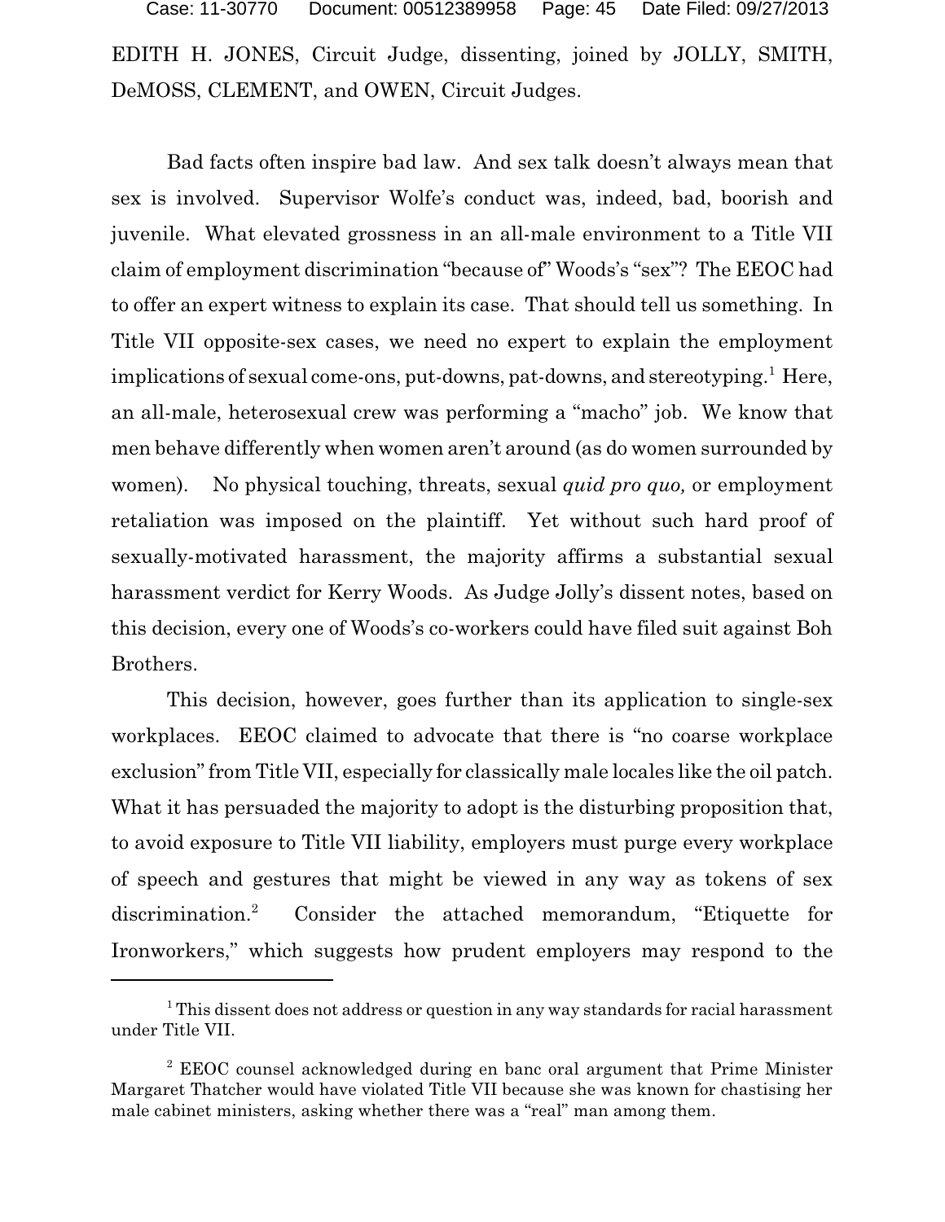EDITH H. JONES, Circuit Judge, dissenting, joined by JOLLY, SMITH, DeMOSS, CLEMENT, and OWEN, Circuit Judges.

Bad facts often inspire bad law. And sex talk doesn't always mean that sex is involved. Supervisor Wolfe's conduct was, indeed, bad, boorish and juvenile. What elevated grossness in an all-male environment to a Title VII claim of employment discrimination "because of" Woods's "sex"? The EEOC had to offer an expert witness to explain its case. That should tell us something. In Title VII opposite-sex cases, we need no expert to explain the employment implications of sexual come-ons, put-downs, pat-downs, and stereotyping.[1] Here, an all-male, heterosexual crew was performing a "macho" job. We know that men behave differently when women aren't around (as do women surrounded by women). No physical touching, threats, sexual *quid pro quo,* or employment retaliation was imposed on the plaintiff. Yet without such hard proof of sexually-motivated harassment, the majority affirms a substantial sexual harassment verdict for Kerry Woods. As Judge Jolly's dissent notes, based on this decision, every one of Woods's co-workers could have filed suit against Boh Brothers.

This decision, however, goes further than its application to single-sex workplaces. EEOC claimed to advocate that there is "no coarse workplace exclusion" from Title VII, especially for classically male locales like the oil patch. What it has persuaded the majority to adopt is the disturbing proposition that, to avoid exposure to Title VII liability, employers must purge every workplace of speech and gestures that might be viewed in any way as tokens of sex discrimination.[2] Consider the attached memorandum, "Etiquette for Ironworkers," which suggests how prudent employers may respond to the

---

[1] This dissent does not address or question in any way standards for racial harassment under Title VII.

[2] EEOC counsel acknowledged during en banc oral argument that Prime Minister Margaret Thatcher would have violated Title VII because she was known for chastising her male cabinet ministers, asking whether there was a "real" man among them.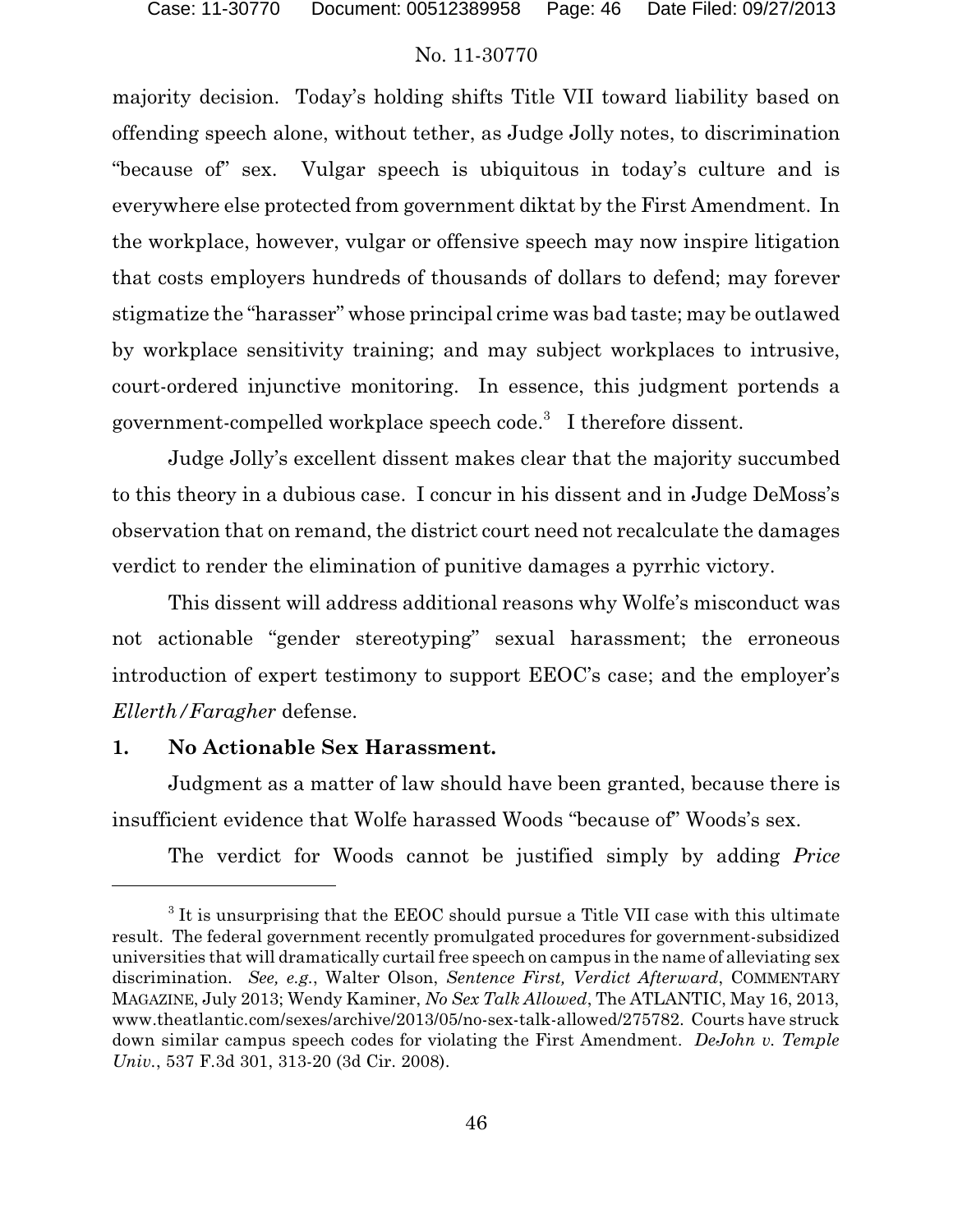majority decision. Today's holding shifts Title VII toward liability based on offending speech alone, without tether, as Judge Jolly notes, to discrimination "because of" sex. Vulgar speech is ubiquitous in today's culture and is everywhere else protected from government diktat by the First Amendment. In the workplace, however, vulgar or offensive speech may now inspire litigation that costs employers hundreds of thousands of dollars to defend; may forever stigmatize the "harasser" whose principal crime was bad taste; may be outlawed by workplace sensitivity training; and may subject workplaces to intrusive, court-ordered injunctive monitoring. In essence, this judgment portends a government-compelled workplace speech code.[3] I therefore dissent.

Judge Jolly's excellent dissent makes clear that the majority succumbed to this theory in a dubious case. I concur in his dissent and in Judge DeMoss's observation that on remand, the district court need not recalculate the damages verdict to render the elimination of punitive damages a pyrrhic victory.

This dissent will address additional reasons why Wolfe's misconduct was not actionable "gender stereotyping" sexual harassment; the erroneous introduction of expert testimony to support EEOC's case; and the employer's *Ellerth/Faragher* defense.

**1. No Actionable Sex Harassment.**

Judgment as a matter of law should have been granted, because there is insufficient evidence that Wolfe harassed Woods "because of" Woods's sex.

The verdict for Woods cannot be justified simply by adding *Price*

---

[3] It is unsurprising that the EEOC should pursue a Title VII case with this ultimate result. The federal government recently promulgated procedures for government-subsidized universities that will dramatically curtail free speech on campus in the name of alleviating sex discrimination. *See, e.g.*, Walter Olson, *Sentence First, Verdict Afterward*, COMMENTARY MAGAZINE, July 2013; Wendy Kaminer, *No Sex Talk Allowed*, The ATLANTIC, May 16, 2013, www.theatlantic.com/sexes/archive/2013/05/no-sex-talk-allowed/275782. Courts have struck down similar campus speech codes for violating the First Amendment. *DeJohn v. Temple Univ.*, 537 F.3d 301, 313-20 (3d Cir. 2008).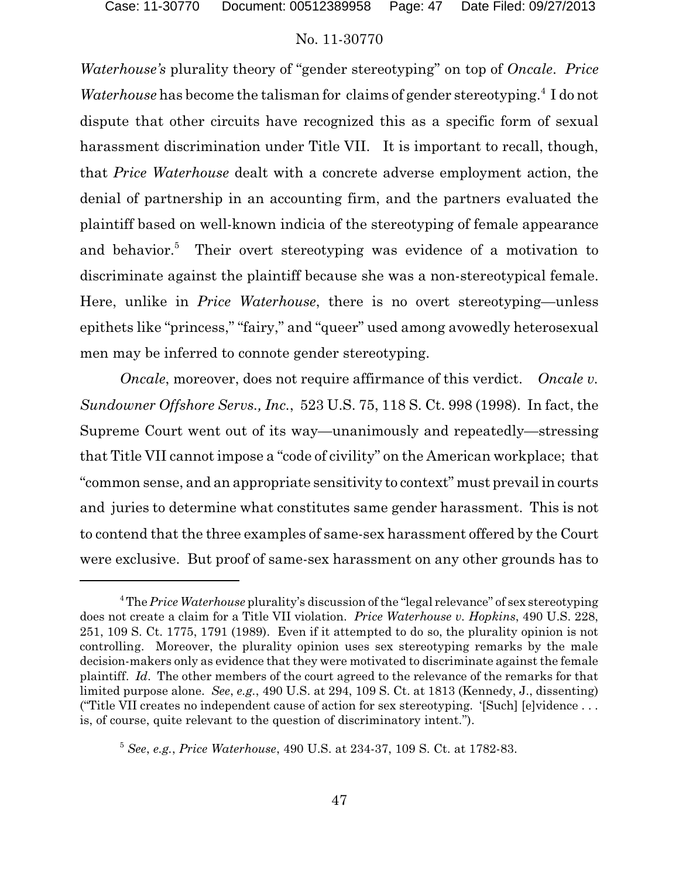*Waterhouse's* plurality theory of "gender stereotyping" on top of *Oncale*. *Price Waterhouse* has become the talisman for claims of gender stereotyping.[4] I do not dispute that other circuits have recognized this as a specific form of sexual harassment discrimination under Title VII. It is important to recall, though, that *Price Waterhouse* dealt with a concrete adverse employment action, the denial of partnership in an accounting firm, and the partners evaluated the plaintiff based on well-known indicia of the stereotyping of female appearance and behavior.[5] Their overt stereotyping was evidence of a motivation to discriminate against the plaintiff because she was a non-stereotypical female. Here, unlike in *Price Waterhouse*, there is no overt stereotyping—unless epithets like "princess," "fairy," and "queer" used among avowedly heterosexual men may be inferred to connote gender stereotyping.

*Oncale*, moreover, does not require affirmance of this verdict. *Oncale v. Sundowner Offshore Servs., Inc.*, 523 U.S. 75, 118 S. Ct. 998 (1998). In fact, the Supreme Court went out of its way—unanimously and repeatedly—stressing that Title VII cannot impose a "code of civility" on the American workplace; that "common sense, and an appropriate sensitivity to context" must prevail in courts and juries to determine what constitutes same gender harassment. This is not to contend that the three examples of same-sex harassment offered by the Court were exclusive. But proof of same-sex harassment on any other grounds has to

---

[4] The *Price Waterhouse* plurality's discussion of the "legal relevance" of sex stereotyping does not create a claim for a Title VII violation. *Price Waterhouse v. Hopkins*, 490 U.S. 228, 251, 109 S. Ct. 1775, 1791 (1989). Even if it attempted to do so, the plurality opinion is not controlling. Moreover, the plurality opinion uses sex stereotyping remarks by the male decision-makers only as evidence that they were motivated to discriminate against the female plaintiff. *Id*. The other members of the court agreed to the relevance of the remarks for that limited purpose alone. *See*, *e.g.*, 490 U.S. at 294, 109 S. Ct. at 1813 (Kennedy, J., dissenting) ("Title VII creates no independent cause of action for sex stereotyping. '[Such] [e]vidence . . . is, of course, quite relevant to the question of discriminatory intent.").

[5] *See*, *e.g.*, *Price Waterhouse*, 490 U.S. at 234-37, 109 S. Ct. at 1782-83.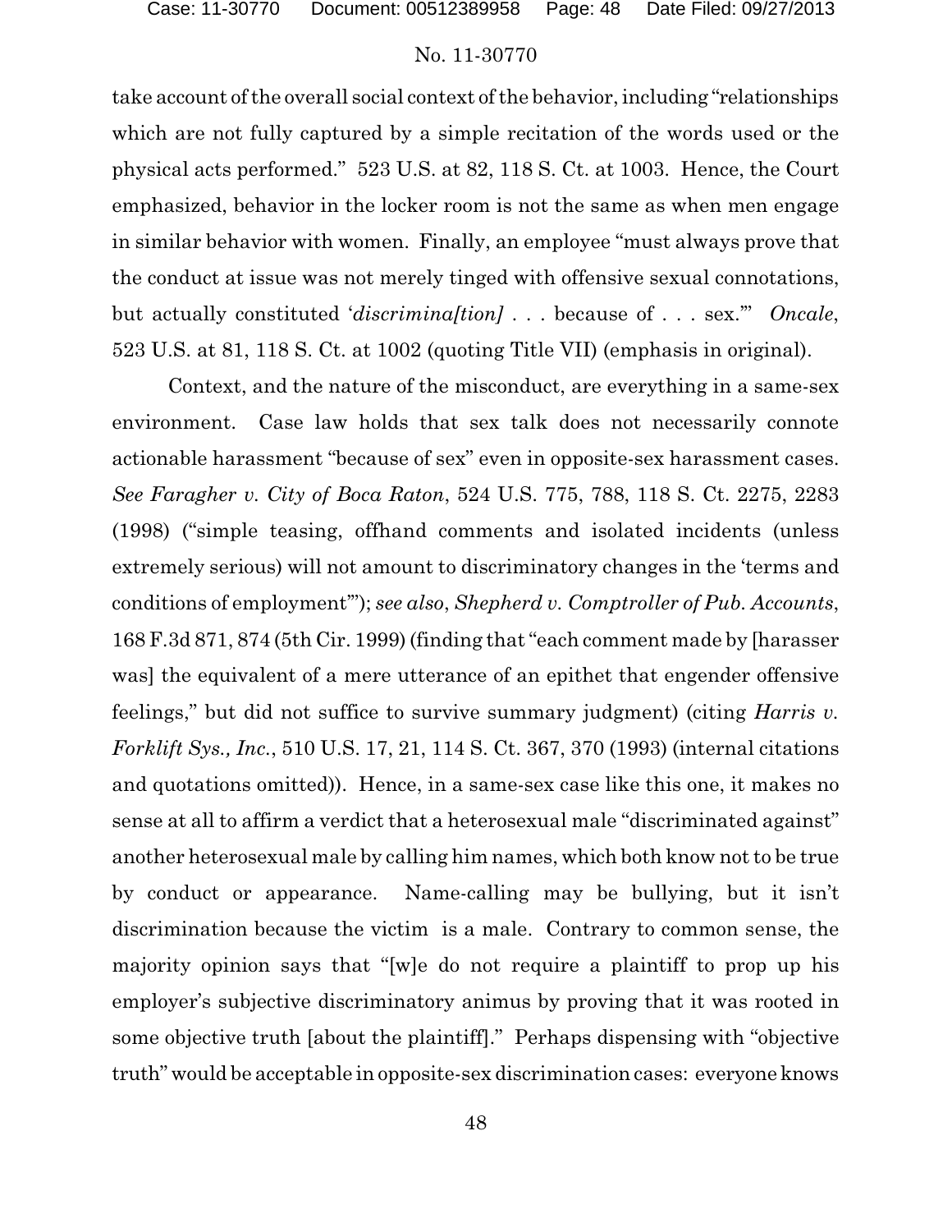take account of the overall social context of the behavior, including "relationships which are not fully captured by a simple recitation of the words used or the physical acts performed." 523 U.S. at 82, 118 S. Ct. at 1003. Hence, the Court emphasized, behavior in the locker room is not the same as when men engage in similar behavior with women. Finally, an employee "must always prove that the conduct at issue was not merely tinged with offensive sexual connotations, but actually constituted '*discrimina[tion]* . . . because of . . . sex.'" *Oncale*, 523 U.S. at 81, 118 S. Ct. at 1002 (quoting Title VII) (emphasis in original).

Context, and the nature of the misconduct, are everything in a same-sex environment. Case law holds that sex talk does not necessarily connote actionable harassment "because of sex" even in opposite-sex harassment cases. *See Faragher v. City of Boca Raton*, 524 U.S. 775, 788, 118 S. Ct. 2275, 2283 (1998) ("simple teasing, offhand comments and isolated incidents (unless extremely serious) will not amount to discriminatory changes in the 'terms and conditions of employment'"); *see also*, *Shepherd v. Comptroller of Pub. Accounts*, 168 F.3d 871, 874 (5th Cir. 1999) (finding that "each comment made by [harasser was] the equivalent of a mere utterance of an epithet that engender offensive feelings," but did not suffice to survive summary judgment) (citing *Harris v. Forklift Sys., Inc.*, 510 U.S. 17, 21, 114 S. Ct. 367, 370 (1993) (internal citations and quotations omitted)). Hence, in a same-sex case like this one, it makes no sense at all to affirm a verdict that a heterosexual male "discriminated against" another heterosexual male by calling him names, which both know not to be true by conduct or appearance. Name-calling may be bullying, but it isn't discrimination because the victim is a male. Contrary to common sense, the majority opinion says that "[w]e do not require a plaintiff to prop up his employer's subjective discriminatory animus by proving that it was rooted in some objective truth [about the plaintiff]." Perhaps dispensing with "objective truth" would be acceptable in opposite-sex discrimination cases: everyone knows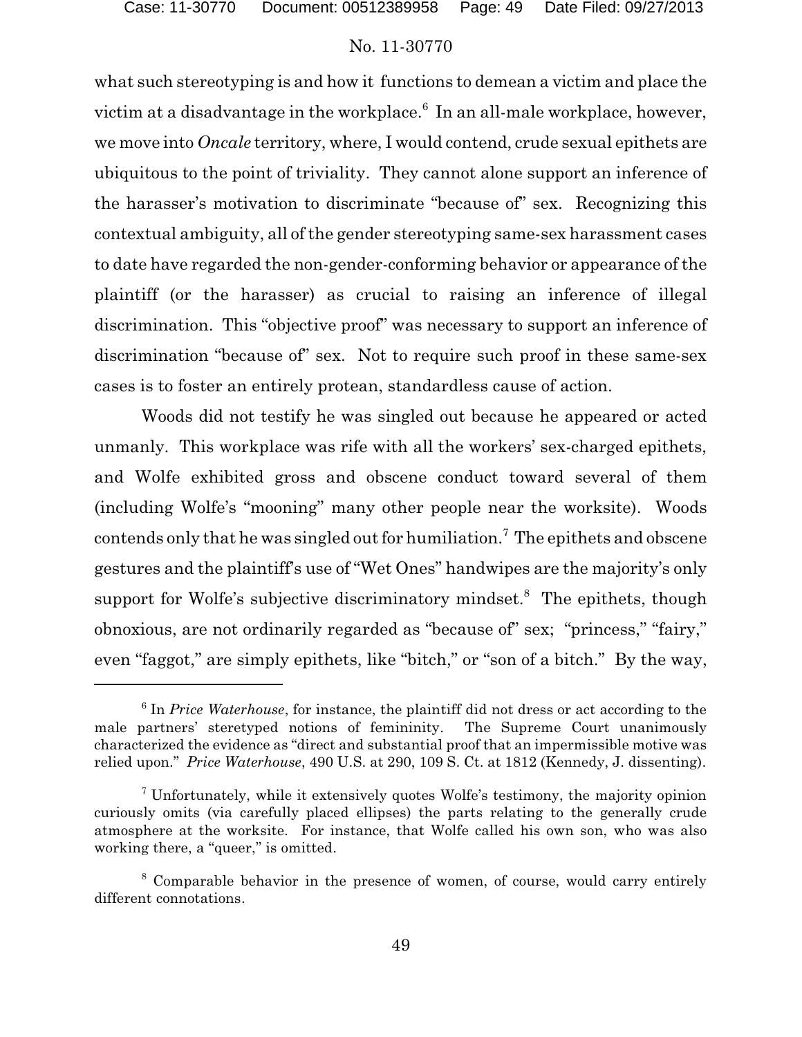what such stereotyping is and how it functions to demean a victim and place the victim at a disadvantage in the workplace.[6] In an all-male workplace, however, we move into *Oncale* territory, where, I would contend, crude sexual epithets are ubiquitous to the point of triviality. They cannot alone support an inference of the harasser's motivation to discriminate "because of" sex. Recognizing this contextual ambiguity, all of the gender stereotyping same-sex harassment cases to date have regarded the non-gender-conforming behavior or appearance of the plaintiff (or the harasser) as crucial to raising an inference of illegal discrimination. This "objective proof" was necessary to support an inference of discrimination "because of" sex. Not to require such proof in these same-sex cases is to foster an entirely protean, standardless cause of action.

Woods did not testify he was singled out because he appeared or acted unmanly. This workplace was rife with all the workers' sex-charged epithets, and Wolfe exhibited gross and obscene conduct toward several of them (including Wolfe's "mooning" many other people near the worksite). Woods contends only that he was singled out for humiliation.[7] The epithets and obscene gestures and the plaintiff's use of "Wet Ones" handwipes are the majority's only support for Wolfe's subjective discriminatory mindset.[8] The epithets, though obnoxious, are not ordinarily regarded as "because of" sex; "princess," "fairy," even "faggot," are simply epithets, like "bitch," or "son of a bitch." By the way,

---

[6] In *Price Waterhouse*, for instance, the plaintiff did not dress or act according to the male partners' steretyped notions of femininity. The Supreme Court unanimously characterized the evidence as "direct and substantial proof that an impermissible motive was relied upon." *Price Waterhouse*, 490 U.S. at 290, 109 S. Ct. at 1812 (Kennedy, J. dissenting).

[7] Unfortunately, while it extensively quotes Wolfe's testimony, the majority opinion curiously omits (via carefully placed ellipses) the parts relating to the generally crude atmosphere at the worksite. For instance, that Wolfe called his own son, who was also working there, a "queer," is omitted.

[8] Comparable behavior in the presence of women, of course, would carry entirely different connotations.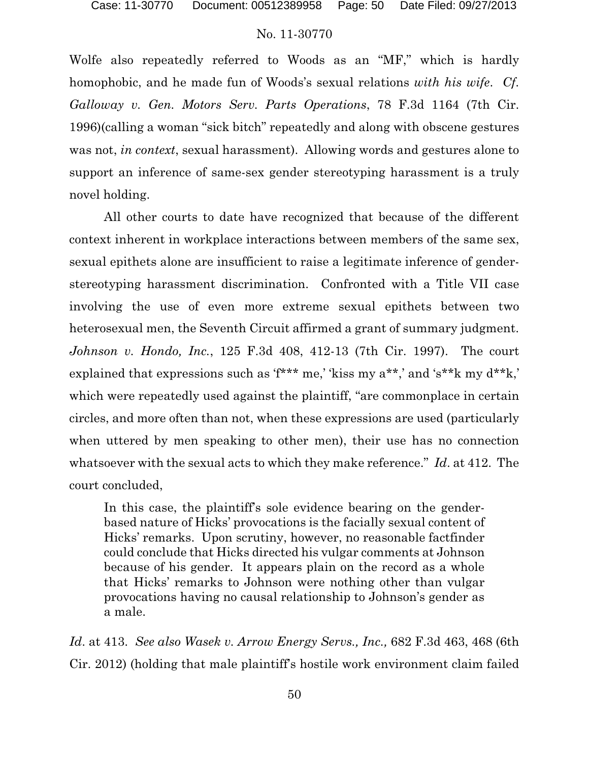Wolfe also repeatedly referred to Woods as an "MF," which is hardly homophobic, and he made fun of Woods's sexual relations *with his wife*. *Cf. Galloway v. Gen. Motors Serv. Parts Operations*, 78 F.3d 1164 (7th Cir. 1996)(calling a woman "sick bitch" repeatedly and along with obscene gestures was not, *in context*, sexual harassment). Allowing words and gestures alone to support an inference of same-sex gender stereotyping harassment is a truly novel holding.

All other courts to date have recognized that because of the different context inherent in workplace interactions between members of the same sex, sexual epithets alone are insufficient to raise a legitimate inference of gender-stereotyping harassment discrimination. Confronted with a Title VII case involving the use of even more extreme sexual epithets between two heterosexual men, the Seventh Circuit affirmed a grant of summary judgment. *Johnson v. Hondo, Inc.*, 125 F.3d 408, 412-13 (7th Cir. 1997). The court explained that expressions such as 'f*** me,' 'kiss my a**,' and 's**k my d**k,' which were repeatedly used against the plaintiff, "are commonplace in certain circles, and more often than not, when these expressions are used (particularly when uttered by men speaking to other men), their use has no connection whatsoever with the sexual acts to which they make reference." *Id*. at 412. The court concluded,

> In this case, the plaintiff's sole evidence bearing on the gender-based nature of Hicks' provocations is the facially sexual content of Hicks' remarks. Upon scrutiny, however, no reasonable factfinder could conclude that Hicks directed his vulgar comments at Johnson because of his gender. It appears plain on the record as a whole that Hicks' remarks to Johnson were nothing other than vulgar provocations having no causal relationship to Johnson's gender as a male.

*Id*. at 413. *See also Wasek v. Arrow Energy Servs., Inc.,* 682 F.3d 463, 468 (6th Cir. 2012) (holding that male plaintiff's hostile work environment claim failed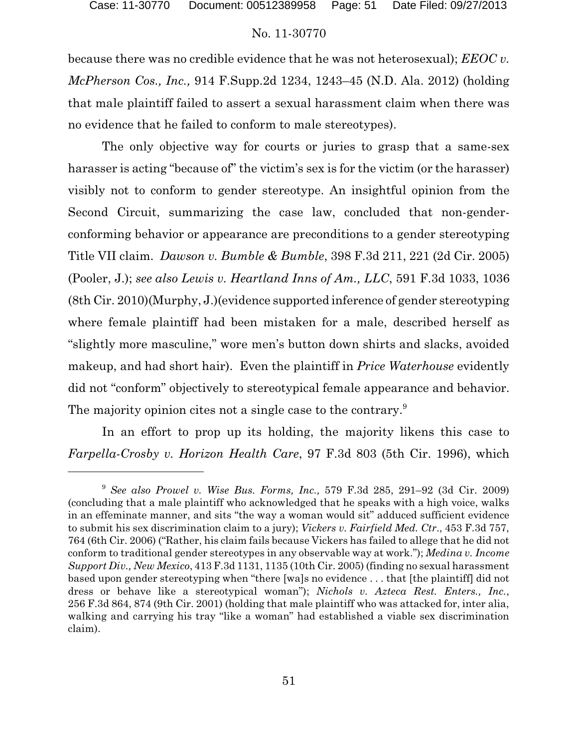because there was no credible evidence that he was not heterosexual); *EEOC v. McPherson Cos., Inc.,* 914 F.Supp.2d 1234, 1243–45 (N.D. Ala. 2012) (holding that male plaintiff failed to assert a sexual harassment claim when there was no evidence that he failed to conform to male stereotypes).

The only objective way for courts or juries to grasp that a same-sex harasser is acting "because of" the victim's sex is for the victim (or the harasser) visibly not to conform to gender stereotype. An insightful opinion from the Second Circuit, summarizing the case law, concluded that non-gender-conforming behavior or appearance are preconditions to a gender stereotyping Title VII claim. *Dawson v. Bumble & Bumble*, 398 F.3d 211, 221 (2d Cir. 2005) (Pooler, J.); *see also Lewis v. Heartland Inns of Am., LLC*, 591 F.3d 1033, 1036 (8th Cir. 2010)(Murphy, J.)(evidence supported inference of gender stereotyping where female plaintiff had been mistaken for a male, described herself as "slightly more masculine," wore men's button down shirts and slacks, avoided makeup, and had short hair). Even the plaintiff in *Price Waterhouse* evidently did not "conform" objectively to stereotypical female appearance and behavior. The majority opinion cites not a single case to the contrary.[9]

In an effort to prop up its holding, the majority likens this case to *Farpella-Crosby v. Horizon Health Care*, 97 F.3d 803 (5th Cir. 1996), which

---

[9] *See also Prowel v. Wise Bus. Forms, Inc.,* 579 F.3d 285, 291–92 (3d Cir. 2009) (concluding that a male plaintiff who acknowledged that he speaks with a high voice, walks in an effeminate manner, and sits "the way a woman would sit" adduced sufficient evidence to submit his sex discrimination claim to a jury); *Vickers v. Fairfield Med. Ctr*., 453 F.3d 757, 764 (6th Cir. 2006) ("Rather, his claim fails because Vickers has failed to allege that he did not conform to traditional gender stereotypes in any observable way at work."); *Medina v. Income Support Div., New Mexico*, 413 F.3d 1131, 1135 (10th Cir. 2005) (finding no sexual harassment based upon gender stereotyping when "there [wa]s no evidence . . . that [the plaintiff] did not dress or behave like a stereotypical woman"); *Nichols v. Azteca Rest. Enters., Inc.*, 256 F.3d 864, 874 (9th Cir. 2001) (holding that male plaintiff who was attacked for, inter alia, walking and carrying his tray "like a woman" had established a viable sex discrimination claim).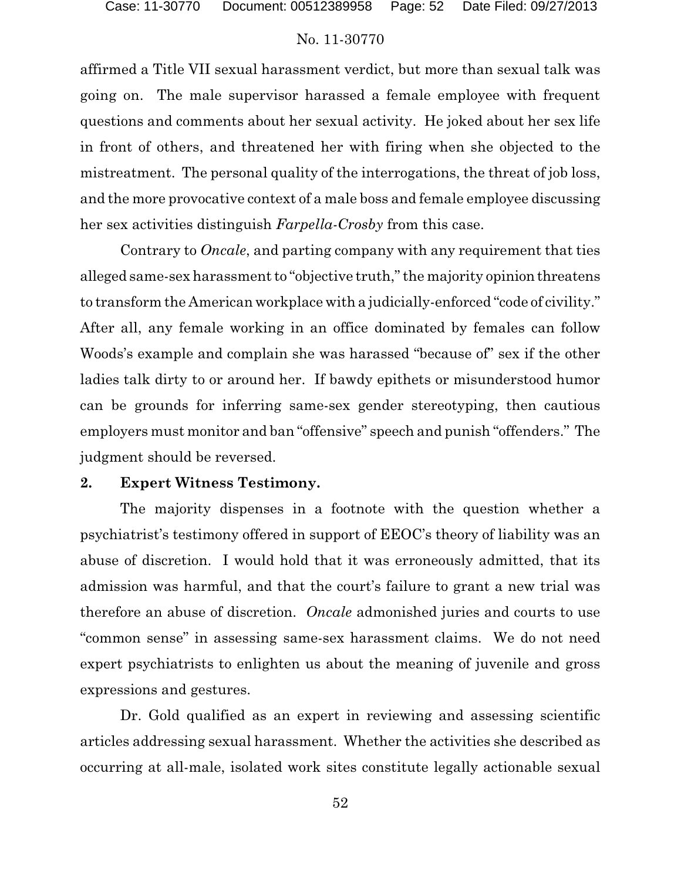affirmed a Title VII sexual harassment verdict, but more than sexual talk was going on. The male supervisor harassed a female employee with frequent questions and comments about her sexual activity. He joked about her sex life in front of others, and threatened her with firing when she objected to the mistreatment. The personal quality of the interrogations, the threat of job loss, and the more provocative context of a male boss and female employee discussing her sex activities distinguish *Farpella-Crosby* from this case.

Contrary to *Oncale*, and parting company with any requirement that ties alleged same-sex harassment to "objective truth," the majority opinion threatens to transform the American workplace with a judicially-enforced "code of civility." After all, any female working in an office dominated by females can follow Woods's example and complain she was harassed "because of" sex if the other ladies talk dirty to or around her. If bawdy epithets or misunderstood humor can be grounds for inferring same-sex gender stereotyping, then cautious employers must monitor and ban "offensive" speech and punish "offenders." The judgment should be reversed.

**2. Expert Witness Testimony.**

The majority dispenses in a footnote with the question whether a psychiatrist's testimony offered in support of EEOC's theory of liability was an abuse of discretion. I would hold that it was erroneously admitted, that its admission was harmful, and that the court's failure to grant a new trial was therefore an abuse of discretion. *Oncale* admonished juries and courts to use "common sense" in assessing same-sex harassment claims. We do not need expert psychiatrists to enlighten us about the meaning of juvenile and gross expressions and gestures.

Dr. Gold qualified as an expert in reviewing and assessing scientific articles addressing sexual harassment. Whether the activities she described as occurring at all-male, isolated work sites constitute legally actionable sexual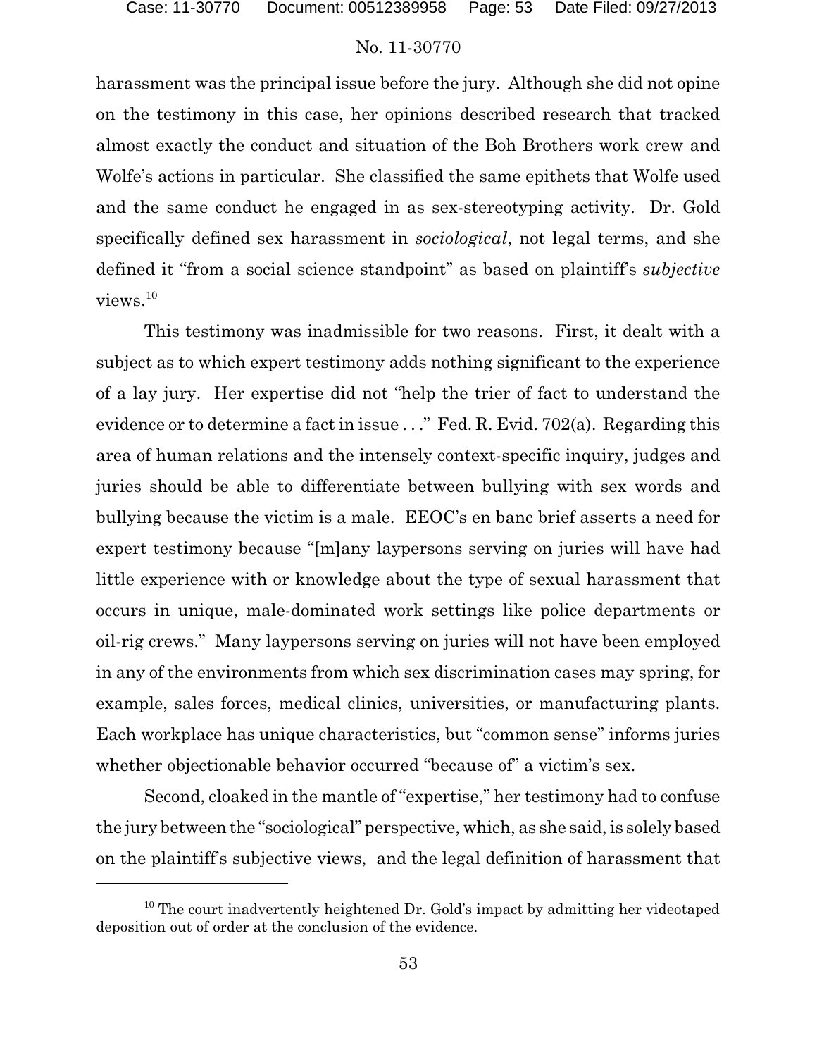harassment was the principal issue before the jury. Although she did not opine on the testimony in this case, her opinions described research that tracked almost exactly the conduct and situation of the Boh Brothers work crew and Wolfe's actions in particular. She classified the same epithets that Wolfe used and the same conduct he engaged in as sex-stereotyping activity. Dr. Gold specifically defined sex harassment in *sociological*, not legal terms, and she defined it "from a social science standpoint" as based on plaintiff's *subjective* views.[10]

This testimony was inadmissible for two reasons. First, it dealt with a subject as to which expert testimony adds nothing significant to the experience of a lay jury. Her expertise did not "help the trier of fact to understand the evidence or to determine a fact in issue . . ." Fed. R. Evid. 702(a). Regarding this area of human relations and the intensely context-specific inquiry, judges and juries should be able to differentiate between bullying with sex words and bullying because the victim is a male. EEOC's en banc brief asserts a need for expert testimony because "[m]any laypersons serving on juries will have had little experience with or knowledge about the type of sexual harassment that occurs in unique, male-dominated work settings like police departments or oil-rig crews." Many laypersons serving on juries will not have been employed in any of the environments from which sex discrimination cases may spring, for example, sales forces, medical clinics, universities, or manufacturing plants. Each workplace has unique characteristics, but "common sense" informs juries whether objectionable behavior occurred "because of" a victim's sex.

Second, cloaked in the mantle of "expertise," her testimony had to confuse the jury between the "sociological" perspective, which, as she said, is solely based on the plaintiff's subjective views, and the legal definition of harassment that

---

[10] The court inadvertently heightened Dr. Gold's impact by admitting her videotaped deposition out of order at the conclusion of the evidence.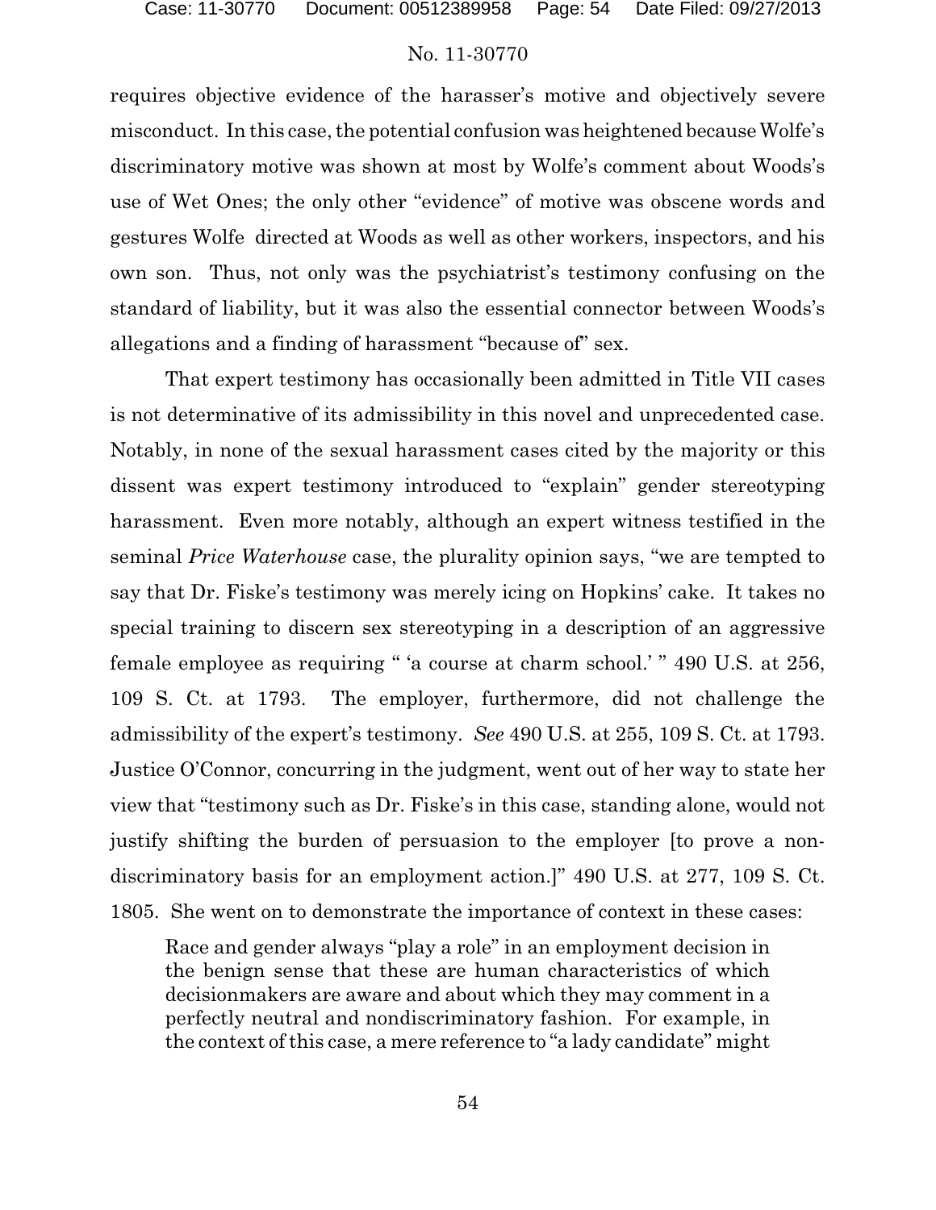requires objective evidence of the harasser's motive and objectively severe misconduct. In this case, the potential confusion was heightened because Wolfe's discriminatory motive was shown at most by Wolfe's comment about Woods's use of Wet Ones; the only other "evidence" of motive was obscene words and gestures Wolfe directed at Woods as well as other workers, inspectors, and his own son. Thus, not only was the psychiatrist's testimony confusing on the standard of liability, but it was also the essential connector between Woods's allegations and a finding of harassment "because of" sex.

That expert testimony has occasionally been admitted in Title VII cases is not determinative of its admissibility in this novel and unprecedented case. Notably, in none of the sexual harassment cases cited by the majority or this dissent was expert testimony introduced to "explain" gender stereotyping harassment. Even more notably, although an expert witness testified in the seminal *Price Waterhouse* case, the plurality opinion says, "we are tempted to say that Dr. Fiske's testimony was merely icing on Hopkins' cake. It takes no special training to discern sex stereotyping in a description of an aggressive female employee as requiring " 'a course at charm school.' " 490 U.S. at 256, 109 S. Ct. at 1793. The employer, furthermore, did not challenge the admissibility of the expert's testimony. *See* 490 U.S. at 255, 109 S. Ct. at 1793. Justice O'Connor, concurring in the judgment, went out of her way to state her view that "testimony such as Dr. Fiske's in this case, standing alone, would not justify shifting the burden of persuasion to the employer [to prove a non-discriminatory basis for an employment action.]" 490 U.S. at 277, 109 S. Ct. 1805. She went on to demonstrate the importance of context in these cases:

> Race and gender always "play a role" in an employment decision in the benign sense that these are human characteristics of which decisionmakers are aware and about which they may comment in a perfectly neutral and nondiscriminatory fashion. For example, in the context of this case, a mere reference to "a lady candidate" might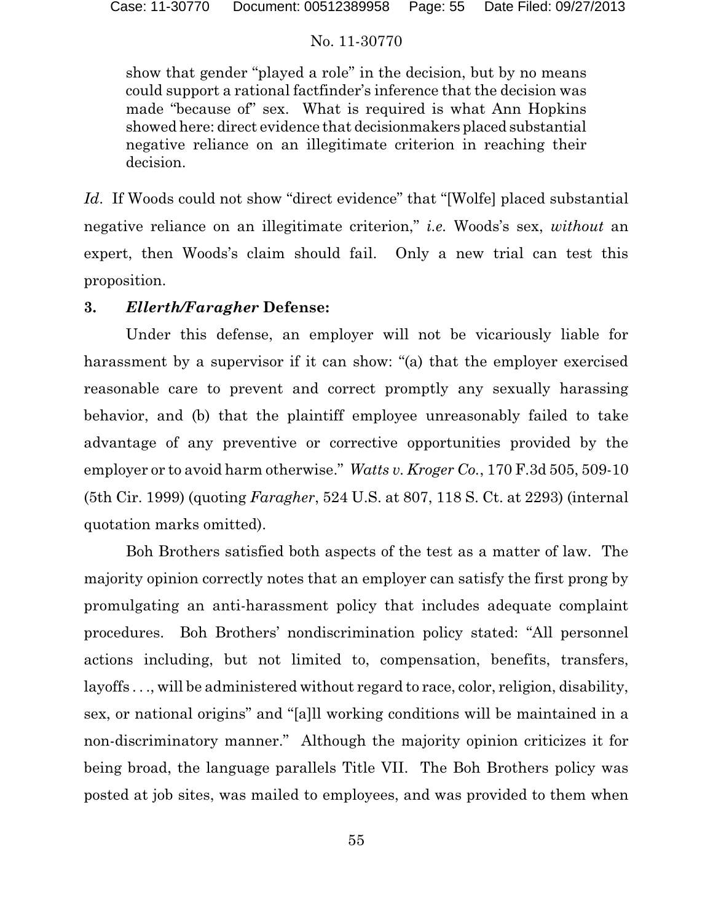> show that gender "played a role" in the decision, but by no means could support a rational factfinder's inference that the decision was made "because of" sex. What is required is what Ann Hopkins showed here: direct evidence that decisionmakers placed substantial negative reliance on an illegitimate criterion in reaching their decision.

*Id*. If Woods could not show "direct evidence" that "[Wolfe] placed substantial negative reliance on an illegitimate criterion," *i.e.* Woods's sex, *without* an expert, then Woods's claim should fail. Only a new trial can test this proposition.

### 3. *Ellerth/Faragher* Defense:

Under this defense, an employer will not be vicariously liable for harassment by a supervisor if it can show: "(a) that the employer exercised reasonable care to prevent and correct promptly any sexually harassing behavior, and (b) that the plaintiff employee unreasonably failed to take advantage of any preventive or corrective opportunities provided by the employer or to avoid harm otherwise." *Watts v. Kroger Co.*, 170 F.3d 505, 509-10 (5th Cir. 1999) (quoting *Faragher*, 524 U.S. at 807, 118 S. Ct. at 2293) (internal quotation marks omitted).

Boh Brothers satisfied both aspects of the test as a matter of law. The majority opinion correctly notes that an employer can satisfy the first prong by promulgating an anti-harassment policy that includes adequate complaint procedures. Boh Brothers' nondiscrimination policy stated: "All personnel actions including, but not limited to, compensation, benefits, transfers, layoffs . . ., will be administered without regard to race, color, religion, disability, sex, or national origins" and "[a]ll working conditions will be maintained in a non-discriminatory manner." Although the majority opinion criticizes it for being broad, the language parallels Title VII. The Boh Brothers policy was posted at job sites, was mailed to employees, and was provided to them when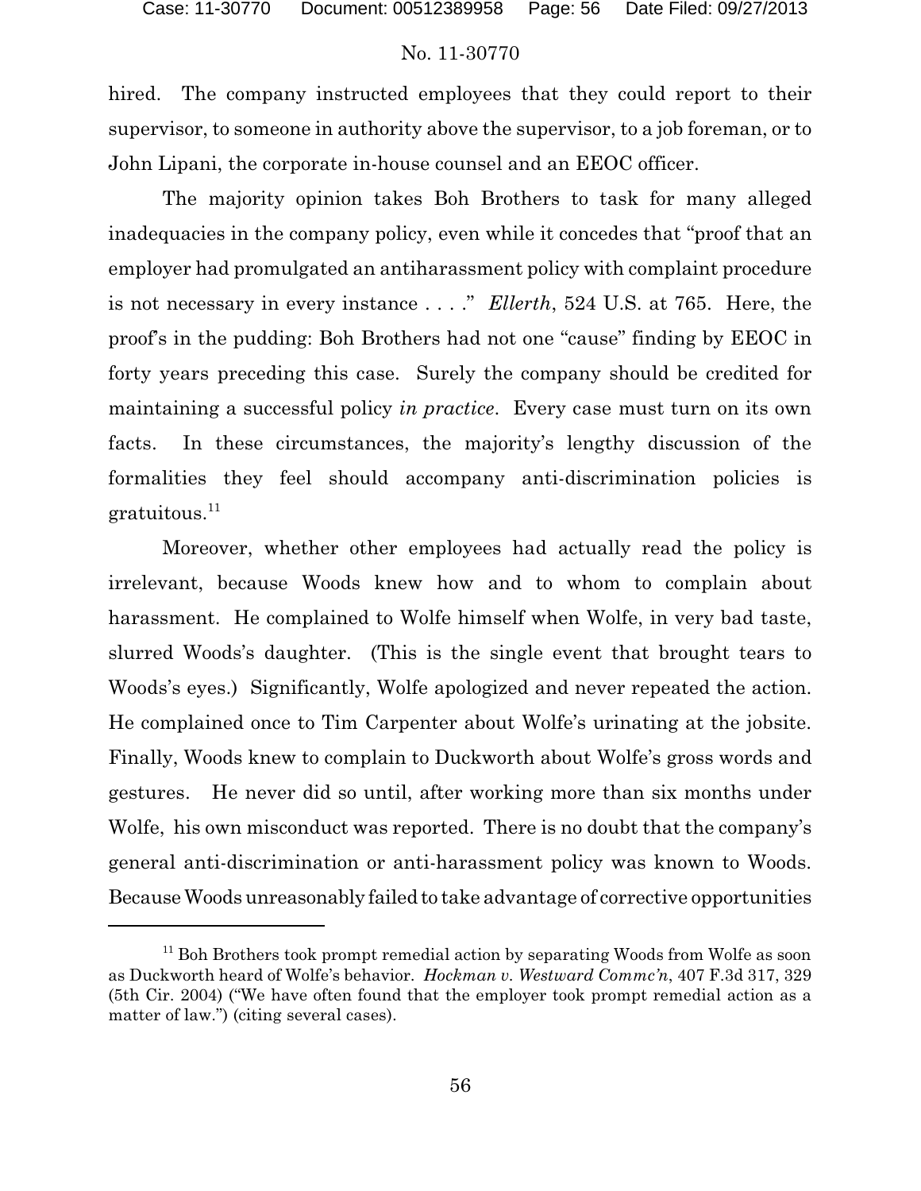hired. The company instructed employees that they could report to their supervisor, to someone in authority above the supervisor, to a job foreman, or to John Lipani, the corporate in-house counsel and an EEOC officer.

The majority opinion takes Boh Brothers to task for many alleged inadequacies in the company policy, even while it concedes that "proof that an employer had promulgated an antiharassment policy with complaint procedure is not necessary in every instance . . . ." *Ellerth*, 524 U.S. at 765. Here, the proof's in the pudding: Boh Brothers had not one "cause" finding by EEOC in forty years preceding this case. Surely the company should be credited for maintaining a successful policy *in practice*. Every case must turn on its own facts. In these circumstances, the majority's lengthy discussion of the formalities they feel should accompany anti-discrimination policies is gratuitous.[11]

Moreover, whether other employees had actually read the policy is irrelevant, because Woods knew how and to whom to complain about harassment. He complained to Wolfe himself when Wolfe, in very bad taste, slurred Woods's daughter. (This is the single event that brought tears to Woods's eyes.) Significantly, Wolfe apologized and never repeated the action. He complained once to Tim Carpenter about Wolfe's urinating at the jobsite. Finally, Woods knew to complain to Duckworth about Wolfe's gross words and gestures. He never did so until, after working more than six months under Wolfe, his own misconduct was reported. There is no doubt that the company's general anti-discrimination or anti-harassment policy was known to Woods. Because Woods unreasonably failed to take advantage of corrective opportunities

[11] Boh Brothers took prompt remedial action by separating Woods from Wolfe as soon as Duckworth heard of Wolfe's behavior. *Hockman v. Westward Commc'n*, 407 F.3d 317, 329 (5th Cir. 2004) ("We have often found that the employer took prompt remedial action as a matter of law.") (citing several cases).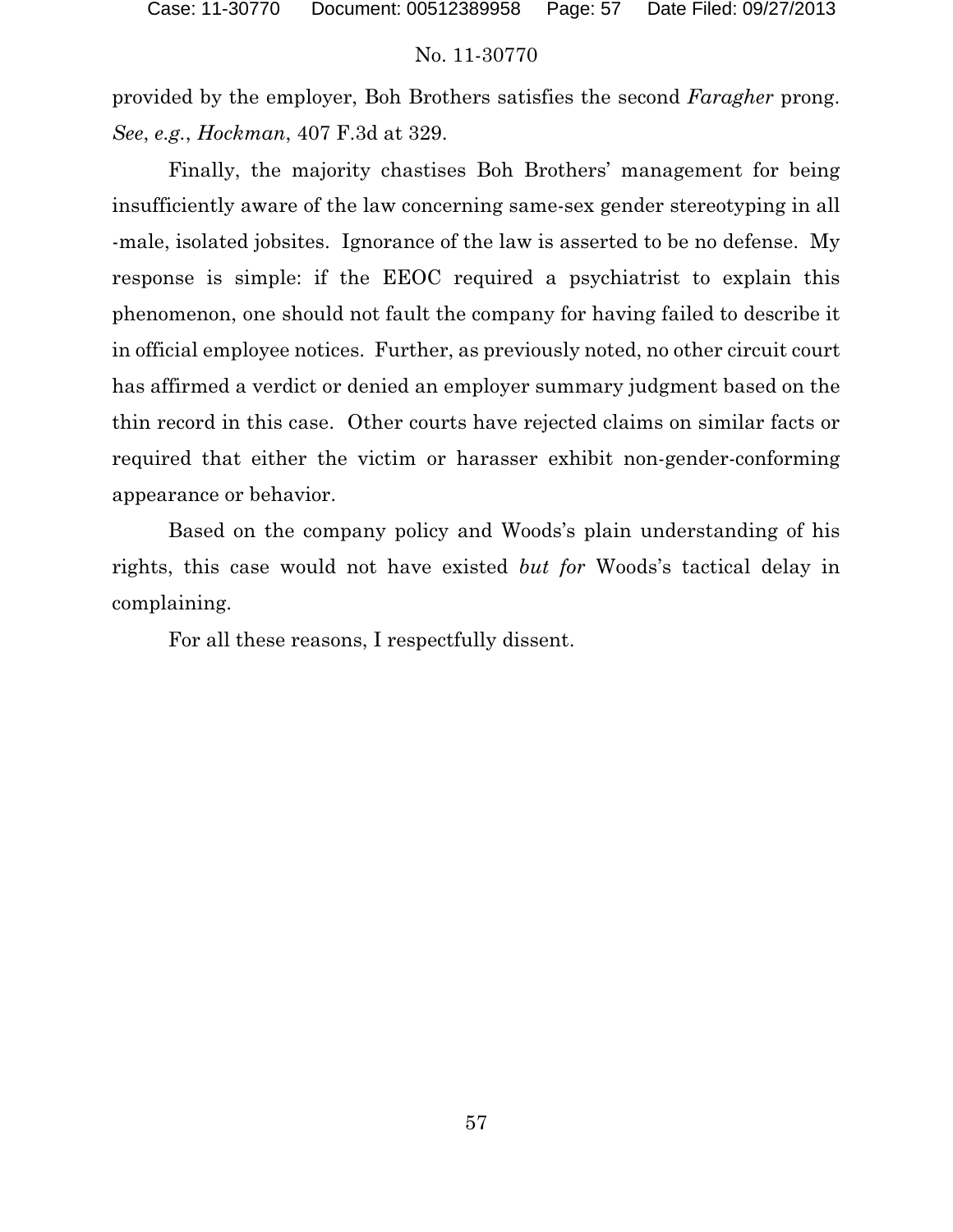provided by the employer, Boh Brothers satisfies the second *Faragher* prong. *See*, *e.g.*, *Hockman*, 407 F.3d at 329.

Finally, the majority chastises Boh Brothers' management for being insufficiently aware of the law concerning same-sex gender stereotyping in all-male, isolated jobsites. Ignorance of the law is asserted to be no defense. My response is simple: if the EEOC required a psychiatrist to explain this phenomenon, one should not fault the company for having failed to describe it in official employee notices. Further, as previously noted, no other circuit court has affirmed a verdict or denied an employer summary judgment based on the thin record in this case. Other courts have rejected claims on similar facts or required that either the victim or harasser exhibit non-gender-conforming appearance or behavior.

Based on the company policy and Woods's plain understanding of his rights, this case would not have existed *but for* Woods's tactical delay in complaining.

For all these reasons, I respectfully dissent.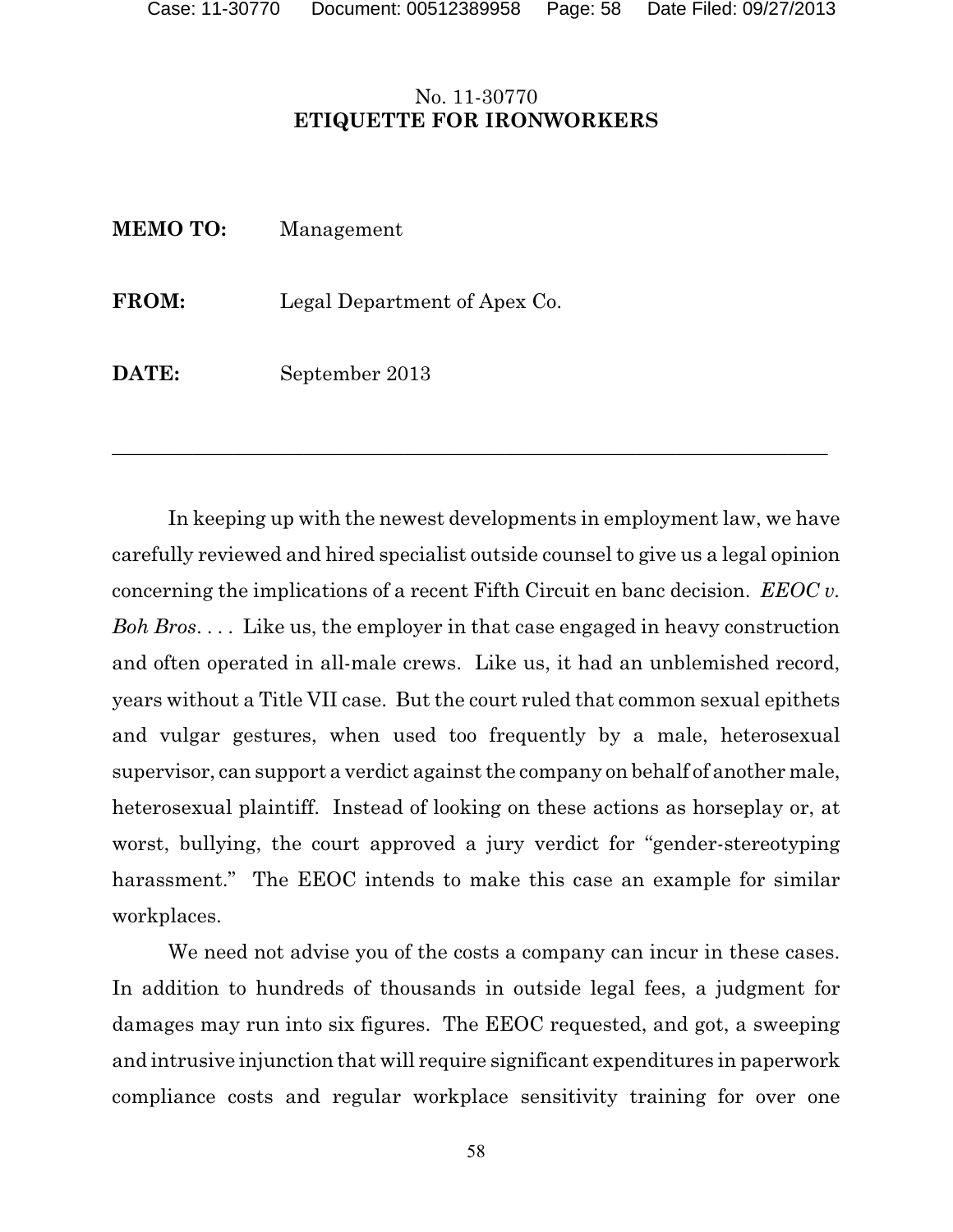No. 11-30770

**ETIQUETTE FOR IRONWORKERS**

**MEMO TO:** Management

**FROM:** Legal Department of Apex Co.

**DATE:** September 2013

---

In keeping up with the newest developments in employment law, we have carefully reviewed and hired specialist outside counsel to give us a legal opinion concerning the implications of a recent Fifth Circuit en banc decision. *EEOC v. Boh Bros*. . . . Like us, the employer in that case engaged in heavy construction and often operated in all-male crews. Like us, it had an unblemished record, years without a Title VII case. But the court ruled that common sexual epithets and vulgar gestures, when used too frequently by a male, heterosexual supervisor, can support a verdict against the company on behalf of another male, heterosexual plaintiff. Instead of looking on these actions as horseplay or, at worst, bullying, the court approved a jury verdict for "gender-stereotyping harassment." The EEOC intends to make this case an example for similar workplaces.

We need not advise you of the costs a company can incur in these cases. In addition to hundreds of thousands in outside legal fees, a judgment for damages may run into six figures. The EEOC requested, and got, a sweeping and intrusive injunction that will require significant expenditures in paperwork compliance costs and regular workplace sensitivity training for over one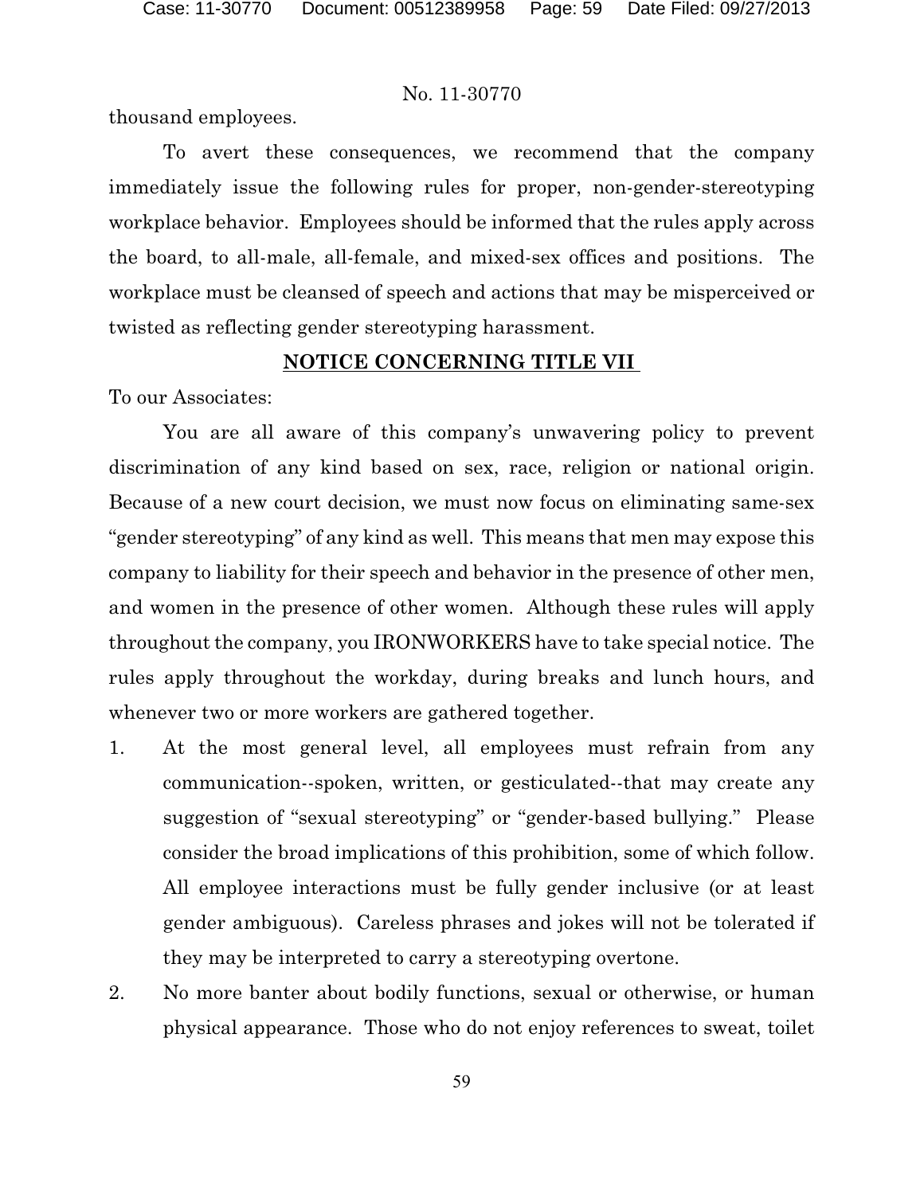thousand employees.

To avert these consequences, we recommend that the company immediately issue the following rules for proper, non-gender-stereotyping workplace behavior. Employees should be informed that the rules apply across the board, to all-male, all-female, and mixed-sex offices and positions. The workplace must be cleansed of speech and actions that may be misperceived or twisted as reflecting gender stereotyping harassment.

**NOTICE CONCERNING TITLE VII**

To our Associates:

You are all aware of this company's unwavering policy to prevent discrimination of any kind based on sex, race, religion or national origin. Because of a new court decision, we must now focus on eliminating same-sex "gender stereotyping" of any kind as well. This means that men may expose this company to liability for their speech and behavior in the presence of other men, and women in the presence of other women. Although these rules will apply throughout the company, you IRONWORKERS have to take special notice. The rules apply throughout the workday, during breaks and lunch hours, and whenever two or more workers are gathered together.

1. At the most general level, all employees must refrain from any communication--spoken, written, or gesticulated--that may create any suggestion of "sexual stereotyping" or "gender-based bullying." Please consider the broad implications of this prohibition, some of which follow. All employee interactions must be fully gender inclusive (or at least gender ambiguous). Careless phrases and jokes will not be tolerated if they may be interpreted to carry a stereotyping overtone.
2. No more banter about bodily functions, sexual or otherwise, or human physical appearance. Those who do not enjoy references to sweat, toilet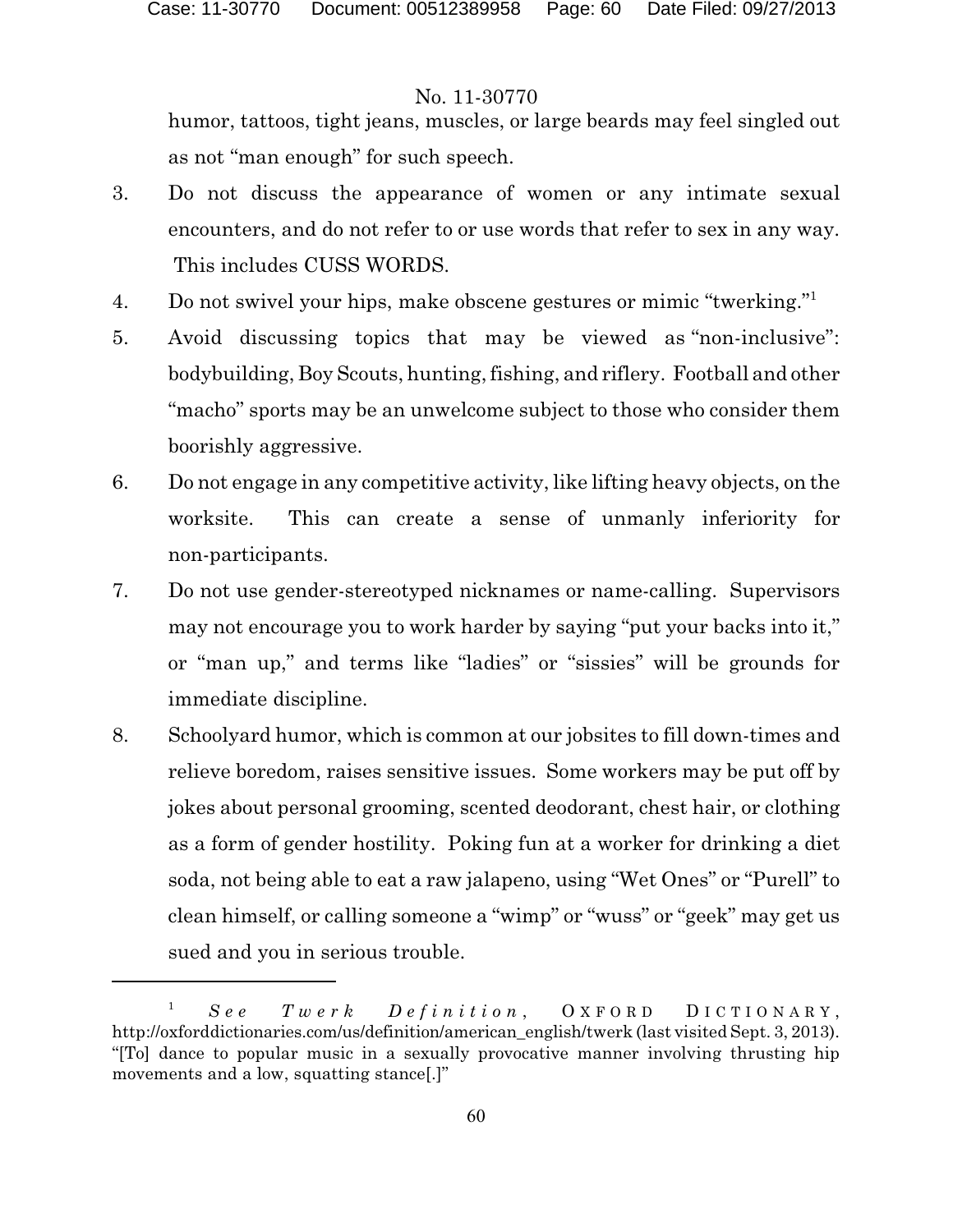humor, tattoos, tight jeans, muscles, or large beards may feel singled out as not "man enough" for such speech.

3. Do not discuss the appearance of women or any intimate sexual encounters, and do not refer to or use words that refer to sex in any way. This includes CUSS WORDS.
4. Do not swivel your hips, make obscene gestures or mimic "twerking."[1]
5. Avoid discussing topics that may be viewed as "non-inclusive": bodybuilding, Boy Scouts, hunting, fishing, and riflery. Football and other "macho" sports may be an unwelcome subject to those who consider them boorishly aggressive.
6. Do not engage in any competitive activity, like lifting heavy objects, on the worksite. This can create a sense of unmanly inferiority for non-participants.
7. Do not use gender-stereotyped nicknames or name-calling. Supervisors may not encourage you to work harder by saying "put your backs into it," or "man up," and terms like "ladies" or "sissies" will be grounds for immediate discipline.
8. Schoolyard humor, which is common at our jobsites to fill down-times and relieve boredom, raises sensitive issues. Some workers may be put off by jokes about personal grooming, scented deodorant, chest hair, or clothing as a form of gender hostility. Poking fun at a worker for drinking a diet soda, not being able to eat a raw jalapeno, using "Wet Ones" or "Purell" to clean himself, or calling someone a "wimp" or "wuss" or "geek" may get us sued and you in serious trouble.

---

[1] *See Twerk Definition*, OXFORD DICTIONARY, http://oxforddictionaries.com/us/definition/american_english/twerk (last visited Sept. 3, 2013). "[To] dance to popular music in a sexually provocative manner involving thrusting hip movements and a low, squatting stance[.]"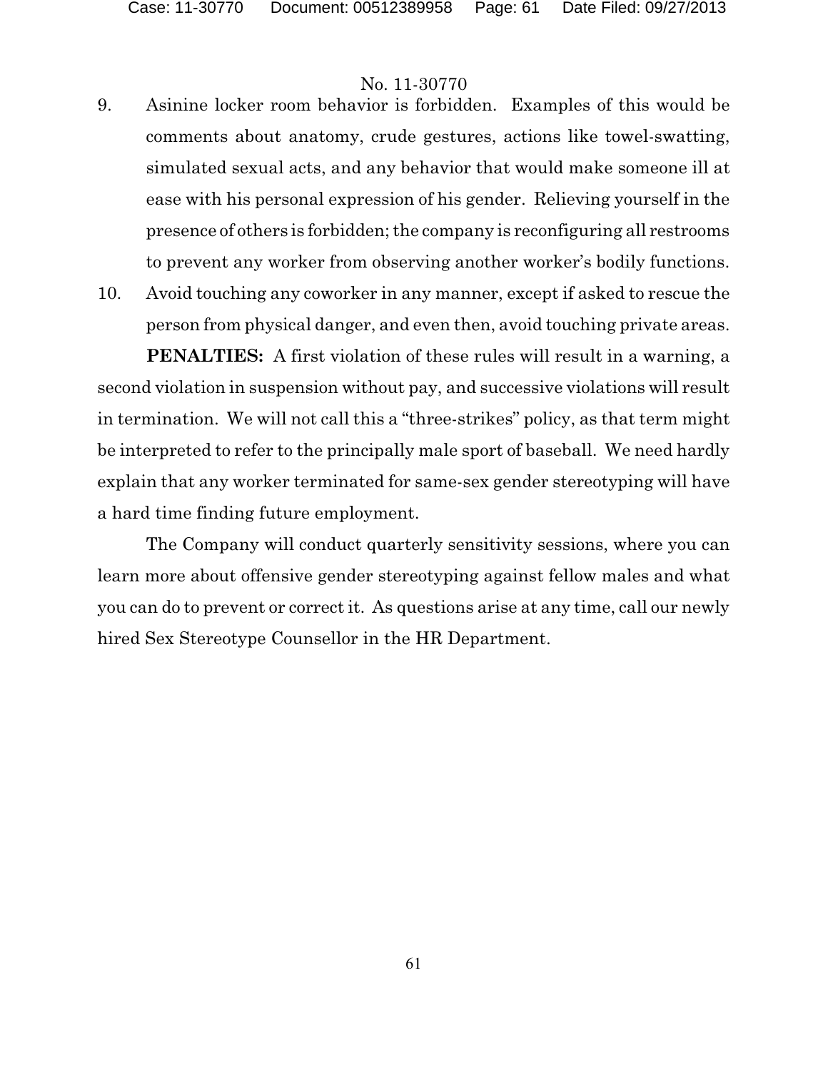9. Asinine locker room behavior is forbidden. Examples of this would be comments about anatomy, crude gestures, actions like towel-swatting, simulated sexual acts, and any behavior that would make someone ill at ease with his personal expression of his gender. Relieving yourself in the presence of others is forbidden; the company is reconfiguring all restrooms to prevent any worker from observing another worker's bodily functions.
10. Avoid touching any coworker in any manner, except if asked to rescue the person from physical danger, and even then, avoid touching private areas.

**PENALTIES:** A first violation of these rules will result in a warning, a second violation in suspension without pay, and successive violations will result in termination. We will not call this a "three-strikes" policy, as that term might be interpreted to refer to the principally male sport of baseball. We need hardly explain that any worker terminated for same-sex gender stereotyping will have a hard time finding future employment.

The Company will conduct quarterly sensitivity sessions, where you can learn more about offensive gender stereotyping against fellow males and what you can do to prevent or correct it. As questions arise at any time, call our newly hired Sex Stereotype Counsellor in the HR Department.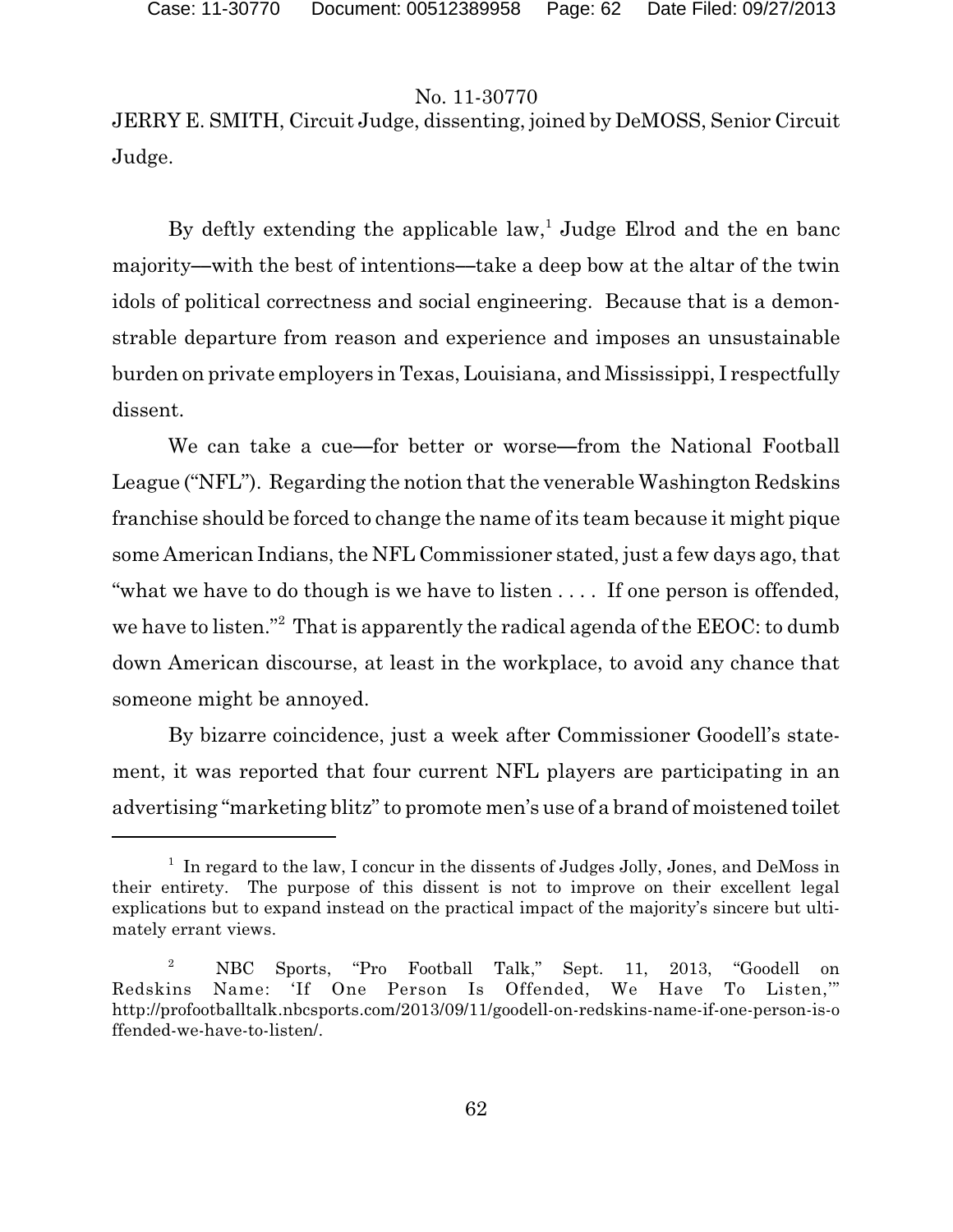JERRY E. SMITH, Circuit Judge, dissenting, joined by DeMOSS, Senior Circuit Judge.

By deftly extending the applicable law,[1] Judge Elrod and the en banc majority—with the best of intentions—take a deep bow at the altar of the twin idols of political correctness and social engineering. Because that is a demonstrable departure from reason and experience and imposes an unsustainable burden on private employers in Texas, Louisiana, and Mississippi, I respectfully dissent.

We can take a cue—for better or worse—from the National Football League ("NFL"). Regarding the notion that the venerable Washington Redskins franchise should be forced to change the name of its team because it might pique some American Indians, the NFL Commissioner stated, just a few days ago, that "what we have to do though is we have to listen . . . . If one person is offended, we have to listen."[2] That is apparently the radical agenda of the EEOC: to dumb down American discourse, at least in the workplace, to avoid any chance that someone might be annoyed.

By bizarre coincidence, just a week after Commissioner Goodell's statement, it was reported that four current NFL players are participating in an advertising "marketing blitz" to promote men's use of a brand of moistened toilet

---

[1] In regard to the law, I concur in the dissents of Judges Jolly, Jones, and DeMoss in their entirety. The purpose of this dissent is not to improve on their excellent legal explications but to expand instead on the practical impact of the majority's sincere but ultimately errant views.

[2] NBC Sports, "Pro Football Talk," Sept. 11, 2013, "Goodell on Redskins Name: 'If One Person Is Offended, We Have To Listen,'" http://profootballtalk.nbcsports.com/2013/09/11/goodell-on-redskins-name-if-one-person-is-offended-we-have-to-listen/.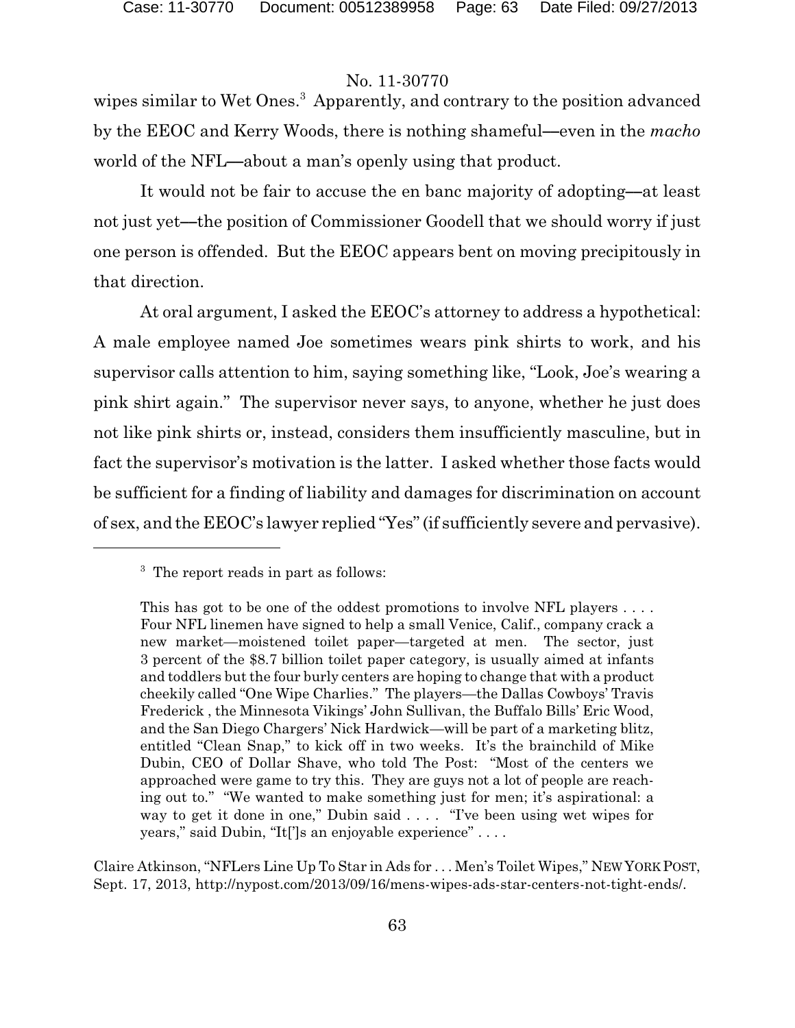wipes similar to Wet Ones.[3] Apparently, and contrary to the position advanced by the EEOC and Kerry Woods, there is nothing shameful—even in the *macho* world of the NFL—about a man's openly using that product.

It would not be fair to accuse the en banc majority of adopting—at least not just yet—the position of Commissioner Goodell that we should worry if just one person is offended. But the EEOC appears bent on moving precipitously in that direction.

At oral argument, I asked the EEOC's attorney to address a hypothetical: A male employee named Joe sometimes wears pink shirts to work, and his supervisor calls attention to him, saying something like, "Look, Joe's wearing a pink shirt again." The supervisor never says, to anyone, whether he just does not like pink shirts or, instead, considers them insufficiently masculine, but in fact the supervisor's motivation is the latter. I asked whether those facts would be sufficient for a finding of liability and damages for discrimination on account of sex, and the EEOC's lawyer replied "Yes" (if sufficiently severe and pervasive).

---

[3] The report reads in part as follows:

> This has got to be one of the oddest promotions to involve NFL players . . . . Four NFL linemen have signed to help a small Venice, Calif., company crack a new market—moistened toilet paper—targeted at men. The sector, just 3 percent of the $8.7 billion toilet paper category, is usually aimed at infants and toddlers but the four burly centers are hoping to change that with a product cheekily called "One Wipe Charlies." The players—the Dallas Cowboys' Travis Frederick , the Minnesota Vikings' John Sullivan, the Buffalo Bills' Eric Wood, and the San Diego Chargers' Nick Hardwick—will be part of a marketing blitz, entitled "Clean Snap," to kick off in two weeks. It's the brainchild of Mike Dubin, CEO of Dollar Shave, who told The Post: "Most of the centers we approached were game to try this. They are guys not a lot of people are reaching out to." "We wanted to make something just for men; it's aspirational: a way to get it done in one," Dubin said . . . . "I've been using wet wipes for years," said Dubin, "It[']s an enjoyable experience" . . . .

Claire Atkinson, "NFLers Line Up To Star in Ads for . . . Men's Toilet Wipes," NEW YORK POST, Sept. 17, 2013, http://nypost.com/2013/09/16/mens-wipes-ads-star-centers-not-tight-ends/.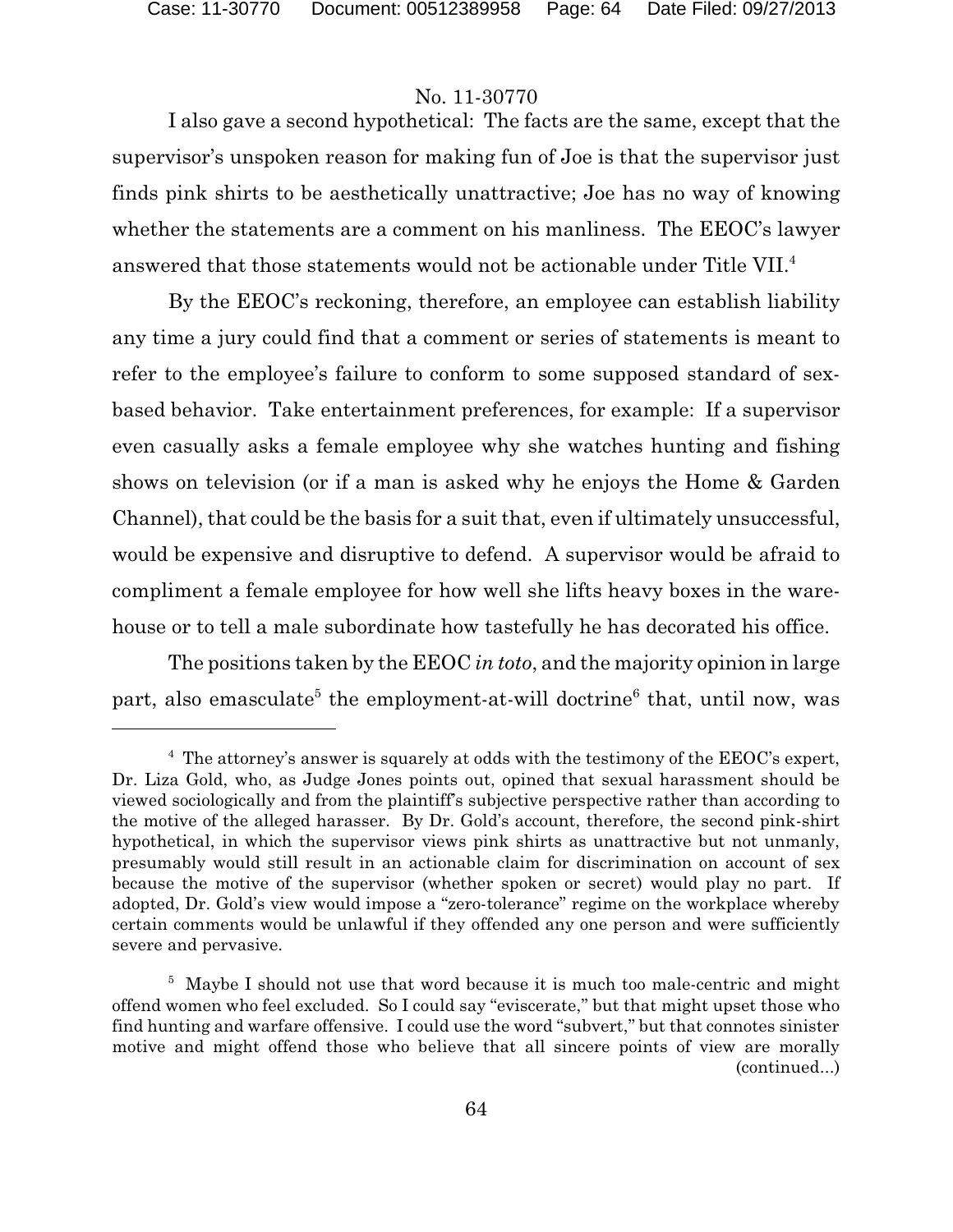I also gave a second hypothetical: The facts are the same, except that the supervisor's unspoken reason for making fun of Joe is that the supervisor just finds pink shirts to be aesthetically unattractive; Joe has no way of knowing whether the statements are a comment on his manliness. The EEOC's lawyer answered that those statements would not be actionable under Title VII.[4]

By the EEOC's reckoning, therefore, an employee can establish liability any time a jury could find that a comment or series of statements is meant to refer to the employee's failure to conform to some supposed standard of sex-based behavior. Take entertainment preferences, for example: If a supervisor even casually asks a female employee why she watches hunting and fishing shows on television (or if a man is asked why he enjoys the Home & Garden Channel), that could be the basis for a suit that, even if ultimately unsuccessful, would be expensive and disruptive to defend. A supervisor would be afraid to compliment a female employee for how well she lifts heavy boxes in the warehouse or to tell a male subordinate how tastefully he has decorated his office.

The positions taken by the EEOC *in toto*, and the majority opinion in large part, also emasculate[5] the employment-at-will doctrine[6] that, until now, was

---

[4] The attorney's answer is squarely at odds with the testimony of the EEOC's expert, Dr. Liza Gold, who, as Judge Jones points out, opined that sexual harassment should be viewed sociologically and from the plaintiff's subjective perspective rather than according to the motive of the alleged harasser. By Dr. Gold's account, therefore, the second pink-shirt hypothetical, in which the supervisor views pink shirts as unattractive but not unmanly, presumably would still result in an actionable claim for discrimination on account of sex because the motive of the supervisor (whether spoken or secret) would play no part. If adopted, Dr. Gold's view would impose a "zero-tolerance" regime on the workplace whereby certain comments would be unlawful if they offended any one person and were sufficiently severe and pervasive.

[5] Maybe I should not use that word because it is much too male-centric and might offend women who feel excluded. So I could say "eviscerate," but that might upset those who find hunting and warfare offensive. I could use the word "subvert," but that connotes sinister motive and might offend those who believe that all sincere points of view are morally (continued...)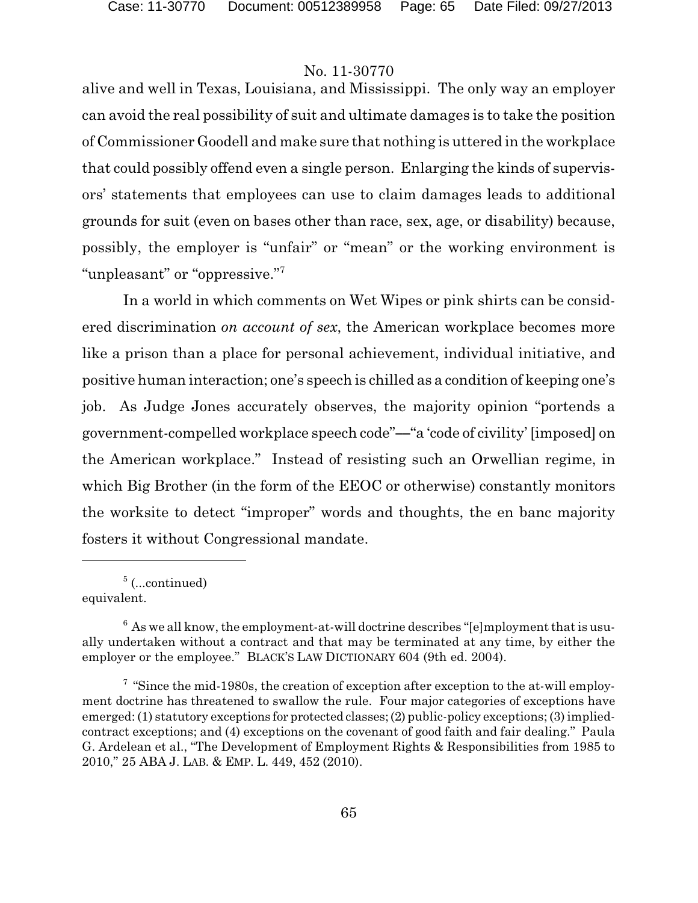alive and well in Texas, Louisiana, and Mississippi. The only way an employer can avoid the real possibility of suit and ultimate damages is to take the position of Commissioner Goodell and make sure that nothing is uttered in the workplace that could possibly offend even a single person. Enlarging the kinds of supervisors' statements that employees can use to claim damages leads to additional grounds for suit (even on bases other than race, sex, age, or disability) because, possibly, the employer is "unfair" or "mean" or the working environment is "unpleasant" or "oppressive."[7]

In a world in which comments on Wet Wipes or pink shirts can be considered discrimination *on account of sex*, the American workplace becomes more like a prison than a place for personal achievement, individual initiative, and positive human interaction; one's speech is chilled as a condition of keeping one's job. As Judge Jones accurately observes, the majority opinion "portends a government-compelled workplace speech code"—"a 'code of civility' [imposed] on the American workplace." Instead of resisting such an Orwellian regime, in which Big Brother (in the form of the EEOC or otherwise) constantly monitors the worksite to detect "improper" words and thoughts, the en banc majority fosters it without Congressional mandate.

---

[5] (...continued) equivalent.

[6] As we all know, the employment-at-will doctrine describes "[e]mployment that is usually undertaken without a contract and that may be terminated at any time, by either the employer or the employee." BLACK'S LAW DICTIONARY 604 (9th ed. 2004).

[7] "Since the mid-1980s, the creation of exception after exception to the at-will employment doctrine has threatened to swallow the rule. Four major categories of exceptions have emerged: (1) statutory exceptions for protected classes; (2) public-policy exceptions; (3) implied-contract exceptions; and (4) exceptions on the covenant of good faith and fair dealing." Paula G. Ardelean et al., "The Development of Employment Rights & Responsibilities from 1985 to 2010," 25 ABA J. LAB. & EMP. L. 449, 452 (2010).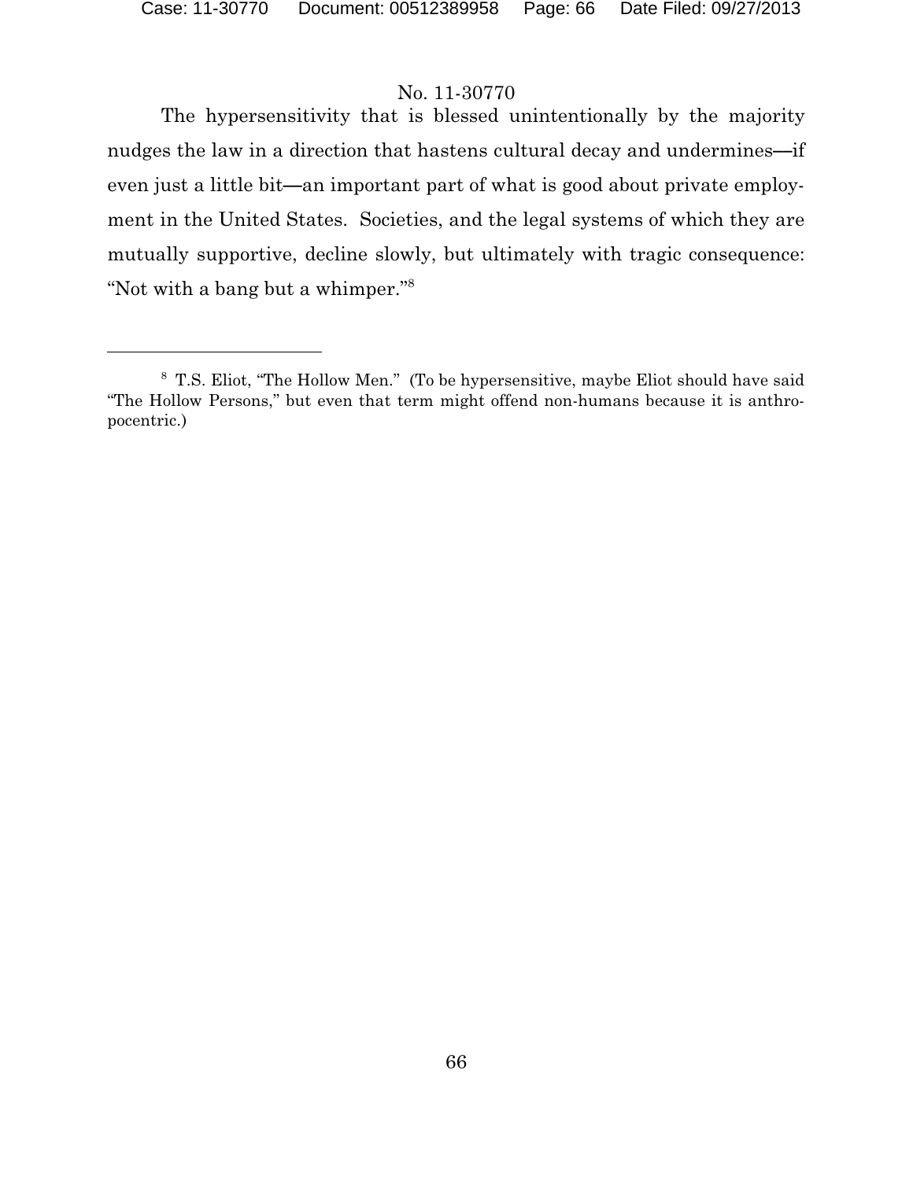The hypersensitivity that is blessed unintentionally by the majority nudges the law in a direction that hastens cultural decay and undermines—if even just a little bit—an important part of what is good about private employment in the United States. Societies, and the legal systems of which they are mutually supportive, decline slowly, but ultimately with tragic consequence: "Not with a bang but a whimper."[8]

---

[8] T.S. Eliot, "The Hollow Men." (To be hypersensitive, maybe Eliot should have said "The Hollow Persons," but even that term might offend non-humans because it is anthropocentric.)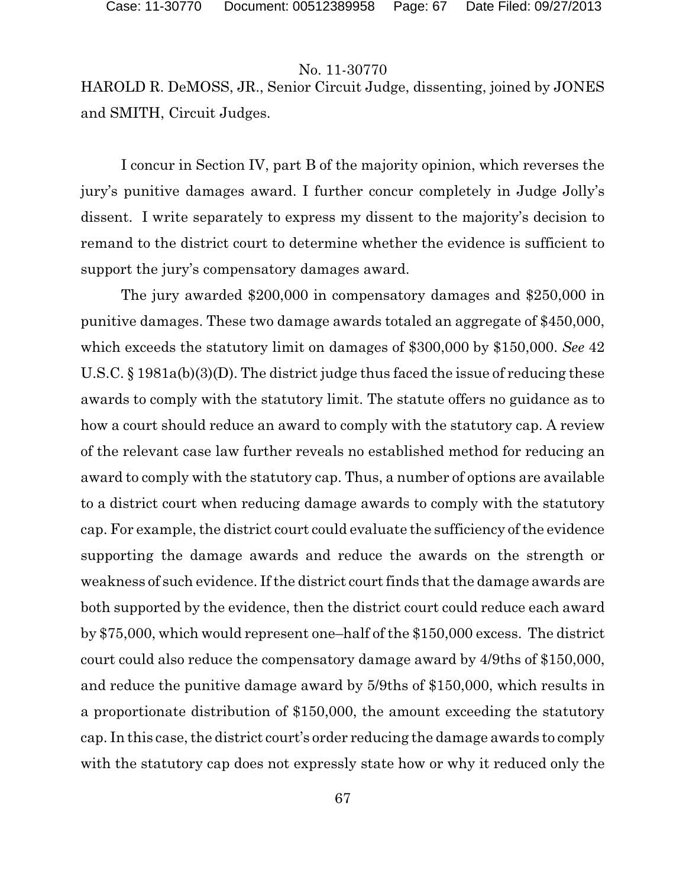No. 11-30770

HAROLD R. DeMOSS, JR., Senior Circuit Judge, dissenting, joined by JONES and SMITH, Circuit Judges.

I concur in Section IV, part B of the majority opinion, which reverses the jury's punitive damages award. I further concur completely in Judge Jolly's dissent. I write separately to express my dissent to the majority's decision to remand to the district court to determine whether the evidence is sufficient to support the jury's compensatory damages award.

The jury awarded \$200,000 in compensatory damages and \$250,000 in punitive damages. These two damage awards totaled an aggregate of \$450,000, which exceeds the statutory limit on damages of \$300,000 by \$150,000. *See* 42 U.S.C. § 1981a(b)(3)(D). The district judge thus faced the issue of reducing these awards to comply with the statutory limit. The statute offers no guidance as to how a court should reduce an award to comply with the statutory cap. A review of the relevant case law further reveals no established method for reducing an award to comply with the statutory cap. Thus, a number of options are available to a district court when reducing damage awards to comply with the statutory cap. For example, the district court could evaluate the sufficiency of the evidence supporting the damage awards and reduce the awards on the strength or weakness of such evidence. If the district court finds that the damage awards are both supported by the evidence, then the district court could reduce each award by \$75,000, which would represent one–half of the \$150,000 excess. The district court could also reduce the compensatory damage award by 4/9ths of \$150,000, and reduce the punitive damage award by 5/9ths of \$150,000, which results in a proportionate distribution of \$150,000, the amount exceeding the statutory cap. In this case, the district court's order reducing the damage awards to comply with the statutory cap does not expressly state how or why it reduced only the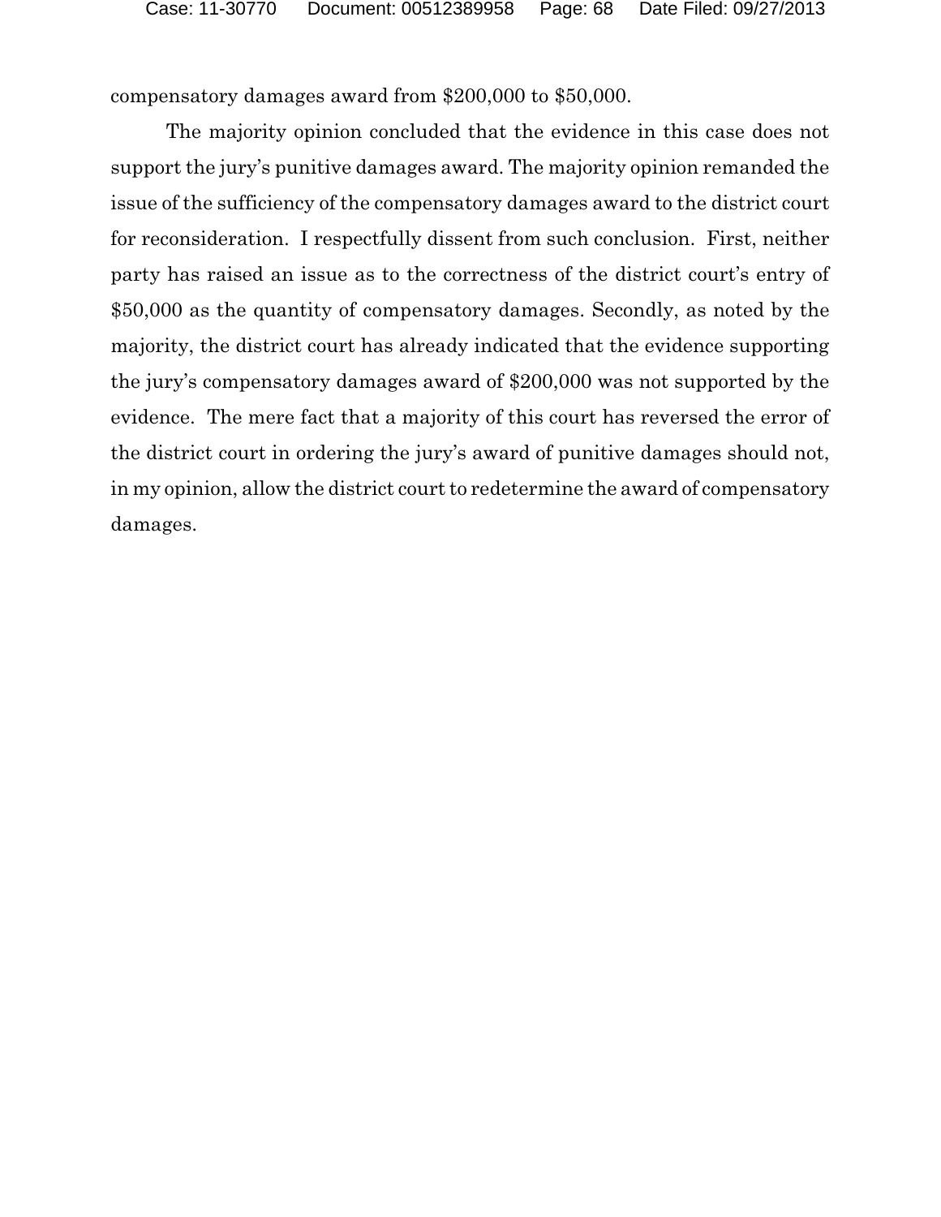compensatory damages award from $200,000 to $50,000.

The majority opinion concluded that the evidence in this case does not support the jury's punitive damages award. The majority opinion remanded the issue of the sufficiency of the compensatory damages award to the district court for reconsideration. I respectfully dissent from such conclusion. First, neither party has raised an issue as to the correctness of the district court's entry of $50,000 as the quantity of compensatory damages. Secondly, as noted by the majority, the district court has already indicated that the evidence supporting the jury's compensatory damages award of $200,000 was not supported by the evidence. The mere fact that a majority of this court has reversed the error of the district court in ordering the jury's award of punitive damages should not, in my opinion, allow the district court to redetermine the award of compensatory damages.